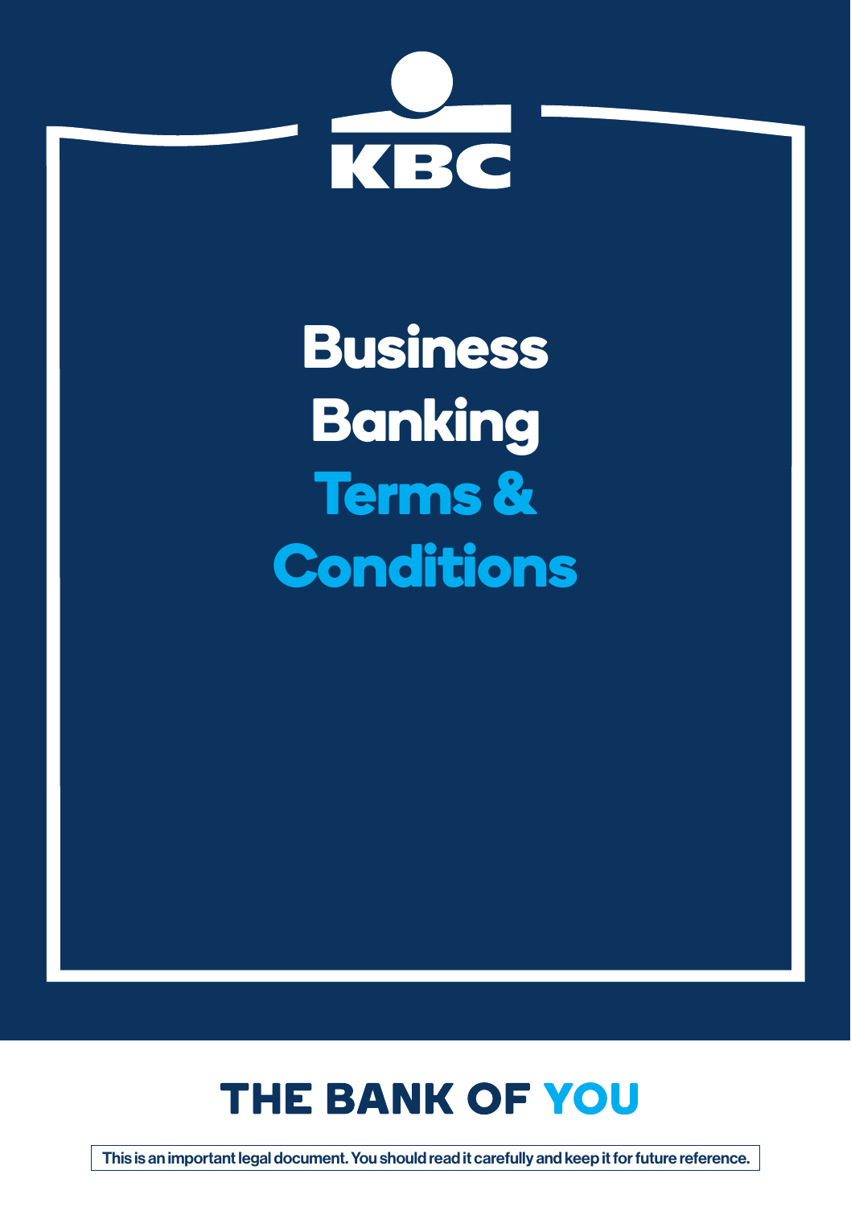KBC

# Business Banking Terms & Conditions

## THE BANK OF YOU

This is an important legal document. You should read it carefully and keep it for future reference.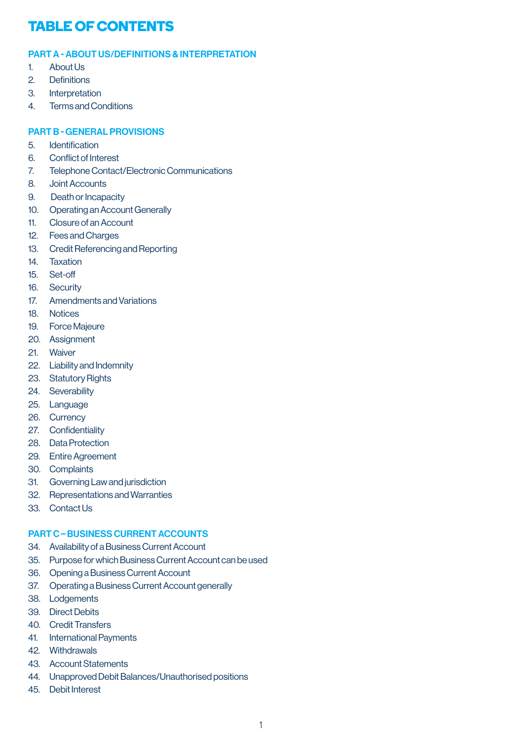# TABLE OF CONTENTS

## PART A - ABOUT US/DEFINITIONS & INTERPRETATION

1. About Us
2. Definitions
3. Interpretation
4. Terms and Conditions

## PART B - GENERAL PROVISIONS

5. Identification
6. Conflict of Interest
7. Telephone Contact/Electronic Communications
8. Joint Accounts
9. Death or Incapacity
10. Operating an Account Generally
11. Closure of an Account
12. Fees and Charges
13. Credit Referencing and Reporting
14. Taxation
15. Set-off
16. Security
17. Amendments and Variations
18. Notices
19. Force Majeure
20. Assignment
21. Waiver
22. Liability and Indemnity
23. Statutory Rights
24. Severability
25. Language
26. Currency
27. Confidentiality
28. Data Protection
29. Entire Agreement
30. Complaints
31. Governing Law and jurisdiction
32. Representations and Warranties
33. Contact Us

## PART C – BUSINESS CURRENT ACCOUNTS

34. Availability of a Business Current Account
35. Purpose for which Business Current Account can be used
36. Opening a Business Current Account
37. Operating a Business Current Account generally
38. Lodgements
39. Direct Debits
40. Credit Transfers
41. International Payments
42. Withdrawals
43. Account Statements
44. Unapproved Debit Balances/Unauthorised positions
45. Debit Interest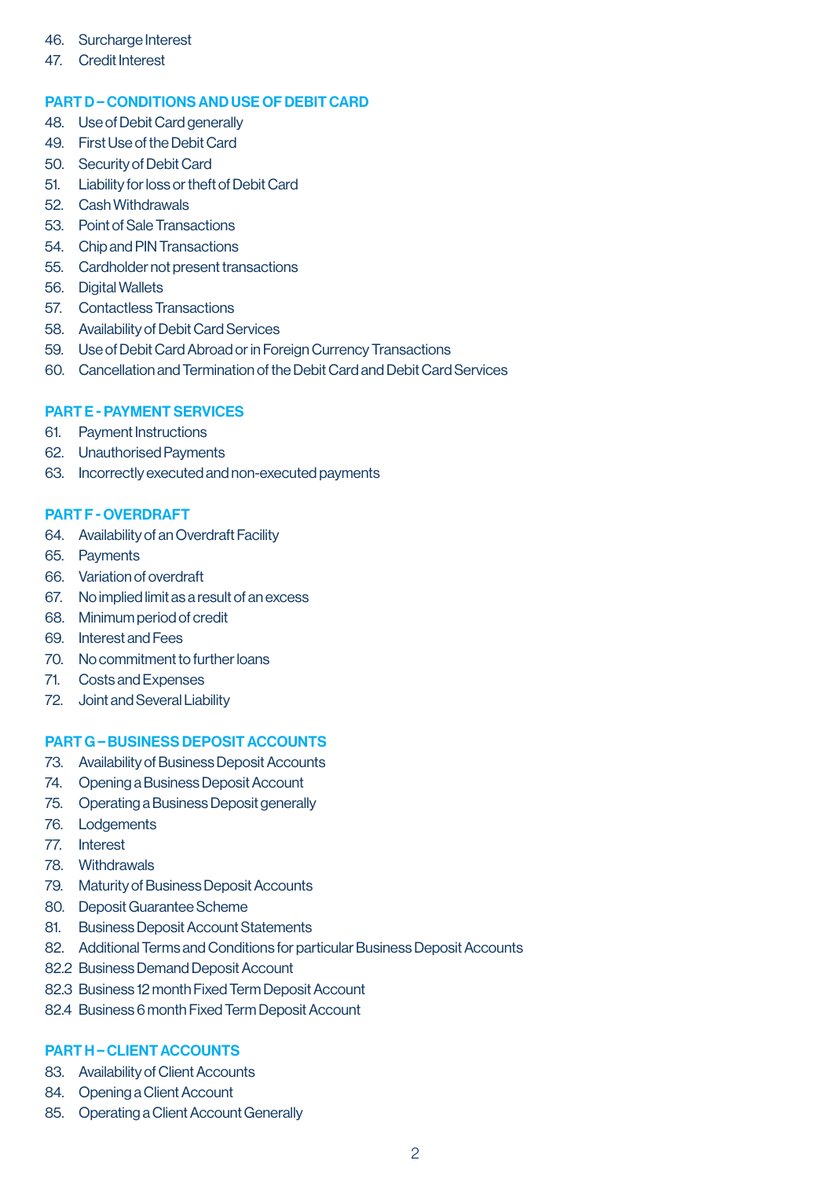46. Surcharge Interest
47. Credit Interest

## PART D – CONDITIONS AND USE OF DEBIT CARD

48. Use of Debit Card generally
49. First Use of the Debit Card
50. Security of Debit Card
51. Liability for loss or theft of Debit Card
52. Cash Withdrawals
53. Point of Sale Transactions
54. Chip and PIN Transactions
55. Cardholder not present transactions
56. Digital Wallets
57. Contactless Transactions
58. Availability of Debit Card Services
59. Use of Debit Card Abroad or in Foreign Currency Transactions
60. Cancellation and Termination of the Debit Card and Debit Card Services

## PART E - PAYMENT SERVICES

61. Payment Instructions
62. Unauthorised Payments
63. Incorrectly executed and non-executed payments

## PART F - OVERDRAFT

64. Availability of an Overdraft Facility
65. Payments
66. Variation of overdraft
67. No implied limit as a result of an excess
68. Minimum period of credit
69. Interest and Fees
70. No commitment to further loans
71. Costs and Expenses
72. Joint and Several Liability

## PART G – BUSINESS DEPOSIT ACCOUNTS

73. Availability of Business Deposit Accounts
74. Opening a Business Deposit Account
75. Operating a Business Deposit generally
76. Lodgements
77. Interest
78. Withdrawals
79. Maturity of Business Deposit Accounts
80. Deposit Guarantee Scheme
81. Business Deposit Account Statements
82. Additional Terms and Conditions for particular Business Deposit Accounts

82.2 Business Demand Deposit Account
82.3 Business 12 month Fixed Term Deposit Account
82.4 Business 6 month Fixed Term Deposit Account

## PART H – CLIENT ACCOUNTS

83. Availability of Client Accounts
84. Opening a Client Account
85. Operating a Client Account Generally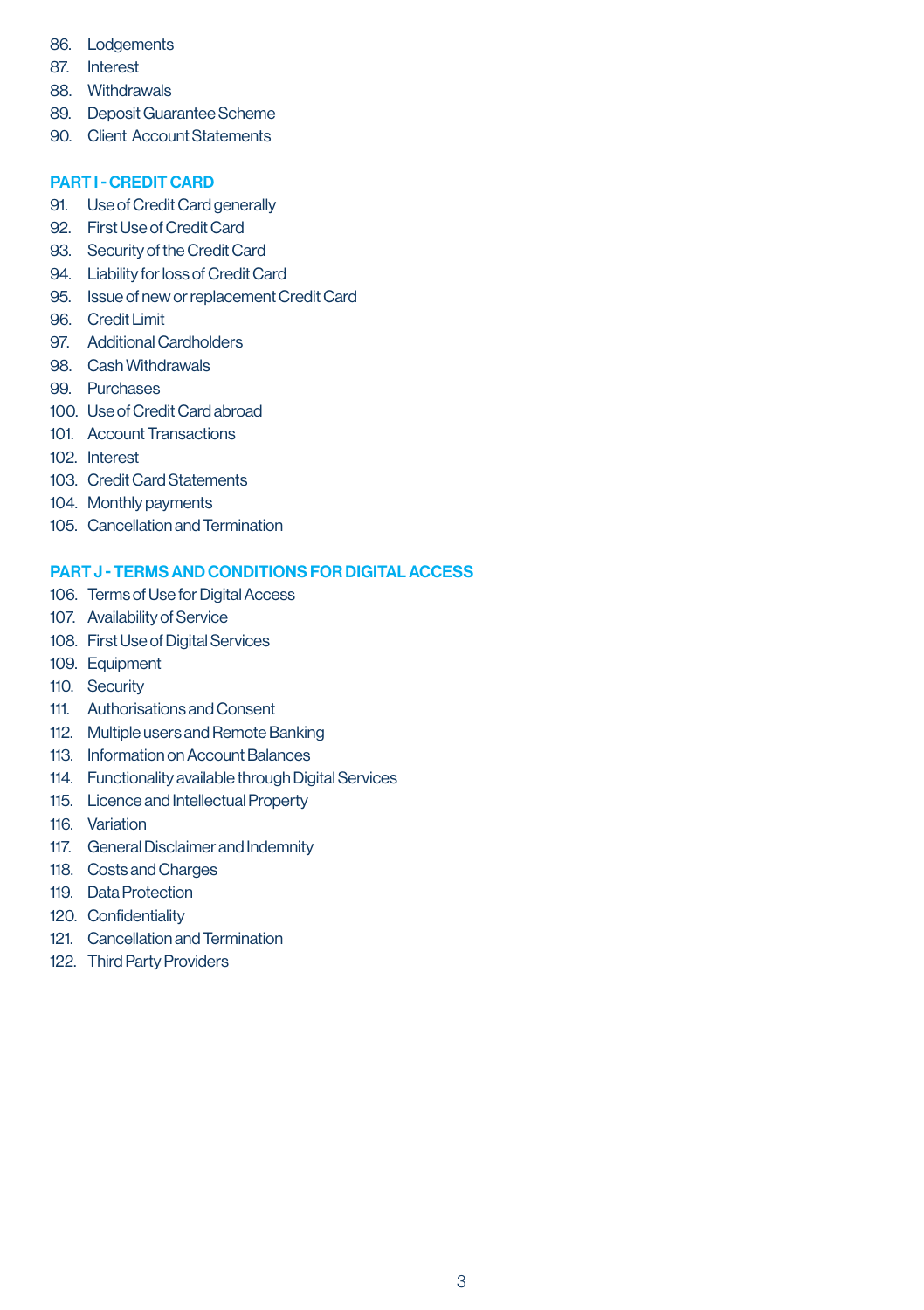86. Lodgements
87. Interest
88. Withdrawals
89. Deposit Guarantee Scheme
90. Client Account Statements

## PART I - CREDIT CARD

91. Use of Credit Card generally
92. First Use of Credit Card
93. Security of the Credit Card
94. Liability for loss of Credit Card
95. Issue of new or replacement Credit Card
96. Credit Limit
97. Additional Cardholders
98. Cash Withdrawals
99. Purchases
100. Use of Credit Card abroad
101. Account Transactions
102. Interest
103. Credit Card Statements
104. Monthly payments
105. Cancellation and Termination

## PART J - TERMS AND CONDITIONS FOR DIGITAL ACCESS

106. Terms of Use for Digital Access
107. Availability of Service
108. First Use of Digital Services
109. Equipment
110. Security
111. Authorisations and Consent
112. Multiple users and Remote Banking
113. Information on Account Balances
114. Functionality available through Digital Services
115. Licence and Intellectual Property
116. Variation
117. General Disclaimer and Indemnity
118. Costs and Charges
119. Data Protection
120. Confidentiality
121. Cancellation and Termination
122. Third Party Providers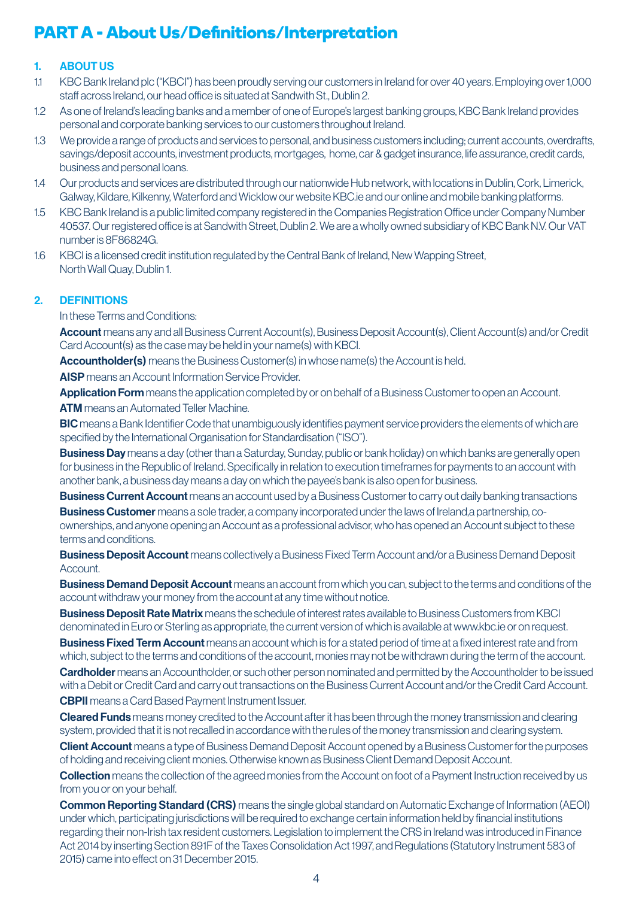# PART A - About Us/Definitions/Interpretation

## 1. ABOUT US

1.1 KBC Bank Ireland plc ("KBCI") has been proudly serving our customers in Ireland for over 40 years. Employing over 1,000 staff across Ireland, our head office is situated at Sandwith St., Dublin 2.

1.2 As one of Ireland's leading banks and a member of one of Europe's largest banking groups, KBC Bank Ireland provides personal and corporate banking services to our customers throughout Ireland.

1.3 We provide a range of products and services to personal, and business customers including; current accounts, overdrafts, savings/deposit accounts, investment products, mortgages, home, car & gadget insurance, life assurance, credit cards, business and personal loans.

1.4 Our products and services are distributed through our nationwide Hub network, with locations in Dublin, Cork, Limerick, Galway, Kildare, Kilkenny, Waterford and Wicklow our website KBC.ie and our online and mobile banking platforms.

1.5 KBC Bank Ireland is a public limited company registered in the Companies Registration Office under Company Number 40537. Our registered office is at Sandwith Street, Dublin 2. We are a wholly owned subsidiary of KBC Bank N.V. Our VAT number is 8F86824G.

1.6 KBCI is a licensed credit institution regulated by the Central Bank of Ireland, New Wapping Street, North Wall Quay, Dublin 1.

## 2. DEFINITIONS

In these Terms and Conditions:

**Account** means any and all Business Current Account(s), Business Deposit Account(s), Client Account(s) and/or Credit Card Account(s) as the case may be held in your name(s) with KBCI.

**Accountholder(s)** means the Business Customer(s) in whose name(s) the Account is held.

**AISP** means an Account Information Service Provider.

**Application Form** means the application completed by or on behalf of a Business Customer to open an Account.

**ATM** means an Automated Teller Machine.

**BIC** means a Bank Identifier Code that unambiguously identifies payment service providers the elements of which are specified by the International Organisation for Standardisation ("ISO").

**Business Day** means a day (other than a Saturday, Sunday, public or bank holiday) on which banks are generally open for business in the Republic of Ireland. Specifically in relation to execution timeframes for payments to an account with another bank, a business day means a day on which the payee's bank is also open for business.

**Business Current Account** means an account used by a Business Customer to carry out daily banking transactions

**Business Customer** means a sole trader, a company incorporated under the laws of Ireland,a partnership, co-ownerships, and anyone opening an Account as a professional advisor, who has opened an Account subject to these terms and conditions.

**Business Deposit Account** means collectively a Business Fixed Term Account and/or a Business Demand Deposit Account.

**Business Demand Deposit Account** means an account from which you can, subject to the terms and conditions of the account withdraw your money from the account at any time without notice.

**Business Deposit Rate Matrix** means the schedule of interest rates available to Business Customers from KBCI denominated in Euro or Sterling as appropriate, the current version of which is available at www.kbc.ie or on request.

**Business Fixed Term Account** means an account which is for a stated period of time at a fixed interest rate and from which, subject to the terms and conditions of the account, monies may not be withdrawn during the term of the account.

**Cardholder** means an Accountholder, or such other person nominated and permitted by the Accountholder to be issued with a Debit or Credit Card and carry out transactions on the Business Current Account and/or the Credit Card Account.

**CBPII** means a Card Based Payment Instrument Issuer.

**Cleared Funds** means money credited to the Account after it has been through the money transmission and clearing system, provided that it is not recalled in accordance with the rules of the money transmission and clearing system.

**Client Account** means a type of Business Demand Deposit Account opened by a Business Customer for the purposes of holding and receiving client monies. Otherwise known as Business Client Demand Deposit Account.

**Collection** means the collection of the agreed monies from the Account on foot of a Payment Instruction received by us from you or on your behalf.

**Common Reporting Standard (CRS)** means the single global standard on Automatic Exchange of Information (AEOI) under which, participating jurisdictions will be required to exchange certain information held by financial institutions regarding their non-Irish tax resident customers. Legislation to implement the CRS in Ireland was introduced in Finance Act 2014 by inserting Section 891F of the Taxes Consolidation Act 1997, and Regulations (Statutory Instrument 583 of 2015) came into effect on 31 December 2015.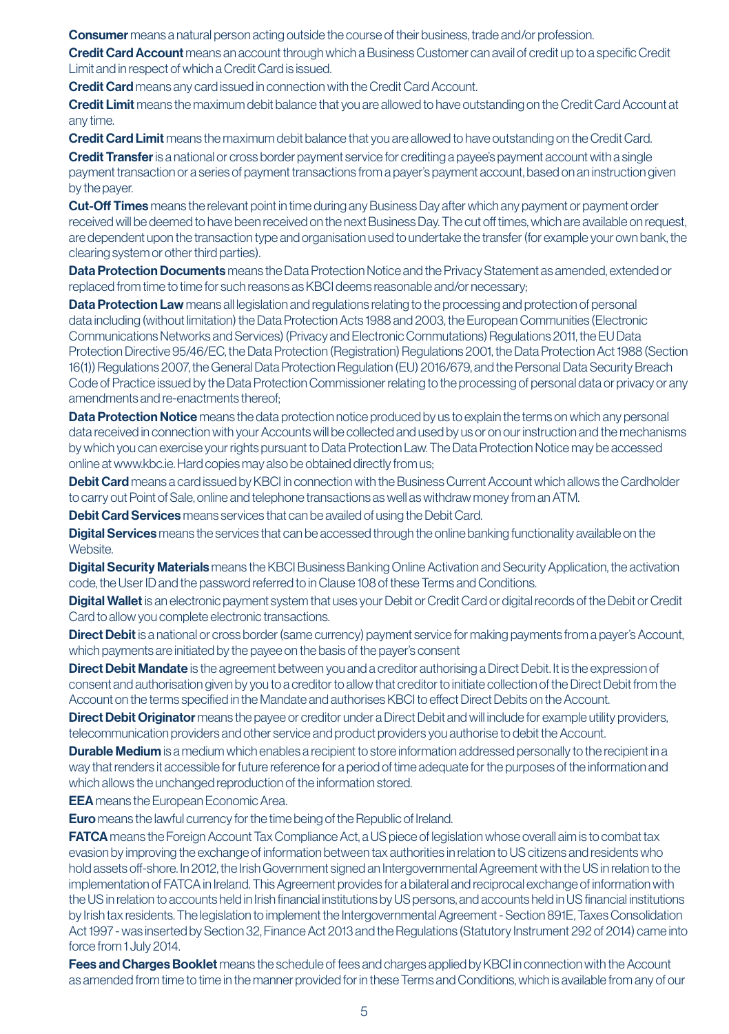**Consumer** means a natural person acting outside the course of their business, trade and/or profession.

**Credit Card Account** means an account through which a Business Customer can avail of credit up to a specific Credit Limit and in respect of which a Credit Card is issued.

**Credit Card** means any card issued in connection with the Credit Card Account.

**Credit Limit** means the maximum debit balance that you are allowed to have outstanding on the Credit Card Account at any time.

**Credit Card Limit** means the maximum debit balance that you are allowed to have outstanding on the Credit Card.

**Credit Transfer** is a national or cross border payment service for crediting a payee's payment account with a single payment transaction or a series of payment transactions from a payer's payment account, based on an instruction given by the payer.

**Cut-Off Times** means the relevant point in time during any Business Day after which any payment or payment order received will be deemed to have been received on the next Business Day. The cut off times, which are available on request, are dependent upon the transaction type and organisation used to undertake the transfer (for example your own bank, the clearing system or other third parties).

**Data Protection Documents** means the Data Protection Notice and the Privacy Statement as amended, extended or replaced from time to time for such reasons as KBCI deems reasonable and/or necessary;

**Data Protection Law** means all legislation and regulations relating to the processing and protection of personal data including (without limitation) the Data Protection Acts 1988 and 2003, the European Communities (Electronic Communications Networks and Services) (Privacy and Electronic Commutations) Regulations 2011, the EU Data Protection Directive 95/46/EC, the Data Protection (Registration) Regulations 2001, the Data Protection Act 1988 (Section 16(1)) Regulations 2007, the General Data Protection Regulation (EU) 2016/679, and the Personal Data Security Breach Code of Practice issued by the Data Protection Commissioner relating to the processing of personal data or privacy or any amendments and re-enactments thereof;

**Data Protection Notice** means the data protection notice produced by us to explain the terms on which any personal data received in connection with your Accounts will be collected and used by us or on our instruction and the mechanisms by which you can exercise your rights pursuant to Data Protection Law. The Data Protection Notice may be accessed online at www.kbc.ie. Hard copies may also be obtained directly from us;

**Debit Card** means a card issued by KBCI in connection with the Business Current Account which allows the Cardholder to carry out Point of Sale, online and telephone transactions as well as withdraw money from an ATM.

**Debit Card Services** means services that can be availed of using the Debit Card.

**Digital Services** means the services that can be accessed through the online banking functionality available on the Website.

**Digital Security Materials** means the KBCI Business Banking Online Activation and Security Application, the activation code, the User ID and the password referred to in Clause 108 of these Terms and Conditions.

**Digital Wallet** is an electronic payment system that uses your Debit or Credit Card or digital records of the Debit or Credit Card to allow you complete electronic transactions.

**Direct Debit** is a national or cross border (same currency) payment service for making payments from a payer's Account, which payments are initiated by the payee on the basis of the payer's consent

**Direct Debit Mandate** is the agreement between you and a creditor authorising a Direct Debit. It is the expression of consent and authorisation given by you to a creditor to allow that creditor to initiate collection of the Direct Debit from the Account on the terms specified in the Mandate and authorises KBCI to effect Direct Debits on the Account.

**Direct Debit Originator** means the payee or creditor under a Direct Debit and will include for example utility providers, telecommunication providers and other service and product providers you authorise to debit the Account.

**Durable Medium** is a medium which enables a recipient to store information addressed personally to the recipient in a way that renders it accessible for future reference for a period of time adequate for the purposes of the information and which allows the unchanged reproduction of the information stored.

**EEA** means the European Economic Area.

**Euro** means the lawful currency for the time being of the Republic of Ireland.

**FATCA** means the Foreign Account Tax Compliance Act, a US piece of legislation whose overall aim is to combat tax evasion by improving the exchange of information between tax authorities in relation to US citizens and residents who hold assets off-shore. In 2012, the Irish Government signed an Intergovernmental Agreement with the US in relation to the implementation of FATCA in Ireland. This Agreement provides for a bilateral and reciprocal exchange of information with the US in relation to accounts held in Irish financial institutions by US persons, and accounts held in US financial institutions by Irish tax residents. The legislation to implement the Intergovernmental Agreement - Section 891E, Taxes Consolidation Act 1997 - was inserted by Section 32, Finance Act 2013 and the Regulations (Statutory Instrument 292 of 2014) came into force from 1 July 2014.

**Fees and Charges Booklet** means the schedule of fees and charges applied by KBCI in connection with the Account as amended from time to time in the manner provided for in these Terms and Conditions, which is available from any of our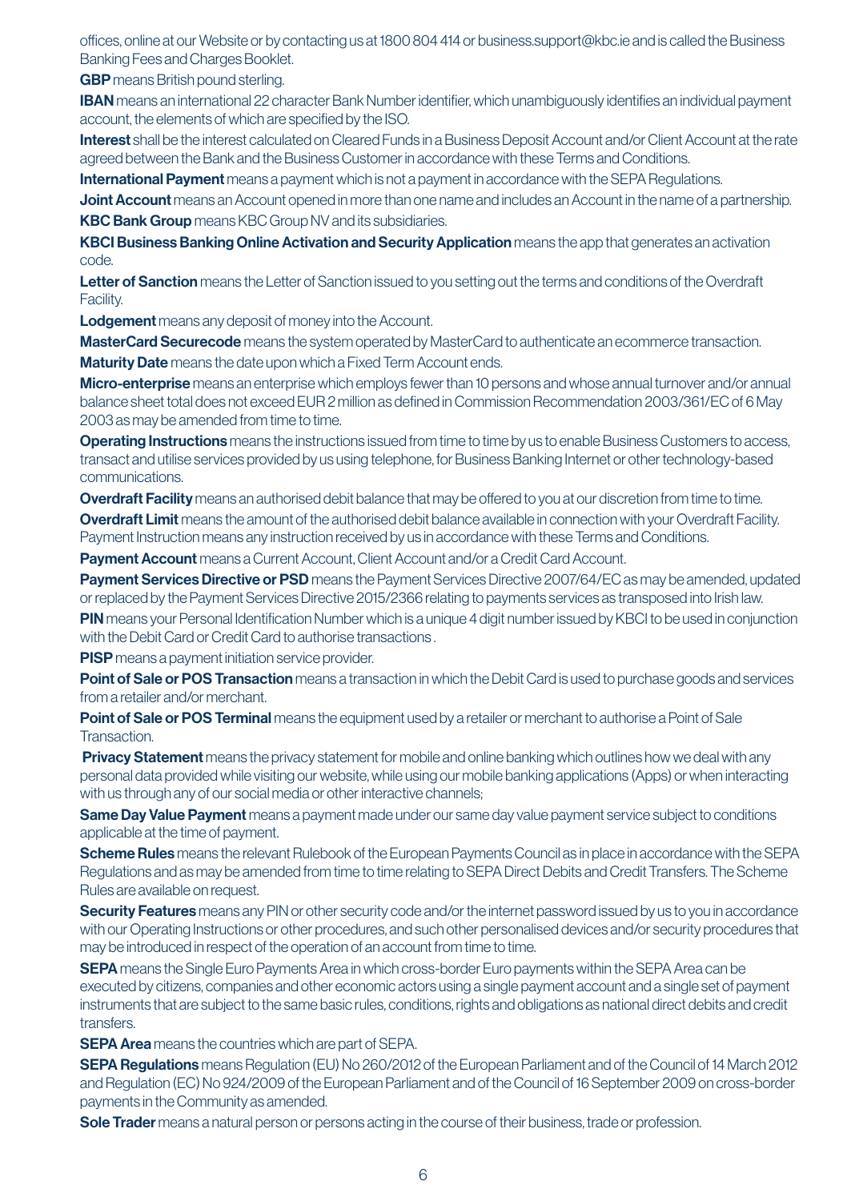offices, online at our Website or by contacting us at 1800 804 414 or business.support@kbc.ie and is called the Business Banking Fees and Charges Booklet.

**GBP** means British pound sterling.

**IBAN** means an international 22 character Bank Number identifier, which unambiguously identifies an individual payment account, the elements of which are specified by the ISO.

**Interest** shall be the interest calculated on Cleared Funds in a Business Deposit Account and/or Client Account at the rate agreed between the Bank and the Business Customer in accordance with these Terms and Conditions.

**International Payment** means a payment which is not a payment in accordance with the SEPA Regulations.

**Joint Account** means an Account opened in more than one name and includes an Account in the name of a partnership.

**KBC Bank Group** means KBC Group NV and its subsidiaries.

**KBCI Business Banking Online Activation and Security Application** means the app that generates an activation code.

**Letter of Sanction** means the Letter of Sanction issued to you setting out the terms and conditions of the Overdraft Facility.

**Lodgement** means any deposit of money into the Account.

**MasterCard Securecode** means the system operated by MasterCard to authenticate an ecommerce transaction.

**Maturity Date** means the date upon which a Fixed Term Account ends.

**Micro-enterprise** means an enterprise which employs fewer than 10 persons and whose annual turnover and/or annual balance sheet total does not exceed EUR 2 million as defined in Commission Recommendation 2003/361/EC of 6 May 2003 as may be amended from time to time.

**Operating Instructions** means the instructions issued from time to time by us to enable Business Customers to access, transact and utilise services provided by us using telephone, for Business Banking Internet or other technology-based communications.

**Overdraft Facility** means an authorised debit balance that may be offered to you at our discretion from time to time.

**Overdraft Limit** means the amount of the authorised debit balance available in connection with your Overdraft Facility.

Payment Instruction means any instruction received by us in accordance with these Terms and Conditions.

**Payment Account** means a Current Account, Client Account and/or a Credit Card Account.

**Payment Services Directive or PSD** means the Payment Services Directive 2007/64/EC as may be amended, updated or replaced by the Payment Services Directive 2015/2366 relating to payments services as transposed into Irish law.

**PIN** means your Personal Identification Number which is a unique 4 digit number issued by KBCI to be used in conjunction with the Debit Card or Credit Card to authorise transactions .

**PISP** means a payment initiation service provider.

**Point of Sale or POS Transaction** means a transaction in which the Debit Card is used to purchase goods and services from a retailer and/or merchant.

**Point of Sale or POS Terminal** means the equipment used by a retailer or merchant to authorise a Point of Sale Transaction.

**Privacy Statement** means the privacy statement for mobile and online banking which outlines how we deal with any personal data provided while visiting our website, while using our mobile banking applications (Apps) or when interacting with us through any of our social media or other interactive channels;

**Same Day Value Payment** means a payment made under our same day value payment service subject to conditions applicable at the time of payment.

**Scheme Rules** means the relevant Rulebook of the European Payments Council as in place in accordance with the SEPA Regulations and as may be amended from time to time relating to SEPA Direct Debits and Credit Transfers. The Scheme Rules are available on request.

**Security Features** means any PIN or other security code and/or the internet password issued by us to you in accordance with our Operating Instructions or other procedures, and such other personalised devices and/or security procedures that may be introduced in respect of the operation of an account from time to time.

**SEPA** means the Single Euro Payments Area in which cross-border Euro payments within the SEPA Area can be executed by citizens, companies and other economic actors using a single payment account and a single set of payment instruments that are subject to the same basic rules, conditions, rights and obligations as national direct debits and credit transfers.

**SEPA Area** means the countries which are part of SEPA.

**SEPA Regulations** means Regulation (EU) No 260/2012 of the European Parliament and of the Council of 14 March 2012 and Regulation (EC) No 924/2009 of the European Parliament and of the Council of 16 September 2009 on cross-border payments in the Community as amended.

**Sole Trader** means a natural person or persons acting in the course of their business, trade or profession.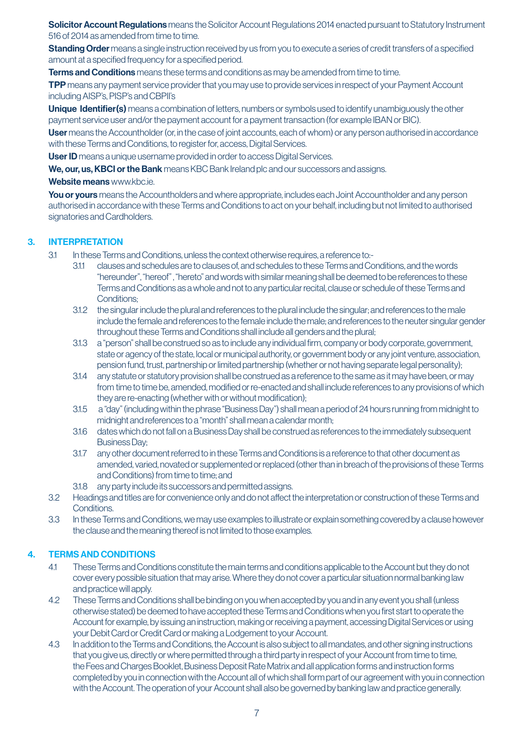**Solicitor Account Regulations** means the Solicitor Account Regulations 2014 enacted pursuant to Statutory Instrument 516 of 2014 as amended from time to time.

**Standing Order** means a single instruction received by us from you to execute a series of credit transfers of a specified amount at a specified frequency for a specified period.

**Terms and Conditions** means these terms and conditions as may be amended from time to time.

**TPP** means any payment service provider that you may use to provide services in respect of your Payment Account including AISP's, PISP's and CBPII's

**Unique Identifier(s)** means a combination of letters, numbers or symbols used to identify unambiguously the other payment service user and/or the payment account for a payment transaction (for example IBAN or BIC).

**User** means the Accountholder (or, in the case of joint accounts, each of whom) or any person authorised in accordance with these Terms and Conditions, to register for, access, Digital Services.

**User ID** means a unique username provided in order to access Digital Services.

**We, our, us, KBCI or the Bank** means KBC Bank Ireland plc and our successors and assigns.

**Website means** www.kbc.ie.

**You or yours** means the Accountholders and where appropriate, includes each Joint Accountholder and any person authorised in accordance with these Terms and Conditions to act on your behalf, including but not limited to authorised signatories and Cardholders.

## 3. INTERPRETATION

3.1 In these Terms and Conditions, unless the context otherwise requires, a reference to:-

3.1.1 clauses and schedules are to clauses of, and schedules to these Terms and Conditions, and the words "hereunder", "hereof" , "hereto" and words with similar meaning shall be deemed to be references to these Terms and Conditions as a whole and not to any particular recital, clause or schedule of these Terms and Conditions;

3.1.2 the singular include the plural and references to the plural include the singular; and references to the male include the female and references to the female include the male; and references to the neuter singular gender throughout these Terms and Conditions shall include all genders and the plural;

3.1.3 a "person" shall be construed so as to include any individual firm, company or body corporate, government, state or agency of the state, local or municipal authority, or government body or any joint venture, association, pension fund, trust, partnership or limited partnership (whether or not having separate legal personality);

3.1.4 any statute or statutory provision shall be construed as a reference to the same as it may have been, or may from time to time be, amended, modified or re-enacted and shall include references to any provisions of which they are re-enacting (whether with or without modification);

3.1.5 a "day" (including within the phrase "Business Day") shall mean a period of 24 hours running from midnight to midnight and references to a "month" shall mean a calendar month;

3.1.6 dates which do not fall on a Business Day shall be construed as references to the immediately subsequent Business Day;

3.1.7 any other document referred to in these Terms and Conditions is a reference to that other document as amended, varied, novated or supplemented or replaced (other than in breach of the provisions of these Terms and Conditions) from time to time; and

3.1.8 any party include its successors and permitted assigns.

3.2 Headings and titles are for convenience only and do not affect the interpretation or construction of these Terms and Conditions.

3.3 In these Terms and Conditions, we may use examples to illustrate or explain something covered by a clause however the clause and the meaning thereof is not limited to those examples.

## 4. TERMS AND CONDITIONS

4.1 These Terms and Conditions constitute the main terms and conditions applicable to the Account but they do not cover every possible situation that may arise. Where they do not cover a particular situation normal banking law and practice will apply.

4.2 These Terms and Conditions shall be binding on you when accepted by you and in any event you shall (unless otherwise stated) be deemed to have accepted these Terms and Conditions when you first start to operate the Account for example, by issuing an instruction, making or receiving a payment, accessing Digital Services or using your Debit Card or Credit Card or making a Lodgement to your Account.

4.3 In addition to the Terms and Conditions, the Account is also subject to all mandates, and other signing instructions that you give us, directly or where permitted through a third party in respect of your Account from time to time, the Fees and Charges Booklet, Business Deposit Rate Matrix and all application forms and instruction forms completed by you in connection with the Account all of which shall form part of our agreement with you in connection with the Account. The operation of your Account shall also be governed by banking law and practice generally.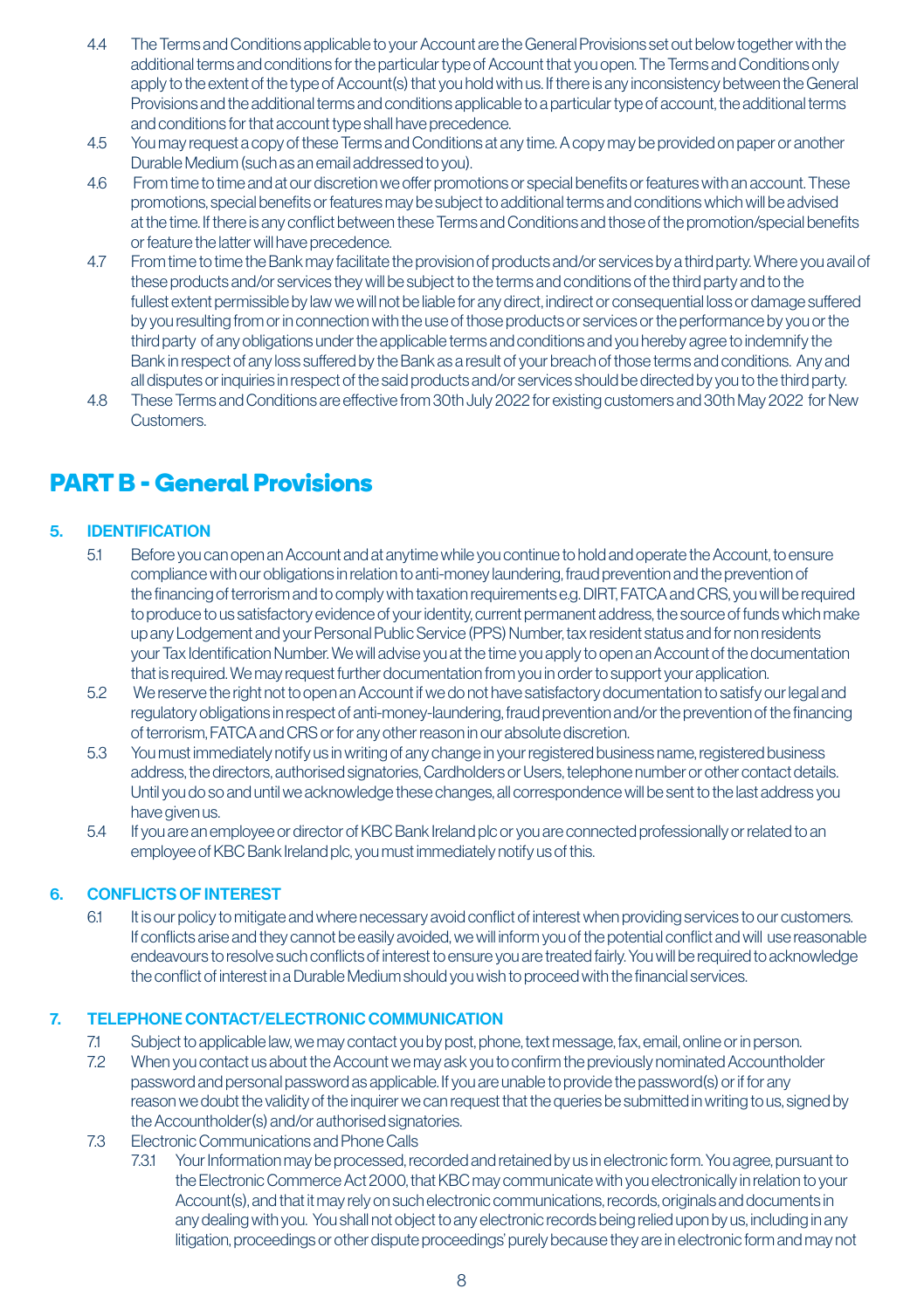4.4 The Terms and Conditions applicable to your Account are the General Provisions set out below together with the additional terms and conditions for the particular type of Account that you open. The Terms and Conditions only apply to the extent of the type of Account(s) that you hold with us. If there is any inconsistency between the General Provisions and the additional terms and conditions applicable to a particular type of account, the additional terms and conditions for that account type shall have precedence.

4.5 You may request a copy of these Terms and Conditions at any time. A copy may be provided on paper or another Durable Medium (such as an email addressed to you).

4.6 From time to time and at our discretion we offer promotions or special benefits or features with an account. These promotions, special benefits or features may be subject to additional terms and conditions which will be advised at the time. If there is any conflict between these Terms and Conditions and those of the promotion/special benefits or feature the latter will have precedence.

4.7 From time to time the Bank may facilitate the provision of products and/or services by a third party. Where you avail of these products and/or services they will be subject to the terms and conditions of the third party and to the fullest extent permissible by law we will not be liable for any direct, indirect or consequential loss or damage suffered by you resulting from or in connection with the use of those products or services or the performance by you or the third party of any obligations under the applicable terms and conditions and you hereby agree to indemnify the Bank in respect of any loss suffered by the Bank as a result of your breach of those terms and conditions. Any and all disputes or inquiries in respect of the said products and/or services should be directed by you to the third party.

4.8 These Terms and Conditions are effective from 30th July 2022 for existing customers and 30th May 2022 for New Customers.

# PART B - General Provisions

## 5. IDENTIFICATION

5.1 Before you can open an Account and at anytime while you continue to hold and operate the Account, to ensure compliance with our obligations in relation to anti-money laundering, fraud prevention and the prevention of the financing of terrorism and to comply with taxation requirements e.g. DIRT, FATCA and CRS, you will be required to produce to us satisfactory evidence of your identity, current permanent address, the source of funds which make up any Lodgement and your Personal Public Service (PPS) Number, tax resident status and for non residents your Tax Identification Number. We will advise you at the time you apply to open an Account of the documentation that is required. We may request further documentation from you in order to support your application.

5.2 We reserve the right not to open an Account if we do not have satisfactory documentation to satisfy our legal and regulatory obligations in respect of anti-money-laundering, fraud prevention and/or the prevention of the financing of terrorism, FATCA and CRS or for any other reason in our absolute discretion.

5.3 You must immediately notify us in writing of any change in your registered business name, registered business address, the directors, authorised signatories, Cardholders or Users, telephone number or other contact details. Until you do so and until we acknowledge these changes, all correspondence will be sent to the last address you have given us.

5.4 If you are an employee or director of KBC Bank Ireland plc or you are connected professionally or related to an employee of KBC Bank Ireland plc, you must immediately notify us of this.

## 6. CONFLICTS OF INTEREST

6.1 It is our policy to mitigate and where necessary avoid conflict of interest when providing services to our customers. If conflicts arise and they cannot be easily avoided, we will inform you of the potential conflict and will use reasonable endeavours to resolve such conflicts of interest to ensure you are treated fairly. You will be required to acknowledge the conflict of interest in a Durable Medium should you wish to proceed with the financial services.

## 7. TELEPHONE CONTACT/ELECTRONIC COMMUNICATION

7.1 Subject to applicable law, we may contact you by post, phone, text message, fax, email, online or in person.

7.2 When you contact us about the Account we may ask you to confirm the previously nominated Accountholder password and personal password as applicable. If you are unable to provide the password(s) or if for any reason we doubt the validity of the inquirer we can request that the queries be submitted in writing to us, signed by the Accountholder(s) and/or authorised signatories.

7.3 Electronic Communications and Phone Calls

7.3.1 Your Information may be processed, recorded and retained by us in electronic form. You agree, pursuant to the Electronic Commerce Act 2000, that KBC may communicate with you electronically in relation to your Account(s), and that it may rely on such electronic communications, records, originals and documents in any dealing with you. You shall not object to any electronic records being relied upon by us, including in any litigation, proceedings or other dispute proceedings' purely because they are in electronic form and may not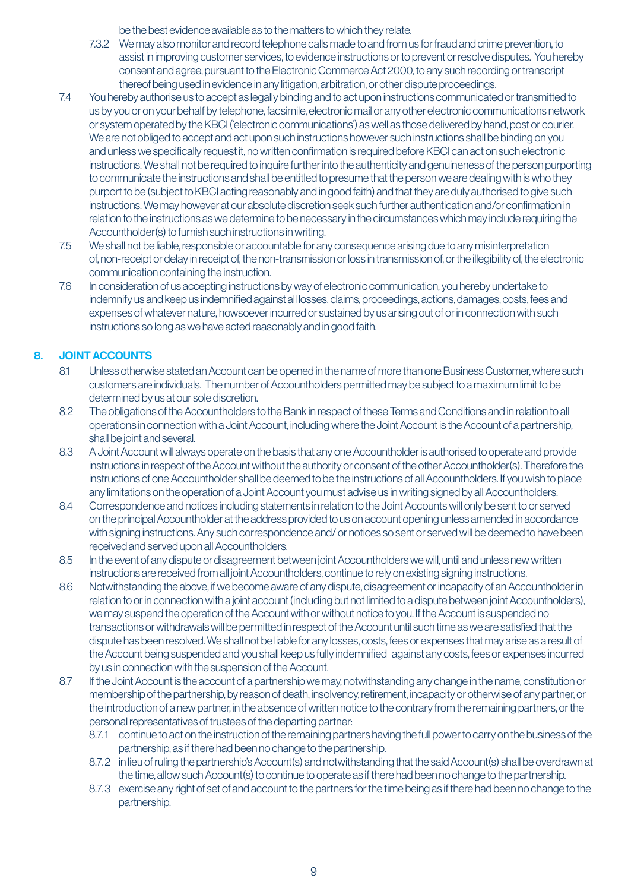be the best evidence available as to the matters to which they relate.

7.3.2 We may also monitor and record telephone calls made to and from us for fraud and crime prevention, to assist in improving customer services, to evidence instructions or to prevent or resolve disputes. You hereby consent and agree, pursuant to the Electronic Commerce Act 2000, to any such recording or transcript thereof being used in evidence in any litigation, arbitration, or other dispute proceedings.

7.4 You hereby authorise us to accept as legally binding and to act upon instructions communicated or transmitted to us by you or on your behalf by telephone, facsimile, electronic mail or any other electronic communications network or system operated by the KBCI ('electronic communications') as well as those delivered by hand, post or courier. We are not obliged to accept and act upon such instructions however such instructions shall be binding on you and unless we specifically request it, no written confirmation is required before KBCI can act on such electronic instructions. We shall not be required to inquire further into the authenticity and genuineness of the person purporting to communicate the instructions and shall be entitled to presume that the person we are dealing with is who they purport to be (subject to KBCI acting reasonably and in good faith) and that they are duly authorised to give such instructions. We may however at our absolute discretion seek such further authentication and/or confirmation in relation to the instructions as we determine to be necessary in the circumstances which may include requiring the Accountholder(s) to furnish such instructions in writing.

7.5 We shall not be liable, responsible or accountable for any consequence arising due to any misinterpretation of, non-receipt or delay in receipt of, the non-transmission or loss in transmission of, or the illegibility of, the electronic communication containing the instruction.

7.6 In consideration of us accepting instructions by way of electronic communication, you hereby undertake to indemnify us and keep us indemnified against all losses, claims, proceedings, actions, damages, costs, fees and expenses of whatever nature, howsoever incurred or sustained by us arising out of or in connection with such instructions so long as we have acted reasonably and in good faith.

## 8. JOINT ACCOUNTS

8.1 Unless otherwise stated an Account can be opened in the name of more than one Business Customer, where such customers are individuals. The number of Accountholders permitted may be subject to a maximum limit to be determined by us at our sole discretion.

8.2 The obligations of the Accountholders to the Bank in respect of these Terms and Conditions and in relation to all operations in connection with a Joint Account, including where the Joint Account is the Account of a partnership, shall be joint and several.

8.3 A Joint Account will always operate on the basis that any one Accountholder is authorised to operate and provide instructions in respect of the Account without the authority or consent of the other Accountholder(s). Therefore the instructions of one Accountholder shall be deemed to be the instructions of all Accountholders. If you wish to place any limitations on the operation of a Joint Account you must advise us in writing signed by all Accountholders.

8.4 Correspondence and notices including statements in relation to the Joint Accounts will only be sent to or served on the principal Accountholder at the address provided to us on account opening unless amended in accordance with signing instructions. Any such correspondence and/ or notices so sent or served will be deemed to have been received and served upon all Accountholders.

8.5 In the event of any dispute or disagreement between joint Accountholders we will, until and unless new written instructions are received from all joint Accountholders, continue to rely on existing signing instructions.

8.6 Notwithstanding the above, if we become aware of any dispute, disagreement or incapacity of an Accountholder in relation to or in connection with a joint account (including but not limited to a dispute between joint Accountholders), we may suspend the operation of the Account with or without notice to you. If the Account is suspended no transactions or withdrawals will be permitted in respect of the Account until such time as we are satisfied that the dispute has been resolved. We shall not be liable for any losses, costs, fees or expenses that may arise as a result of the Account being suspended and you shall keep us fully indemnified against any costs, fees or expenses incurred by us in connection with the suspension of the Account.

8.7 If the Joint Account is the account of a partnership we may, notwithstanding any change in the name, constitution or membership of the partnership, by reason of death, insolvency, retirement, incapacity or otherwise of any partner, or the introduction of a new partner, in the absence of written notice to the contrary from the remaining partners, or the personal representatives of trustees of the departing partner:

8.7.1 continue to act on the instruction of the remaining partners having the full power to carry on the business of the partnership, as if there had been no change to the partnership.

8.7.2 in lieu of ruling the partnership's Account(s) and notwithstanding that the said Account(s) shall be overdrawn at the time, allow such Account(s) to continue to operate as if there had been no change to the partnership.

8.7.3 exercise any right of set of and account to the partners for the time being as if there had been no change to the partnership.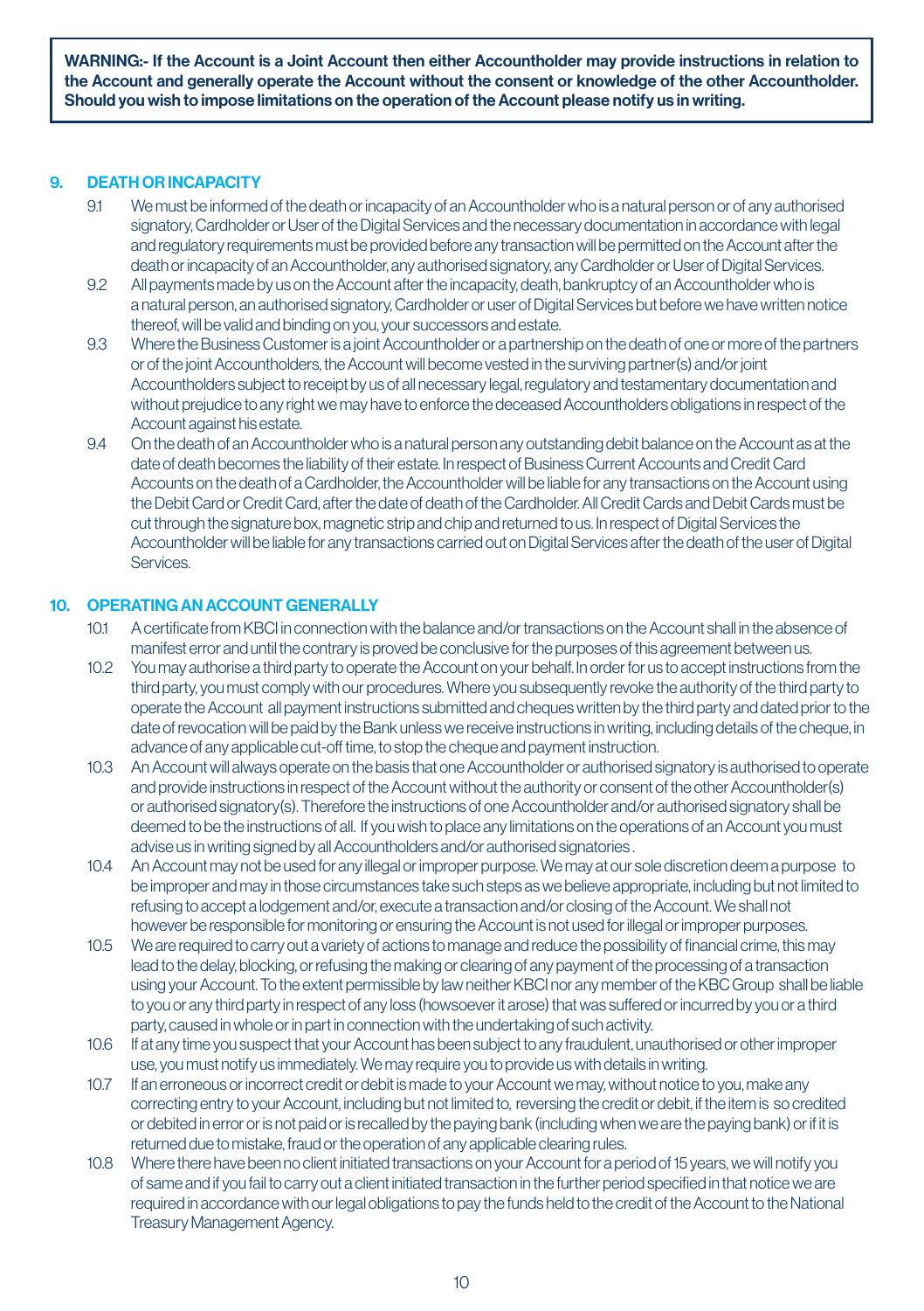**WARNING:- If the Account is a Joint Account then either Accountholder may provide instructions in relation to the Account and generally operate the Account without the consent or knowledge of the other Accountholder. Should you wish to impose limitations on the operation of the Account please notify us in writing.**

## 9. DEATH OR INCAPACITY

9.1 We must be informed of the death or incapacity of an Accountholder who is a natural person or of any authorised signatory, Cardholder or User of the Digital Services and the necessary documentation in accordance with legal and regulatory requirements must be provided before any transaction will be permitted on the Account after the death or incapacity of an Accountholder, any authorised signatory, any Cardholder or User of Digital Services.

9.2 All payments made by us on the Account after the incapacity, death, bankruptcy of an Accountholder who is a natural person, an authorised signatory, Cardholder or user of Digital Services but before we have written notice thereof, will be valid and binding on you, your successors and estate.

9.3 Where the Business Customer is a joint Accountholder or a partnership on the death of one or more of the partners or of the joint Accountholders, the Account will become vested in the surviving partner(s) and/or joint Accountholders subject to receipt by us of all necessary legal, regulatory and testamentary documentation and without prejudice to any right we may have to enforce the deceased Accountholders obligations in respect of the Account against his estate.

9.4 On the death of an Accountholder who is a natural person any outstanding debit balance on the Account as at the date of death becomes the liability of their estate. In respect of Business Current Accounts and Credit Card Accounts on the death of a Cardholder, the Accountholder will be liable for any transactions on the Account using the Debit Card or Credit Card, after the date of death of the Cardholder. All Credit Cards and Debit Cards must be cut through the signature box, magnetic strip and chip and returned to us. In respect of Digital Services the Accountholder will be liable for any transactions carried out on Digital Services after the death of the user of Digital Services.

## 10. OPERATING AN ACCOUNT GENERALLY

10.1 A certificate from KBCI in connection with the balance and/or transactions on the Account shall in the absence of manifest error and until the contrary is proved be conclusive for the purposes of this agreement between us.

10.2 You may authorise a third party to operate the Account on your behalf. In order for us to accept instructions from the third party, you must comply with our procedures. Where you subsequently revoke the authority of the third party to operate the Account all payment instructions submitted and cheques written by the third party and dated prior to the date of revocation will be paid by the Bank unless we receive instructions in writing, including details of the cheque, in advance of any applicable cut-off time, to stop the cheque and payment instruction.

10.3 An Account will always operate on the basis that one Accountholder or authorised signatory is authorised to operate and provide instructions in respect of the Account without the authority or consent of the other Accountholder(s) or authorised signatory(s). Therefore the instructions of one Accountholder and/or authorised signatory shall be deemed to be the instructions of all. If you wish to place any limitations on the operations of an Account you must advise us in writing signed by all Accountholders and/or authorised signatories .

10.4 An Account may not be used for any illegal or improper purpose. We may at our sole discretion deem a purpose to be improper and may in those circumstances take such steps as we believe appropriate, including but not limited to refusing to accept a lodgement and/or, execute a transaction and/or closing of the Account. We shall not however be responsible for monitoring or ensuring the Account is not used for illegal or improper purposes.

10.5 We are required to carry out a variety of actions to manage and reduce the possibility of financial crime, this may lead to the delay, blocking, or refusing the making or clearing of any payment of the processing of a transaction using your Account. To the extent permissible by law neither KBCI nor any member of the KBC Group shall be liable to you or any third party in respect of any loss (howsoever it arose) that was suffered or incurred by you or a third party, caused in whole or in part in connection with the undertaking of such activity.

10.6 If at any time you suspect that your Account has been subject to any fraudulent, unauthorised or other improper use, you must notify us immediately. We may require you to provide us with details in writing.

10.7 If an erroneous or incorrect credit or debit is made to your Account we may, without notice to you, make any correcting entry to your Account, including but not limited to, reversing the credit or debit, if the item is so credited or debited in error or is not paid or is recalled by the paying bank (including when we are the paying bank) or if it is returned due to mistake, fraud or the operation of any applicable clearing rules.

10.8 Where there have been no client initiated transactions on your Account for a period of 15 years, we will notify you of same and if you fail to carry out a client initiated transaction in the further period specified in that notice we are required in accordance with our legal obligations to pay the funds held to the credit of the Account to the National Treasury Management Agency.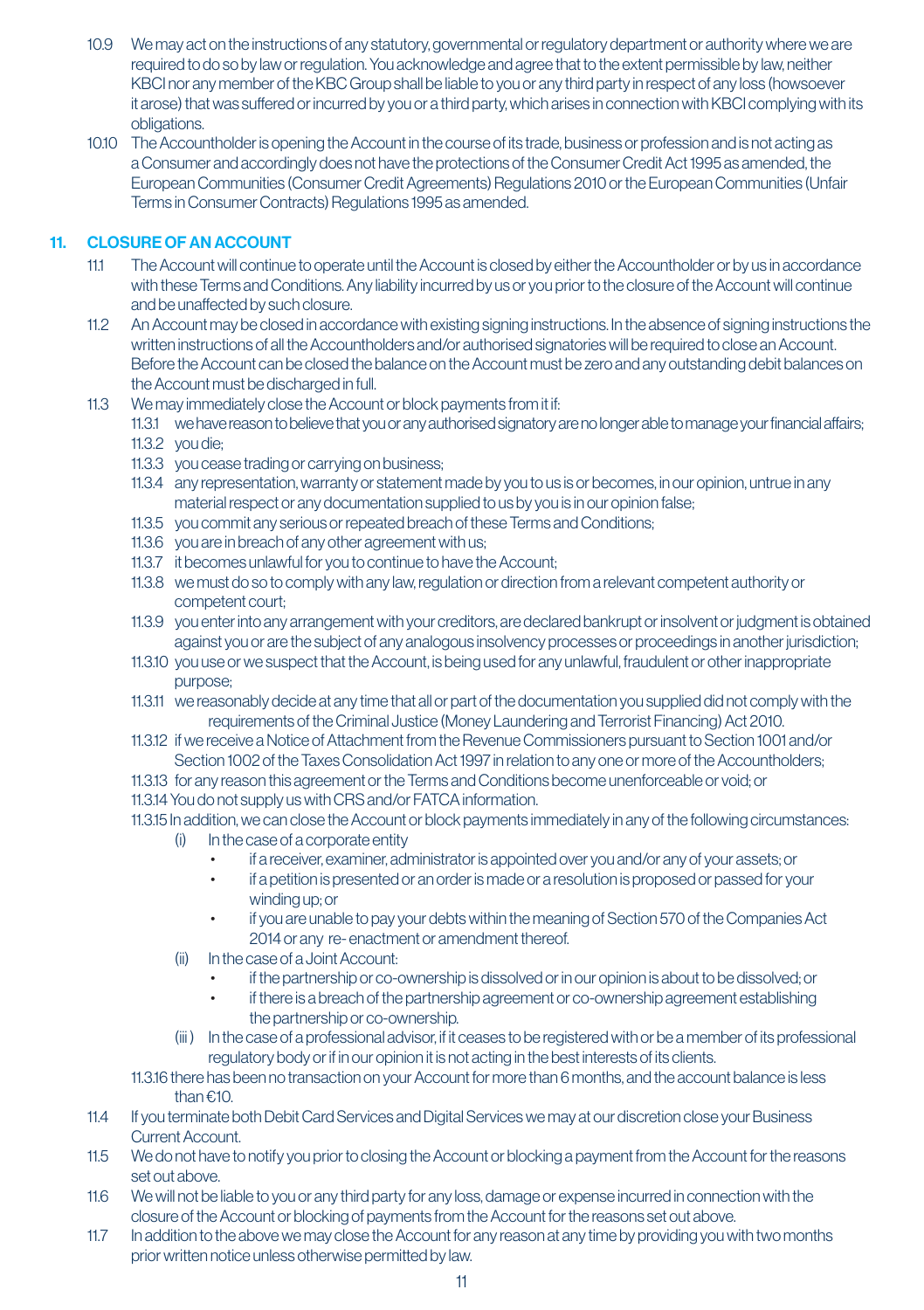10.9 We may act on the instructions of any statutory, governmental or regulatory department or authority where we are required to do so by law or regulation. You acknowledge and agree that to the extent permissible by law, neither KBCI nor any member of the KBC Group shall be liable to you or any third party in respect of any loss (howsoever it arose) that was suffered or incurred by you or a third party, which arises in connection with KBCI complying with its obligations.

10.10 The Accountholder is opening the Account in the course of its trade, business or profession and is not acting as a Consumer and accordingly does not have the protections of the Consumer Credit Act 1995 as amended, the European Communities (Consumer Credit Agreements) Regulations 2010 or the European Communities (Unfair Terms in Consumer Contracts) Regulations 1995 as amended.

## 11. CLOSURE OF AN ACCOUNT

11.1 The Account will continue to operate until the Account is closed by either the Accountholder or by us in accordance with these Terms and Conditions. Any liability incurred by us or you prior to the closure of the Account will continue and be unaffected by such closure.

11.2 An Account may be closed in accordance with existing signing instructions. In the absence of signing instructions the written instructions of all the Accountholders and/or authorised signatories will be required to close an Account. Before the Account can be closed the balance on the Account must be zero and any outstanding debit balances on the Account must be discharged in full.

11.3 We may immediately close the Account or block payments from it if:

- 11.3.1 we have reason to believe that you or any authorised signatory are no longer able to manage your financial affairs;
- 11.3.2 you die;
- 11.3.3 you cease trading or carrying on business;
- 11.3.4 any representation, warranty or statement made by you to us is or becomes, in our opinion, untrue in any material respect or any documentation supplied to us by you is in our opinion false;
- 11.3.5 you commit any serious or repeated breach of these Terms and Conditions;
- 11.3.6 you are in breach of any other agreement with us;
- 11.3.7 it becomes unlawful for you to continue to have the Account;
- 11.3.8 we must do so to comply with any law, regulation or direction from a relevant competent authority or competent court;
- 11.3.9 you enter into any arrangement with your creditors, are declared bankrupt or insolvent or judgment is obtained against you or are the subject of any analogous insolvency processes or proceedings in another jurisdiction;
- 11.3.10 you use or we suspect that the Account, is being used for any unlawful, fraudulent or other inappropriate purpose;
- 11.3.11 we reasonably decide at any time that all or part of the documentation you supplied did not comply with the requirements of the Criminal Justice (Money Laundering and Terrorist Financing) Act 2010.
- 11.3.12 if we receive a Notice of Attachment from the Revenue Commissioners pursuant to Section 1001 and/or Section 1002 of the Taxes Consolidation Act 1997 in relation to any one or more of the Accountholders;
- 11.3.13 for any reason this agreement or the Terms and Conditions become unenforceable or void; or
- 11.3.14 You do not supply us with CRS and/or FATCA information.
- 11.3.15 In addition, we can close the Account or block payments immediately in any of the following circumstances:
  - (i) In the case of a corporate entity
    - if a receiver, examiner, administrator is appointed over you and/or any of your assets; or
    - if a petition is presented or an order is made or a resolution is proposed or passed for your winding up; or
    - if you are unable to pay your debts within the meaning of Section 570 of the Companies Act 2014 or any re- enactment or amendment thereof.
  - (ii) In the case of a Joint Account:
    - if the partnership or co-ownership is dissolved or in our opinion is about to be dissolved; or
    - if there is a breach of the partnership agreement or co-ownership agreement establishing the partnership or co-ownership.
  - (iii) In the case of a professional advisor, if it ceases to be registered with or be a member of its professional regulatory body or if in our opinion it is not acting in the best interests of its clients.
- 11.3.16 there has been no transaction on your Account for more than 6 months, and the account balance is less than €10.

11.4 If you terminate both Debit Card Services and Digital Services we may at our discretion close your Business Current Account.

11.5 We do not have to notify you prior to closing the Account or blocking a payment from the Account for the reasons set out above.

11.6 We will not be liable to you or any third party for any loss, damage or expense incurred in connection with the closure of the Account or blocking of payments from the Account for the reasons set out above.

11.7 In addition to the above we may close the Account for any reason at any time by providing you with two months prior written notice unless otherwise permitted by law.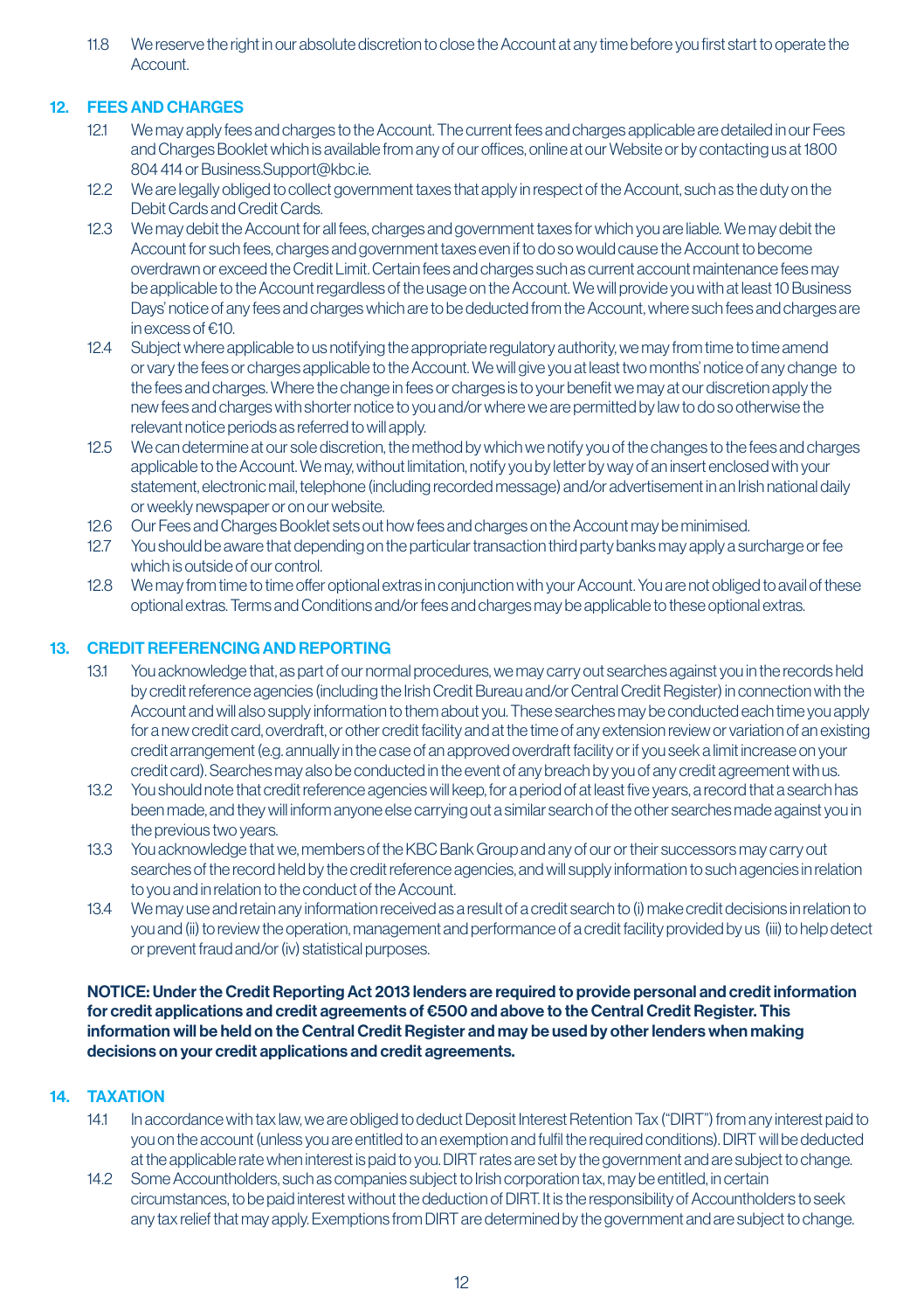11.8 We reserve the right in our absolute discretion to close the Account at any time before you first start to operate the Account.

## 12. FEES AND CHARGES

12.1 We may apply fees and charges to the Account. The current fees and charges applicable are detailed in our Fees and Charges Booklet which is available from any of our offices, online at our Website or by contacting us at 1800 804 414 or Business.Support@kbc.ie.

12.2 We are legally obliged to collect government taxes that apply in respect of the Account, such as the duty on the Debit Cards and Credit Cards.

12.3 We may debit the Account for all fees, charges and government taxes for which you are liable. We may debit the Account for such fees, charges and government taxes even if to do so would cause the Account to become overdrawn or exceed the Credit Limit. Certain fees and charges such as current account maintenance fees may be applicable to the Account regardless of the usage on the Account. We will provide you with at least 10 Business Days' notice of any fees and charges which are to be deducted from the Account, where such fees and charges are in excess of €10.

12.4 Subject where applicable to us notifying the appropriate regulatory authority, we may from time to time amend or vary the fees or charges applicable to the Account. We will give you at least two months' notice of any change to the fees and charges. Where the change in fees or charges is to your benefit we may at our discretion apply the new fees and charges with shorter notice to you and/or where we are permitted by law to do so otherwise the relevant notice periods as referred to will apply.

12.5 We can determine at our sole discretion, the method by which we notify you of the changes to the fees and charges applicable to the Account. We may, without limitation, notify you by letter by way of an insert enclosed with your statement, electronic mail, telephone (including recorded message) and/or advertisement in an Irish national daily or weekly newspaper or on our website.

12.6 Our Fees and Charges Booklet sets out how fees and charges on the Account may be minimised.

12.7 You should be aware that depending on the particular transaction third party banks may apply a surcharge or fee which is outside of our control.

12.8 We may from time to time offer optional extras in conjunction with your Account. You are not obliged to avail of these optional extras. Terms and Conditions and/or fees and charges may be applicable to these optional extras.

## 13. CREDIT REFERENCING AND REPORTING

13.1 You acknowledge that, as part of our normal procedures, we may carry out searches against you in the records held by credit reference agencies (including the Irish Credit Bureau and/or Central Credit Register) in connection with the Account and will also supply information to them about you. These searches may be conducted each time you apply for a new credit card, overdraft, or other credit facility and at the time of any extension review or variation of an existing credit arrangement (e.g. annually in the case of an approved overdraft facility or if you seek a limit increase on your credit card). Searches may also be conducted in the event of any breach by you of any credit agreement with us.

13.2 You should note that credit reference agencies will keep, for a period of at least five years, a record that a search has been made, and they will inform anyone else carrying out a similar search of the other searches made against you in the previous two years.

13.3 You acknowledge that we, members of the KBC Bank Group and any of our or their successors may carry out searches of the record held by the credit reference agencies, and will supply information to such agencies in relation to you and in relation to the conduct of the Account.

13.4 We may use and retain any information received as a result of a credit search to (i) make credit decisions in relation to you and (ii) to review the operation, management and performance of a credit facility provided by us (iii) to help detect or prevent fraud and/or (iv) statistical purposes.

**NOTICE: Under the Credit Reporting Act 2013 lenders are required to provide personal and credit information for credit applications and credit agreements of €500 and above to the Central Credit Register. This information will be held on the Central Credit Register and may be used by other lenders when making decisions on your credit applications and credit agreements.**

## 14. TAXATION

14.1 In accordance with tax law, we are obliged to deduct Deposit Interest Retention Tax ("DIRT") from any interest paid to you on the account (unless you are entitled to an exemption and fulfil the required conditions). DIRT will be deducted at the applicable rate when interest is paid to you. DIRT rates are set by the government and are subject to change.

14.2 Some Accountholders, such as companies subject to Irish corporation tax, may be entitled, in certain circumstances, to be paid interest without the deduction of DIRT. It is the responsibility of Accountholders to seek any tax relief that may apply. Exemptions from DIRT are determined by the government and are subject to change.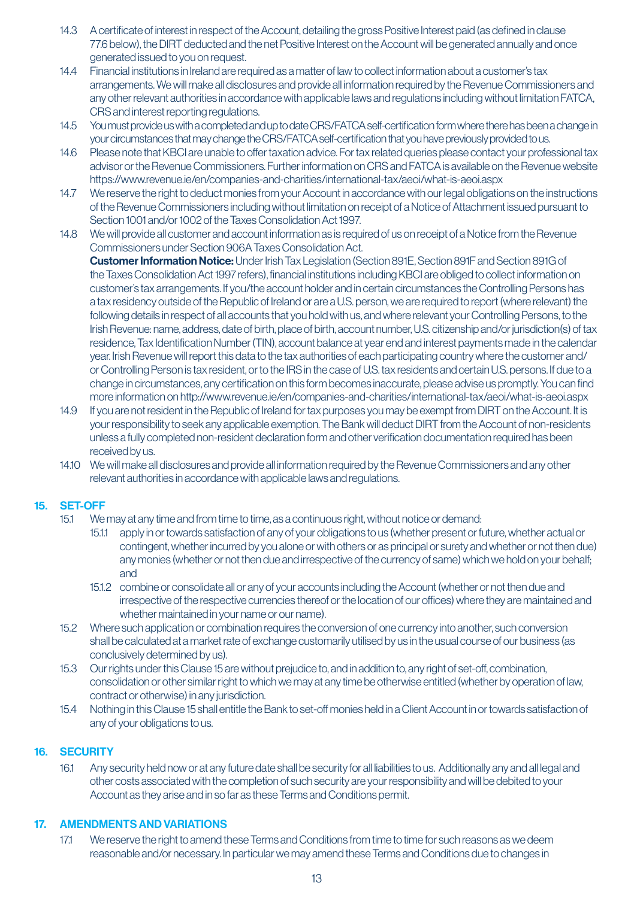14.3 A certificate of interest in respect of the Account, detailing the gross Positive Interest paid (as defined in clause 77.6 below), the DIRT deducted and the net Positive Interest on the Account will be generated annually and once generated issued to you on request.

14.4 Financial institutions in Ireland are required as a matter of law to collect information about a customer's tax arrangements. We will make all disclosures and provide all information required by the Revenue Commissioners and any other relevant authorities in accordance with applicable laws and regulations including without limitation FATCA, CRS and interest reporting regulations.

14.5 You must provide us with a completed and up to date CRS/FATCA self-certification form where there has been a change in your circumstances that may change the CRS/FATCA self-certification that you have previously provided to us.

14.6 Please note that KBCI are unable to offer taxation advice. For tax related queries please contact your professional tax advisor or the Revenue Commissioners. Further information on CRS and FATCA is available on the Revenue website https://www.revenue.ie/en/companies-and-charities/international-tax/aeoi/what-is-aeoi.aspx

14.7 We reserve the right to deduct monies from your Account in accordance with our legal obligations on the instructions of the Revenue Commissioners including without limitation on receipt of a Notice of Attachment issued pursuant to Section 1001 and/or 1002 of the Taxes Consolidation Act 1997.

14.8 We will provide all customer and account information as is required of us on receipt of a Notice from the Revenue Commissioners under Section 906A Taxes Consolidation Act.

**Customer Information Notice:** Under Irish Tax Legislation (Section 891E, Section 891F and Section 891G of the Taxes Consolidation Act 1997 refers), financial institutions including KBCI are obliged to collect information on customer's tax arrangements. If you/the account holder and in certain circumstances the Controlling Persons has a tax residency outside of the Republic of Ireland or are a U.S. person, we are required to report (where relevant) the following details in respect of all accounts that you hold with us, and where relevant your Controlling Persons, to the Irish Revenue: name, address, date of birth, place of birth, account number, U.S. citizenship and/or jurisdiction(s) of tax residence, Tax Identification Number (TIN), account balance at year end and interest payments made in the calendar year. Irish Revenue will report this data to the tax authorities of each participating country where the customer and/or Controlling Person is tax resident, or to the IRS in the case of U.S. tax residents and certain U.S. persons. If due to a change in circumstances, any certification on this form becomes inaccurate, please advise us promptly. You can find more information on http://www.revenue.ie/en/companies-and-charities/international-tax/aeoi/what-is-aeoi.aspx

14.9 If you are not resident in the Republic of Ireland for tax purposes you may be exempt from DIRT on the Account. It is your responsibility to seek any applicable exemption. The Bank will deduct DIRT from the Account of non-residents unless a fully completed non-resident declaration form and other verification documentation required has been received by us.

14.10 We will make all disclosures and provide all information required by the Revenue Commissioners and any other relevant authorities in accordance with applicable laws and regulations.

## 15. SET-OFF

15.1 We may at any time and from time to time, as a continuous right, without notice or demand:

15.1.1 apply in or towards satisfaction of any of your obligations to us (whether present or future, whether actual or contingent, whether incurred by you alone or with others or as principal or surety and whether or not then due) any monies (whether or not then due and irrespective of the currency of same) which we hold on your behalf; and

15.1.2 combine or consolidate all or any of your accounts including the Account (whether or not then due and irrespective of the respective currencies thereof or the location of our offices) where they are maintained and whether maintained in your name or our name).

15.2 Where such application or combination requires the conversion of one currency into another, such conversion shall be calculated at a market rate of exchange customarily utilised by us in the usual course of our business (as conclusively determined by us).

15.3 Our rights under this Clause 15 are without prejudice to, and in addition to, any right of set-off, combination, consolidation or other similar right to which we may at any time be otherwise entitled (whether by operation of law, contract or otherwise) in any jurisdiction.

15.4 Nothing in this Clause 15 shall entitle the Bank to set-off monies held in a Client Account in or towards satisfaction of any of your obligations to us.

## 16. SECURITY

16.1 Any security held now or at any future date shall be security for all liabilities to us. Additionally any and all legal and other costs associated with the completion of such security are your responsibility and will be debited to your Account as they arise and in so far as these Terms and Conditions permit.

## 17. AMENDMENTS AND VARIATIONS

17.1 We reserve the right to amend these Terms and Conditions from time to time for such reasons as we deem reasonable and/or necessary. In particular we may amend these Terms and Conditions due to changes in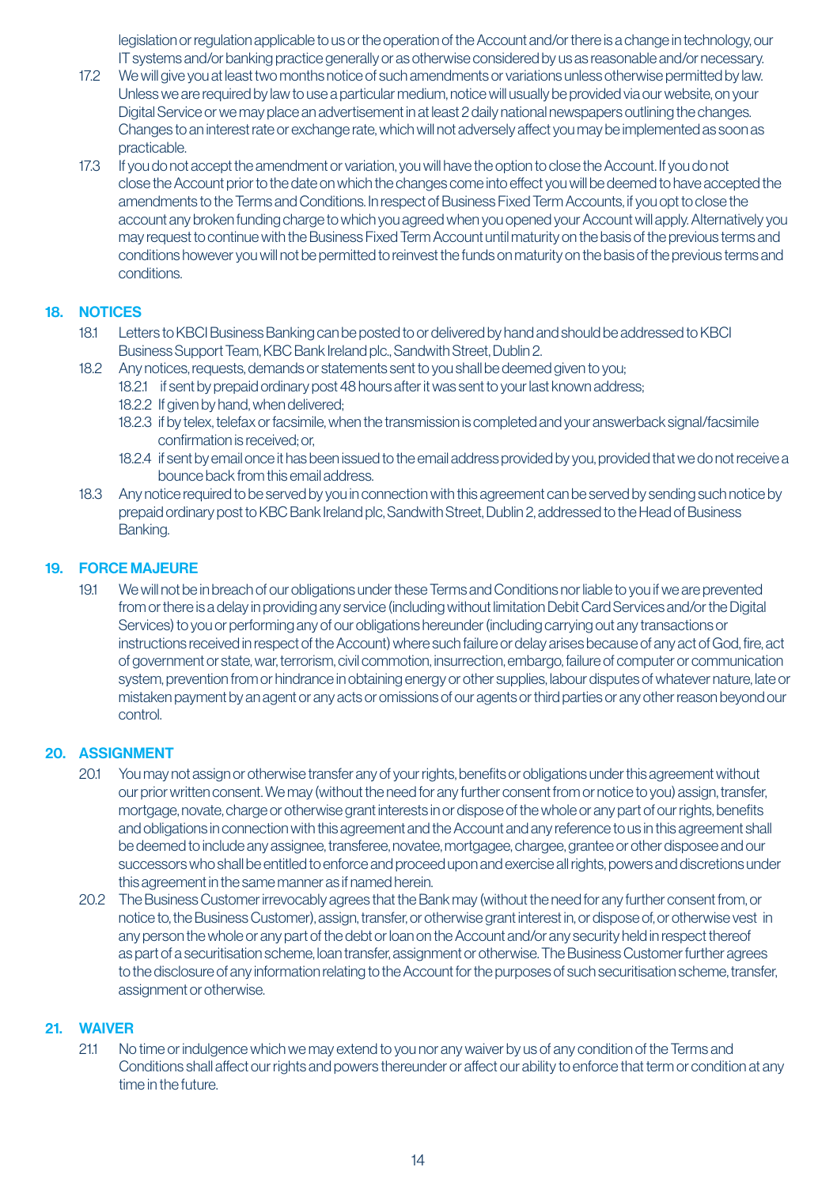legislation or regulation applicable to us or the operation of the Account and/or there is a change in technology, our IT systems and/or banking practice generally or as otherwise considered by us as reasonable and/or necessary.

17.2 We will give you at least two months notice of such amendments or variations unless otherwise permitted by law. Unless we are required by law to use a particular medium, notice will usually be provided via our website, on your Digital Service or we may place an advertisement in at least 2 daily national newspapers outlining the changes. Changes to an interest rate or exchange rate, which will not adversely affect you may be implemented as soon as practicable.

17.3 If you do not accept the amendment or variation, you will have the option to close the Account. If you do not close the Account prior to the date on which the changes come into effect you will be deemed to have accepted the amendments to the Terms and Conditions. In respect of Business Fixed Term Accounts, if you opt to close the account any broken funding charge to which you agreed when you opened your Account will apply. Alternatively you may request to continue with the Business Fixed Term Account until maturity on the basis of the previous terms and conditions however you will not be permitted to reinvest the funds on maturity on the basis of the previous terms and conditions.

## 18. NOTICES

18.1 Letters to KBCI Business Banking can be posted to or delivered by hand and should be addressed to KBCI Business Support Team, KBC Bank Ireland plc., Sandwith Street, Dublin 2.

18.2 Any notices, requests, demands or statements sent to you shall be deemed given to you;

- 18.2.1 if sent by prepaid ordinary post 48 hours after it was sent to your last known address;
- 18.2.2 If given by hand, when delivered;
- 18.2.3 if by telex, telefax or facsimile, when the transmission is completed and your answerback signal/facsimile confirmation is received; or,
- 18.2.4 if sent by email once it has been issued to the email address provided by you, provided that we do not receive a bounce back from this email address.

18.3 Any notice required to be served by you in connection with this agreement can be served by sending such notice by prepaid ordinary post to KBC Bank Ireland plc, Sandwith Street, Dublin 2, addressed to the Head of Business Banking.

## 19. FORCE MAJEURE

19.1 We will not be in breach of our obligations under these Terms and Conditions nor liable to you if we are prevented from or there is a delay in providing any service (including without limitation Debit Card Services and/or the Digital Services) to you or performing any of our obligations hereunder (including carrying out any transactions or instructions received in respect of the Account) where such failure or delay arises because of any act of God, fire, act of government or state, war, terrorism, civil commotion, insurrection, embargo, failure of computer or communication system, prevention from or hindrance in obtaining energy or other supplies, labour disputes of whatever nature, late or mistaken payment by an agent or any acts or omissions of our agents or third parties or any other reason beyond our control.

## 20. ASSIGNMENT

20.1 You may not assign or otherwise transfer any of your rights, benefits or obligations under this agreement without our prior written consent. We may (without the need for any further consent from or notice to you) assign, transfer, mortgage, novate, charge or otherwise grant interests in or dispose of the whole or any part of our rights, benefits and obligations in connection with this agreement and the Account and any reference to us in this agreement shall be deemed to include any assignee, transferee, novatee, mortgagee, chargee, grantee or other disposee and our successors who shall be entitled to enforce and proceed upon and exercise all rights, powers and discretions under this agreement in the same manner as if named herein.

20.2 The Business Customer irrevocably agrees that the Bank may (without the need for any further consent from, or notice to, the Business Customer), assign, transfer, or otherwise grant interest in, or dispose of, or otherwise vest in any person the whole or any part of the debt or loan on the Account and/or any security held in respect thereof as part of a securitisation scheme, loan transfer, assignment or otherwise. The Business Customer further agrees to the disclosure of any information relating to the Account for the purposes of such securitisation scheme, transfer, assignment or otherwise.

## 21. WAIVER

21.1 No time or indulgence which we may extend to you nor any waiver by us of any condition of the Terms and Conditions shall affect our rights and powers thereunder or affect our ability to enforce that term or condition at any time in the future.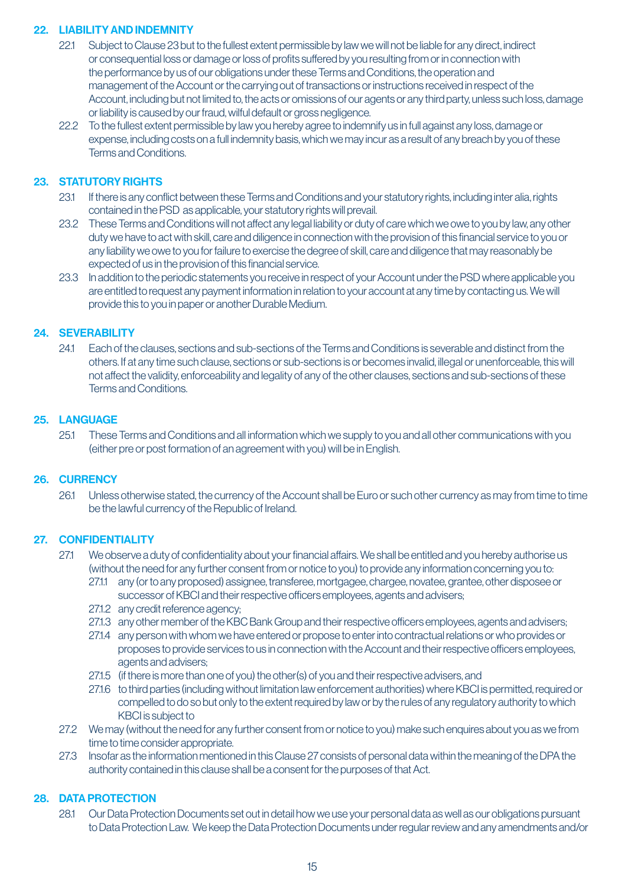## 22. LIABILITY AND INDEMNITY

22.1 Subject to Clause 23 but to the fullest extent permissible by law we will not be liable for any direct, indirect or consequential loss or damage or loss of profits suffered by you resulting from or in connection with the performance by us of our obligations under these Terms and Conditions, the operation and management of the Account or the carrying out of transactions or instructions received in respect of the Account, including but not limited to, the acts or omissions of our agents or any third party, unless such loss, damage or liability is caused by our fraud, wilful default or gross negligence.

22.2 To the fullest extent permissible by law you hereby agree to indemnify us in full against any loss, damage or expense, including costs on a full indemnity basis, which we may incur as a result of any breach by you of these Terms and Conditions.

## 23. STATUTORY RIGHTS

23.1 If there is any conflict between these Terms and Conditions and your statutory rights, including inter alia, rights contained in the PSD as applicable, your statutory rights will prevail.

23.2 These Terms and Conditions will not affect any legal liability or duty of care which we owe to you by law, any other duty we have to act with skill, care and diligence in connection with the provision of this financial service to you or any liability we owe to you for failure to exercise the degree of skill, care and diligence that may reasonably be expected of us in the provision of this financial service.

23.3 In addition to the periodic statements you receive in respect of your Account under the PSD where applicable you are entitled to request any payment information in relation to your account at any time by contacting us. We will provide this to you in paper or another Durable Medium.

## 24. SEVERABILITY

24.1 Each of the clauses, sections and sub-sections of the Terms and Conditions is severable and distinct from the others. If at any time such clause, sections or sub-sections is or becomes invalid, illegal or unenforceable, this will not affect the validity, enforceability and legality of any of the other clauses, sections and sub-sections of these Terms and Conditions.

## 25. LANGUAGE

25.1 These Terms and Conditions and all information which we supply to you and all other communications with you (either pre or post formation of an agreement with you) will be in English.

## 26. CURRENCY

26.1 Unless otherwise stated, the currency of the Account shall be Euro or such other currency as may from time to time be the lawful currency of the Republic of Ireland.

## 27. CONFIDENTIALITY

27.1 We observe a duty of confidentiality about your financial affairs. We shall be entitled and you hereby authorise us (without the need for any further consent from or notice to you) to provide any information concerning you to:

27.1.1 any (or to any proposed) assignee, transferee, mortgagee, chargee, novatee, grantee, other disposee or successor of KBCI and their respective officers employees, agents and advisers;

27.1.2 any credit reference agency;

27.1.3 any other member of the KBC Bank Group and their respective officers employees, agents and advisers;

27.1.4 any person with whom we have entered or propose to enter into contractual relations or who provides or proposes to provide services to us in connection with the Account and their respective officers employees, agents and advisers;

27.1.5 (if there is more than one of you) the other(s) of you and their respective advisers, and

27.1.6 to third parties (including without limitation law enforcement authorities) where KBCI is permitted, required or compelled to do so but only to the extent required by law or by the rules of any regulatory authority to which KBCI is subject to

27.2 We may (without the need for any further consent from or notice to you) make such enquires about you as we from time to time consider appropriate.

27.3 Insofar as the information mentioned in this Clause 27 consists of personal data within the meaning of the DPA the authority contained in this clause shall be a consent for the purposes of that Act.

## 28. DATA PROTECTION

28.1 Our Data Protection Documents set out in detail how we use your personal data as well as our obligations pursuant to Data Protection Law. We keep the Data Protection Documents under regular review and any amendments and/or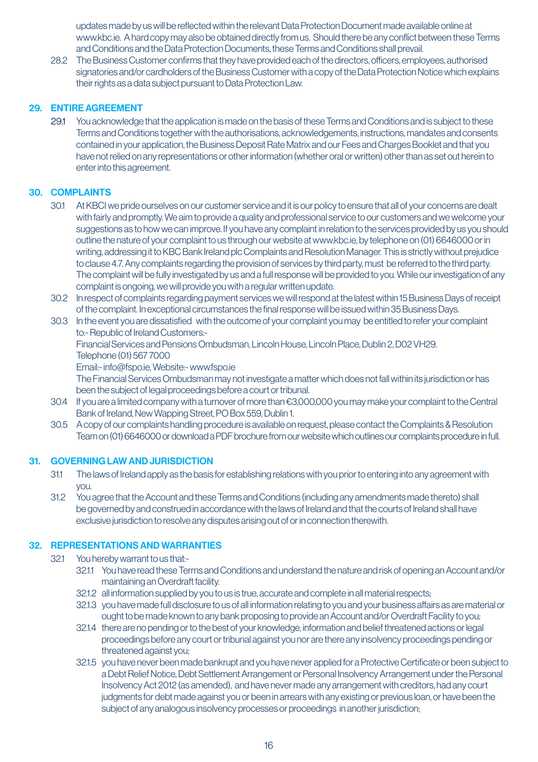updates made by us will be reflected within the relevant Data Protection Document made available online at www.kbc.ie. A hard copy may also be obtained directly from us. Should there be any conflict between these Terms and Conditions and the Data Protection Documents, these Terms and Conditions shall prevail.

28.2 The Business Customer confirms that they have provided each of the directors, officers, employees, authorised signatories and/or cardholders of the Business Customer with a copy of the Data Protection Notice which explains their rights as a data subject pursuant to Data Protection Law.

## 29. ENTIRE AGREEMENT

29.1 You acknowledge that the application is made on the basis of these Terms and Conditions and is subject to these Terms and Conditions together with the authorisations, acknowledgements, instructions, mandates and consents contained in your application, the Business Deposit Rate Matrix and our Fees and Charges Booklet and that you have not relied on any representations or other information (whether oral or written) other than as set out herein to enter into this agreement.

## 30. COMPLAINTS

30.1 At KBCI we pride ourselves on our customer service and it is our policy to ensure that all of your concerns are dealt with fairly and promptly. We aim to provide a quality and professional service to our customers and we welcome your suggestions as to how we can improve. If you have any complaint in relation to the services provided by us you should outline the nature of your complaint to us through our website at www.kbc.ie, by telephone on (01) 6646000 or in writing, addressing it to KBC Bank Ireland plc Complaints and Resolution Manager. This is strictly without prejudice to clause 4.7. Any complaints regarding the provision of services by third party, must be referred to the third party. The complaint will be fully investigated by us and a full response will be provided to you. While our investigation of any complaint is ongoing, we will provide you with a regular written update.

30.2 In respect of complaints regarding payment services we will respond at the latest within 15 Business Days of receipt of the complaint. In exceptional circumstances the final response will be issued within 35 Business Days.

30.3 In the event you are dissatisfied with the outcome of your complaint you may be entitled to refer your complaint to:- Republic of Ireland Customers:-
Financial Services and Pensions Ombudsman, Lincoln House, Lincoln Place, Dublin 2, D02 VH29.
Telephone (01) 567 7000
Email:- info@fspo.ie, Website:- www.fspo.ie
The Financial Services Ombudsman may not investigate a matter which does not fall within its jurisdiction or has been the subject of legal proceedings before a court or tribunal.

30.4 If you are a limited company with a turnover of more than €3,000,000 you may make your complaint to the Central Bank of Ireland, New Wapping Street, PO Box 559, Dublin 1.

30.5 A copy of our complaints handling procedure is available on request, please contact the Complaints & Resolution Team on (01) 6646000 or download a PDF brochure from our website which outlines our complaints procedure in full.

## 31. GOVERNING LAW AND JURISDICTION

31.1 The laws of Ireland apply as the basis for establishing relations with you prior to entering into any agreement with you.

31.2 You agree that the Account and these Terms and Conditions (including any amendments made thereto) shall be governed by and construed in accordance with the laws of Ireland and that the courts of Ireland shall have exclusive jurisdiction to resolve any disputes arising out of or in connection therewith.

## 32. REPRESENTATIONS AND WARRANTIES

32.1 You hereby warrant to us that:-

32.1.1 You have read these Terms and Conditions and understand the nature and risk of opening an Account and/or maintaining an Overdraft facility.

32.1.2 all information supplied by you to us is true, accurate and complete in all material respects;

32.1.3 you have made full disclosure to us of all information relating to you and your business affairs as are material or ought to be made known to any bank proposing to provide an Account and/or Overdraft Facility to you;

32.1.4 there are no pending or to the best of your knowledge, information and belief threatened actions or legal proceedings before any court or tribunal against you nor are there any insolvency proceedings pending or threatened against you;

32.1.5 you have never been made bankrupt and you have never applied for a Protective Certificate or been subject to a Debt Relief Notice, Debt Settlement Arrangement or Personal Insolvency Arrangement under the Personal Insolvency Act 2012 (as amended), and have never made any arrangement with creditors, had any court judgments for debt made against you or been in arrears with any existing or previous loan, or have been the subject of any analogous insolvency processes or proceedings in another jurisdiction;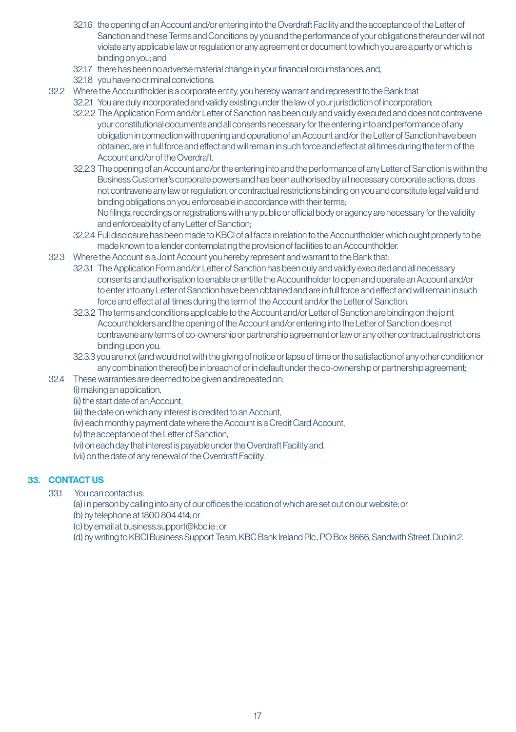32.1.6 the opening of an Account and/or entering into the Overdraft Facility and the acceptance of the Letter of Sanction and these Terms and Conditions by you and the performance of your obligations thereunder will not violate any applicable law or regulation or any agreement or document to which you are a party or which is binding on you; and

32.1.7 there has been no adverse material change in your financial circumstances, and,

32.1.8 you have no criminal convictions.

32.2 Where the Accountholder is a corporate entity, you hereby warrant and represent to the Bank that

32.2.1 You are duly incorporated and validly existing under the law of your jurisdiction of incorporation;

32.2.2 The Application Form and/or Letter of Sanction has been duly and validly executed and does not contravene your constitutional documents and all consents necessary for the entering into and performance of any obligation in connection with opening and operation of an Account and/or the Letter of Sanction have been obtained, are in full force and effect and will remain in such force and effect at all times during the term of the Account and/or of the Overdraft.

32.2.3 The opening of an Account and/or the entering into and the performance of any Letter of Sanction is within the Business Customer's corporate powers and has been authorised by all necessary corporate actions, does not contravene any law or regulation, or contractual restrictions binding on you and constitute legal valid and binding obligations on you enforceable in accordance with their terms;
No filings, recordings or registrations with any public or official body or agency are necessary for the validity and enforceability of any Letter of Sanction;

32.2.4 Full disclosure has been made to KBCI of all facts in relation to the Accountholder which ought properly to be made known to a lender contemplating the provision of facilities to an Accountholder.

32.3 Where the Account is a Joint Account you hereby represent and warrant to the Bank that:

32.3.1 The Application Form and/or Letter of Sanction has been duly and validly executed and all necessary consents and authorisation to enable or entitle the Accountholder to open and operate an Account and/or to enter into any Letter of Sanction have been obtained and are in full force and effect and will remain in such force and effect at all times during the term of the Account and/or the Letter of Sanction.

32.3.2 The terms and conditions applicable to the Account and/or Letter of Sanction are binding on the joint Accountholders and the opening of the Account and/or entering into the Letter of Sanction does not contravene any terms of co-ownership or partnership agreement or law or any other contractual restrictions binding upon you.

32.3.3 you are not (and would not with the giving of notice or lapse of time or the satisfaction of any other condition or any combination thereof) be in breach of or in default under the co-ownership or partnership agreement;

32.4 These warranties are deemed to be given and repeated on:
(i) making an application,
(ii) the start date of an Account,
(iii) the date on which any interest is credited to an Account,
(iv) each monthly payment date where the Account is a Credit Card Account,
(v) the acceptance of the Letter of Sanction,
(vi) on each day that interest is payable under the Overdraft Facility and,
(vii) on the date of any renewal of the Overdraft Facility.

## 33. CONTACT US

33.1 You can contact us:
(a) i n person by calling into any of our offices the location of which are set out on our website; or
(b) by telephone at 1800 804 414; or
(c) by email at business.support@kbc.ie ; or
(d) by writing to KBCI Business Support Team, KBC Bank Ireland Plc., PO Box 8666, Sandwith Street, Dublin 2.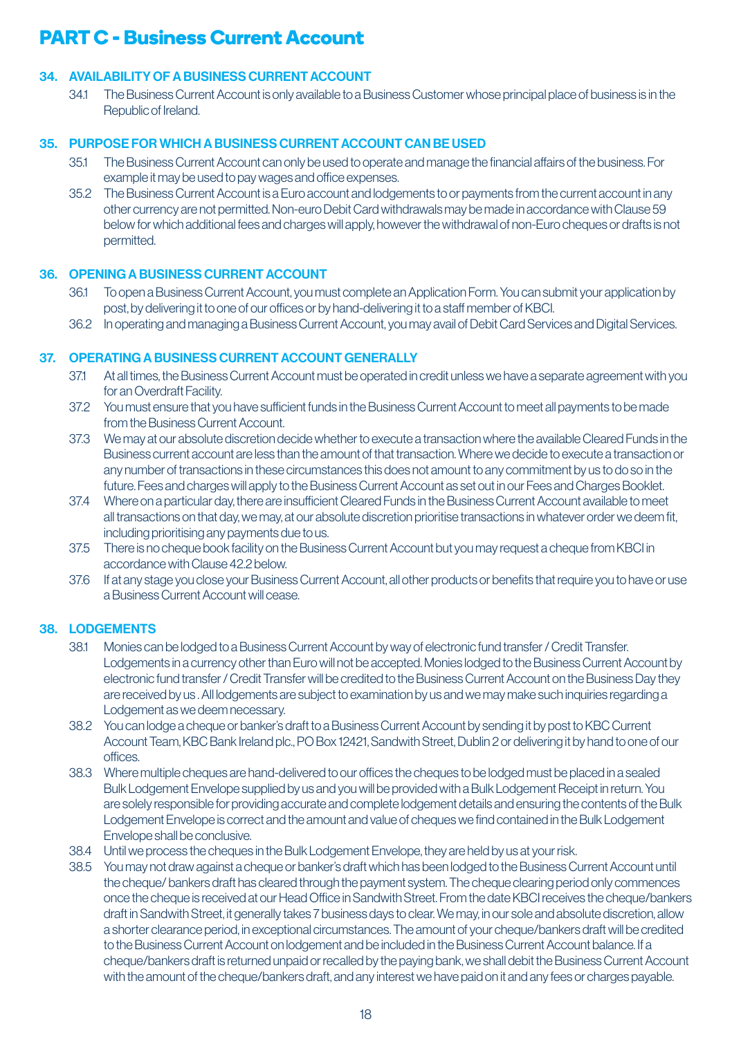# PART C - Business Current Account

## 34. AVAILABILITY OF A BUSINESS CURRENT ACCOUNT

34.1 The Business Current Account is only available to a Business Customer whose principal place of business is in the Republic of Ireland.

## 35. PURPOSE FOR WHICH A BUSINESS CURRENT ACCOUNT CAN BE USED

35.1 The Business Current Account can only be used to operate and manage the financial affairs of the business. For example it may be used to pay wages and office expenses.

35.2 The Business Current Account is a Euro account and lodgements to or payments from the current account in any other currency are not permitted. Non-euro Debit Card withdrawals may be made in accordance with Clause 59 below for which additional fees and charges will apply, however the withdrawal of non-Euro cheques or drafts is not permitted.

## 36. OPENING A BUSINESS CURRENT ACCOUNT

36.1 To open a Business Current Account, you must complete an Application Form. You can submit your application by post, by delivering it to one of our offices or by hand-delivering it to a staff member of KBCI.

36.2 In operating and managing a Business Current Account, you may avail of Debit Card Services and Digital Services.

## 37. OPERATING A BUSINESS CURRENT ACCOUNT GENERALLY

37.1 At all times, the Business Current Account must be operated in credit unless we have a separate agreement with you for an Overdraft Facility.

37.2 You must ensure that you have sufficient funds in the Business Current Account to meet all payments to be made from the Business Current Account.

37.3 We may at our absolute discretion decide whether to execute a transaction where the available Cleared Funds in the Business current account are less than the amount of that transaction. Where we decide to execute a transaction or any number of transactions in these circumstances this does not amount to any commitment by us to do so in the future. Fees and charges will apply to the Business Current Account as set out in our Fees and Charges Booklet.

37.4 Where on a particular day, there are insufficient Cleared Funds in the Business Current Account available to meet all transactions on that day, we may, at our absolute discretion prioritise transactions in whatever order we deem fit, including prioritising any payments due to us.

37.5 There is no cheque book facility on the Business Current Account but you may request a cheque from KBCI in accordance with Clause 42.2 below.

37.6 If at any stage you close your Business Current Account, all other products or benefits that require you to have or use a Business Current Account will cease.

## 38. LODGEMENTS

38.1 Monies can be lodged to a Business Current Account by way of electronic fund transfer / Credit Transfer. Lodgements in a currency other than Euro will not be accepted. Monies lodged to the Business Current Account by electronic fund transfer / Credit Transfer will be credited to the Business Current Account on the Business Day they are received by us . All lodgements are subject to examination by us and we may make such inquiries regarding a Lodgement as we deem necessary.

38.2 You can lodge a cheque or banker's draft to a Business Current Account by sending it by post to KBC Current Account Team, KBC Bank Ireland plc., PO Box 12421, Sandwith Street, Dublin 2 or delivering it by hand to one of our offices.

38.3 Where multiple cheques are hand-delivered to our offices the cheques to be lodged must be placed in a sealed Bulk Lodgement Envelope supplied by us and you will be provided with a Bulk Lodgement Receipt in return. You are solely responsible for providing accurate and complete lodgement details and ensuring the contents of the Bulk Lodgement Envelope is correct and the amount and value of cheques we find contained in the Bulk Lodgement Envelope shall be conclusive.

38.4 Until we process the cheques in the Bulk Lodgement Envelope, they are held by us at your risk.

38.5 You may not draw against a cheque or banker's draft which has been lodged to the Business Current Account until the cheque/ bankers draft has cleared through the payment system. The cheque clearing period only commences once the cheque is received at our Head Office in Sandwith Street. From the date KBCI receives the cheque/bankers draft in Sandwith Street, it generally takes 7 business days to clear. We may, in our sole and absolute discretion, allow a shorter clearance period, in exceptional circumstances. The amount of your cheque/bankers draft will be credited to the Business Current Account on lodgement and be included in the Business Current Account balance. If a cheque/bankers draft is returned unpaid or recalled by the paying bank, we shall debit the Business Current Account with the amount of the cheque/bankers draft, and any interest we have paid on it and any fees or charges payable.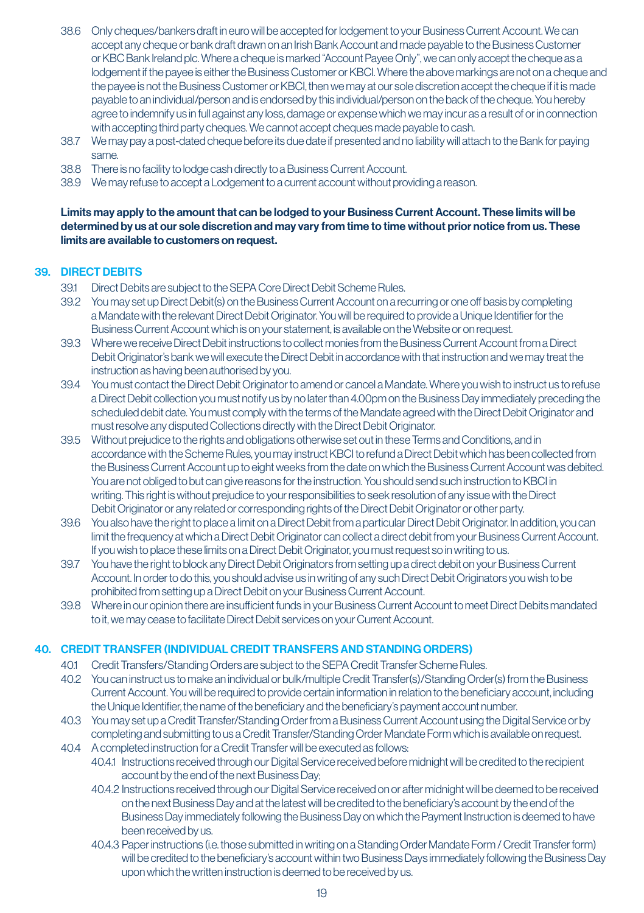38.6 Only cheques/bankers draft in euro will be accepted for lodgement to your Business Current Account. We can accept any cheque or bank draft drawn on an Irish Bank Account and made payable to the Business Customer or KBC Bank Ireland plc. Where a cheque is marked "Account Payee Only", we can only accept the cheque as a lodgement if the payee is either the Business Customer or KBCI. Where the above markings are not on a cheque and the payee is not the Business Customer or KBCI, then we may at our sole discretion accept the cheque if it is made payable to an individual/person and is endorsed by this individual/person on the back of the cheque. You hereby agree to indemnify us in full against any loss, damage or expense which we may incur as a result of or in connection with accepting third party cheques. We cannot accept cheques made payable to cash.

38.7 We may pay a post-dated cheque before its due date if presented and no liability will attach to the Bank for paying same.

38.8 There is no facility to lodge cash directly to a Business Current Account.

38.9 We may refuse to accept a Lodgement to a current account without providing a reason.

**Limits may apply to the amount that can be lodged to your Business Current Account. These limits will be determined by us at our sole discretion and may vary from time to time without prior notice from us. These limits are available to customers on request.**

## 39. DIRECT DEBITS

39.1 Direct Debits are subject to the SEPA Core Direct Debit Scheme Rules.

39.2 You may set up Direct Debit(s) on the Business Current Account on a recurring or one off basis by completing a Mandate with the relevant Direct Debit Originator. You will be required to provide a Unique Identifier for the Business Current Account which is on your statement, is available on the Website or on request.

39.3 Where we receive Direct Debit instructions to collect monies from the Business Current Account from a Direct Debit Originator's bank we will execute the Direct Debit in accordance with that instruction and we may treat the instruction as having been authorised by you.

39.4 You must contact the Direct Debit Originator to amend or cancel a Mandate. Where you wish to instruct us to refuse a Direct Debit collection you must notify us by no later than 4.00pm on the Business Day immediately preceding the scheduled debit date. You must comply with the terms of the Mandate agreed with the Direct Debit Originator and must resolve any disputed Collections directly with the Direct Debit Originator.

39.5 Without prejudice to the rights and obligations otherwise set out in these Terms and Conditions, and in accordance with the Scheme Rules, you may instruct KBCI to refund a Direct Debit which has been collected from the Business Current Account up to eight weeks from the date on which the Business Current Account was debited. You are not obliged to but can give reasons for the instruction. You should send such instruction to KBCI in writing. This right is without prejudice to your responsibilities to seek resolution of any issue with the Direct Debit Originator or any related or corresponding rights of the Direct Debit Originator or other party.

39.6 You also have the right to place a limit on a Direct Debit from a particular Direct Debit Originator. In addition, you can limit the frequency at which a Direct Debit Originator can collect a direct debit from your Business Current Account. If you wish to place these limits on a Direct Debit Originator, you must request so in writing to us.

39.7 You have the right to block any Direct Debit Originators from setting up a direct debit on your Business Current Account. In order to do this, you should advise us in writing of any such Direct Debit Originators you wish to be prohibited from setting up a Direct Debit on your Business Current Account.

39.8 Where in our opinion there are insufficient funds in your Business Current Account to meet Direct Debits mandated to it, we may cease to facilitate Direct Debit services on your Current Account.

## 40. CREDIT TRANSFER (INDIVIDUAL CREDIT TRANSFERS AND STANDING ORDERS)

40.1 Credit Transfers/Standing Orders are subject to the SEPA Credit Transfer Scheme Rules.

40.2 You can instruct us to make an individual or bulk/multiple Credit Transfer(s)/Standing Order(s) from the Business Current Account. You will be required to provide certain information in relation to the beneficiary account, including the Unique Identifier, the name of the beneficiary and the beneficiary's payment account number.

40.3 You may set up a Credit Transfer/Standing Order from a Business Current Account using the Digital Service or by completing and submitting to us a Credit Transfer/Standing Order Mandate Form which is available on request.

40.4 A completed instruction for a Credit Transfer will be executed as follows:

40.4.1 Instructions received through our Digital Service received before midnight will be credited to the recipient account by the end of the next Business Day;

40.4.2 Instructions received through our Digital Service received on or after midnight will be deemed to be received on the next Business Day and at the latest will be credited to the beneficiary's account by the end of the Business Day immediately following the Business Day on which the Payment Instruction is deemed to have been received by us.

40.4.3 Paper instructions (i.e. those submitted in writing on a Standing Order Mandate Form / Credit Transfer form) will be credited to the beneficiary's account within two Business Days immediately following the Business Day upon which the written instruction is deemed to be received by us.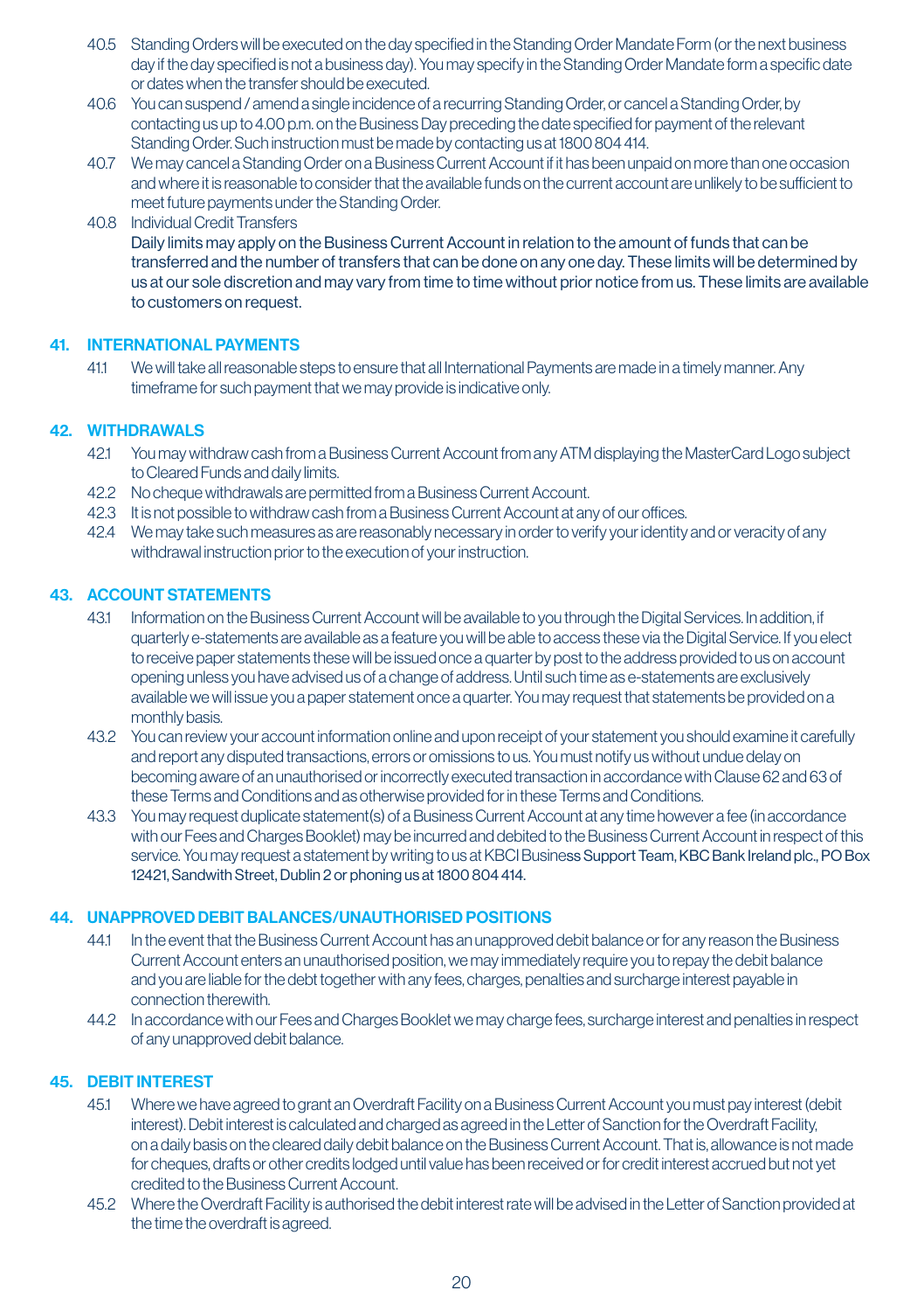40.5 Standing Orders will be executed on the day specified in the Standing Order Mandate Form (or the next business day if the day specified is not a business day). You may specify in the Standing Order Mandate form a specific date or dates when the transfer should be executed.

40.6 You can suspend / amend a single incidence of a recurring Standing Order, or cancel a Standing Order, by contacting us up to 4.00 p.m. on the Business Day preceding the date specified for payment of the relevant Standing Order. Such instruction must be made by contacting us at 1800 804 414.

40.7 We may cancel a Standing Order on a Business Current Account if it has been unpaid on more than one occasion and where it is reasonable to consider that the available funds on the current account are unlikely to be sufficient to meet future payments under the Standing Order.

40.8 Individual Credit Transfers
Daily limits may apply on the Business Current Account in relation to the amount of funds that can be transferred and the number of transfers that can be done on any one day. These limits will be determined by us at our sole discretion and may vary from time to time without prior notice from us. These limits are available to customers on request.

## 41. INTERNATIONAL PAYMENTS

41.1 We will take all reasonable steps to ensure that all International Payments are made in a timely manner. Any timeframe for such payment that we may provide is indicative only.

## 42. WITHDRAWALS

42.1 You may withdraw cash from a Business Current Account from any ATM displaying the MasterCard Logo subject to Cleared Funds and daily limits.

42.2 No cheque withdrawals are permitted from a Business Current Account.

42.3 It is not possible to withdraw cash from a Business Current Account at any of our offices.

42.4 We may take such measures as are reasonably necessary in order to verify your identity and or veracity of any withdrawal instruction prior to the execution of your instruction.

## 43. ACCOUNT STATEMENTS

43.1 Information on the Business Current Account will be available to you through the Digital Services. In addition, if quarterly e-statements are available as a feature you will be able to access these via the Digital Service. If you elect to receive paper statements these will be issued once a quarter by post to the address provided to us on account opening unless you have advised us of a change of address. Until such time as e-statements are exclusively available we will issue you a paper statement once a quarter. You may request that statements be provided on a monthly basis.

43.2 You can review your account information online and upon receipt of your statement you should examine it carefully and report any disputed transactions, errors or omissions to us. You must notify us without undue delay on becoming aware of an unauthorised or incorrectly executed transaction in accordance with Clause 62 and 63 of these Terms and Conditions and as otherwise provided for in these Terms and Conditions.

43.3 You may request duplicate statement(s) of a Business Current Account at any time however a fee (in accordance with our Fees and Charges Booklet) may be incurred and debited to the Business Current Account in respect of this service. You may request a statement by writing to us at KBCI Business Support Team, KBC Bank Ireland plc., PO Box 12421, Sandwith Street, Dublin 2 or phoning us at 1800 804 414.

## 44. UNAPPROVED DEBIT BALANCES/UNAUTHORISED POSITIONS

44.1 In the event that the Business Current Account has an unapproved debit balance or for any reason the Business Current Account enters an unauthorised position, we may immediately require you to repay the debit balance and you are liable for the debt together with any fees, charges, penalties and surcharge interest payable in connection therewith.

44.2 In accordance with our Fees and Charges Booklet we may charge fees, surcharge interest and penalties in respect of any unapproved debit balance.

## 45. DEBIT INTEREST

45.1 Where we have agreed to grant an Overdraft Facility on a Business Current Account you must pay interest (debit interest). Debit interest is calculated and charged as agreed in the Letter of Sanction for the Overdraft Facility, on a daily basis on the cleared daily debit balance on the Business Current Account. That is, allowance is not made for cheques, drafts or other credits lodged until value has been received or for credit interest accrued but not yet credited to the Business Current Account.

45.2 Where the Overdraft Facility is authorised the debit interest rate will be advised in the Letter of Sanction provided at the time the overdraft is agreed.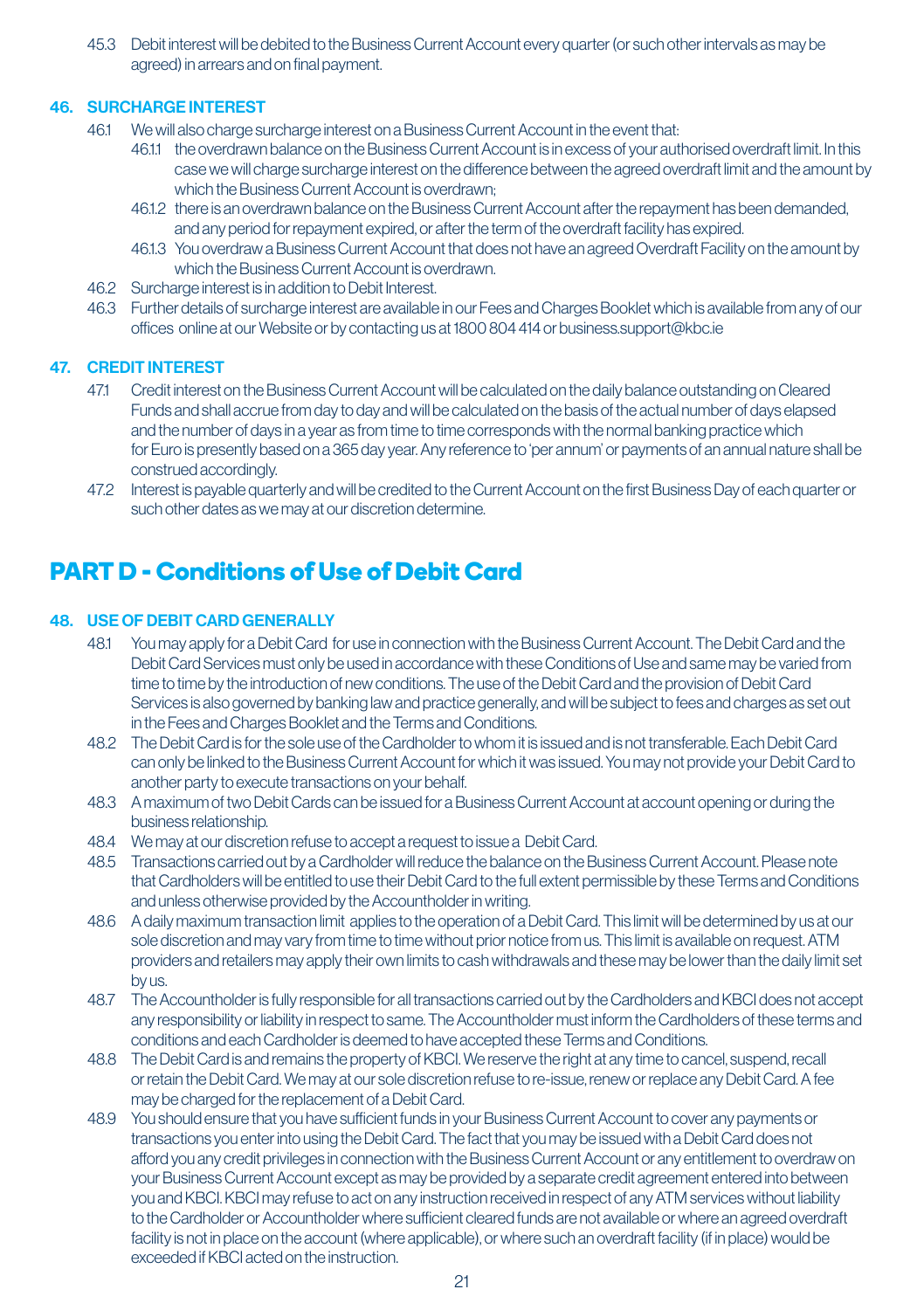45.3 Debit interest will be debited to the Business Current Account every quarter (or such other intervals as may be agreed) in arrears and on final payment.

### 46. SURCHARGE INTEREST

46.1 We will also charge surcharge interest on a Business Current Account in the event that:

46.1.1 the overdrawn balance on the Business Current Account is in excess of your authorised overdraft limit. In this case we will charge surcharge interest on the difference between the agreed overdraft limit and the amount by which the Business Current Account is overdrawn;

46.1.2 there is an overdrawn balance on the Business Current Account after the repayment has been demanded, and any period for repayment expired, or after the term of the overdraft facility has expired.

46.1.3 You overdraw a Business Current Account that does not have an agreed Overdraft Facility on the amount by which the Business Current Account is overdrawn.

46.2 Surcharge interest is in addition to Debit Interest.

46.3 Further details of surcharge interest are available in our Fees and Charges Booklet which is available from any of our offices online at our Website or by contacting us at 1800 804 414 or business.support@kbc.ie

### 47. CREDIT INTEREST

47.1 Credit interest on the Business Current Account will be calculated on the daily balance outstanding on Cleared Funds and shall accrue from day to day and will be calculated on the basis of the actual number of days elapsed and the number of days in a year as from time to time corresponds with the normal banking practice which for Euro is presently based on a 365 day year. Any reference to 'per annum' or payments of an annual nature shall be construed accordingly.

47.2 Interest is payable quarterly and will be credited to the Current Account on the first Business Day of each quarter or such other dates as we may at our discretion determine.

## PART D - Conditions of Use of Debit Card

### 48. USE OF DEBIT CARD GENERALLY

48.1 You may apply for a Debit Card for use in connection with the Business Current Account. The Debit Card and the Debit Card Services must only be used in accordance with these Conditions of Use and same may be varied from time to time by the introduction of new conditions. The use of the Debit Card and the provision of Debit Card Services is also governed by banking law and practice generally, and will be subject to fees and charges as set out in the Fees and Charges Booklet and the Terms and Conditions.

48.2 The Debit Card is for the sole use of the Cardholder to whom it is issued and is not transferable. Each Debit Card can only be linked to the Business Current Account for which it was issued. You may not provide your Debit Card to another party to execute transactions on your behalf.

48.3 A maximum of two Debit Cards can be issued for a Business Current Account at account opening or during the business relationship.

48.4 We may at our discretion refuse to accept a request to issue a Debit Card.

48.5 Transactions carried out by a Cardholder will reduce the balance on the Business Current Account. Please note that Cardholders will be entitled to use their Debit Card to the full extent permissible by these Terms and Conditions and unless otherwise provided by the Accountholder in writing.

48.6 A daily maximum transaction limit applies to the operation of a Debit Card. This limit will be determined by us at our sole discretion and may vary from time to time without prior notice from us. This limit is available on request. ATM providers and retailers may apply their own limits to cash withdrawals and these may be lower than the daily limit set by us.

48.7 The Accountholder is fully responsible for all transactions carried out by the Cardholders and KBCI does not accept any responsibility or liability in respect to same. The Accountholder must inform the Cardholders of these terms and conditions and each Cardholder is deemed to have accepted these Terms and Conditions.

48.8 The Debit Card is and remains the property of KBCI. We reserve the right at any time to cancel, suspend, recall or retain the Debit Card. We may at our sole discretion refuse to re-issue, renew or replace any Debit Card. A fee may be charged for the replacement of a Debit Card.

48.9 You should ensure that you have sufficient funds in your Business Current Account to cover any payments or transactions you enter into using the Debit Card. The fact that you may be issued with a Debit Card does not afford you any credit privileges in connection with the Business Current Account or any entitlement to overdraw on your Business Current Account except as may be provided by a separate credit agreement entered into between you and KBCI. KBCI may refuse to act on any instruction received in respect of any ATM services without liability to the Cardholder or Accountholder where sufficient cleared funds are not available or where an agreed overdraft facility is not in place on the account (where applicable), or where such an overdraft facility (if in place) would be exceeded if KBCI acted on the instruction.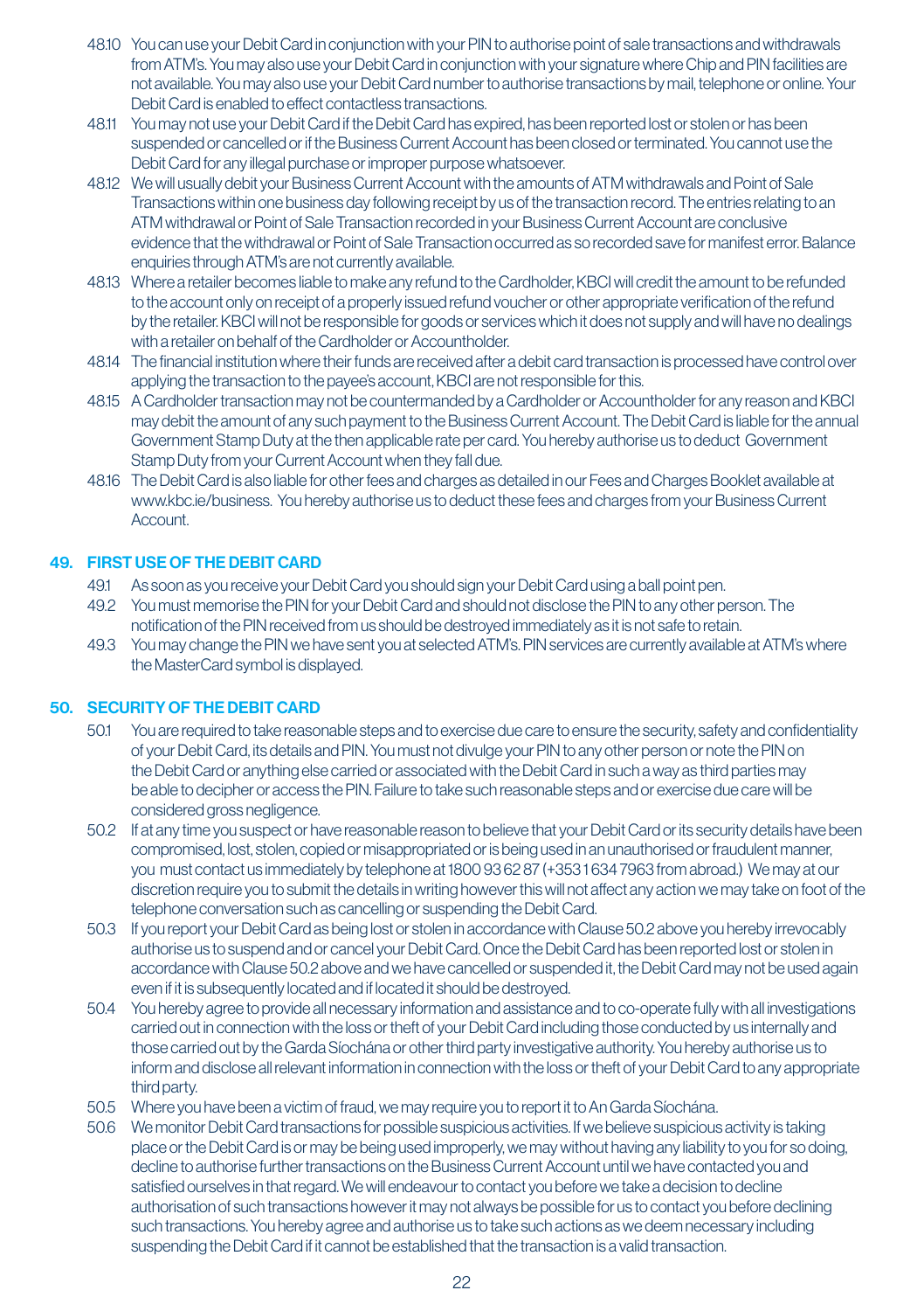48.10 You can use your Debit Card in conjunction with your PIN to authorise point of sale transactions and withdrawals from ATM's. You may also use your Debit Card in conjunction with your signature where Chip and PIN facilities are not available. You may also use your Debit Card number to authorise transactions by mail, telephone or online. Your Debit Card is enabled to effect contactless transactions.

48.11 You may not use your Debit Card if the Debit Card has expired, has been reported lost or stolen or has been suspended or cancelled or if the Business Current Account has been closed or terminated. You cannot use the Debit Card for any illegal purchase or improper purpose whatsoever.

48.12 We will usually debit your Business Current Account with the amounts of ATM withdrawals and Point of Sale Transactions within one business day following receipt by us of the transaction record. The entries relating to an ATM withdrawal or Point of Sale Transaction recorded in your Business Current Account are conclusive evidence that the withdrawal or Point of Sale Transaction occurred as so recorded save for manifest error. Balance enquiries through ATM's are not currently available.

48.13 Where a retailer becomes liable to make any refund to the Cardholder, KBCI will credit the amount to be refunded to the account only on receipt of a properly issued refund voucher or other appropriate verification of the refund by the retailer. KBCI will not be responsible for goods or services which it does not supply and will have no dealings with a retailer on behalf of the Cardholder or Accountholder.

48.14 The financial institution where their funds are received after a debit card transaction is processed have control over applying the transaction to the payee's account, KBCI are not responsible for this.

48.15 A Cardholder transaction may not be countermanded by a Cardholder or Accountholder for any reason and KBCI may debit the amount of any such payment to the Business Current Account. The Debit Card is liable for the annual Government Stamp Duty at the then applicable rate per card. You hereby authorise us to deduct Government Stamp Duty from your Current Account when they fall due.

48.16 The Debit Card is also liable for other fees and charges as detailed in our Fees and Charges Booklet available at www.kbc.ie/business. You hereby authorise us to deduct these fees and charges from your Business Current Account.

## 49. FIRST USE OF THE DEBIT CARD

49.1 As soon as you receive your Debit Card you should sign your Debit Card using a ball point pen.

49.2 You must memorise the PIN for your Debit Card and should not disclose the PIN to any other person. The notification of the PIN received from us should be destroyed immediately as it is not safe to retain.

49.3 You may change the PIN we have sent you at selected ATM's. PIN services are currently available at ATM's where the MasterCard symbol is displayed.

## 50. SECURITY OF THE DEBIT CARD

50.1 You are required to take reasonable steps and to exercise due care to ensure the security, safety and confidentiality of your Debit Card, its details and PIN. You must not divulge your PIN to any other person or note the PIN on the Debit Card or anything else carried or associated with the Debit Card in such a way as third parties may be able to decipher or access the PIN. Failure to take such reasonable steps and or exercise due care will be considered gross negligence.

50.2 If at any time you suspect or have reasonable reason to believe that your Debit Card or its security details have been compromised, lost, stolen, copied or misappropriated or is being used in an unauthorised or fraudulent manner, you must contact us immediately by telephone at 1800 93 62 87 (+353 1 634 7963 from abroad.) We may at our discretion require you to submit the details in writing however this will not affect any action we may take on foot of the telephone conversation such as cancelling or suspending the Debit Card.

50.3 If you report your Debit Card as being lost or stolen in accordance with Clause 50.2 above you hereby irrevocably authorise us to suspend and or cancel your Debit Card. Once the Debit Card has been reported lost or stolen in accordance with Clause 50.2 above and we have cancelled or suspended it, the Debit Card may not be used again even if it is subsequently located and if located it should be destroyed.

50.4 You hereby agree to provide all necessary information and assistance and to co-operate fully with all investigations carried out in connection with the loss or theft of your Debit Card including those conducted by us internally and those carried out by the Garda Síochána or other third party investigative authority. You hereby authorise us to inform and disclose all relevant information in connection with the loss or theft of your Debit Card to any appropriate third party.

50.5 Where you have been a victim of fraud, we may require you to report it to An Garda Síochána.

50.6 We monitor Debit Card transactions for possible suspicious activities. If we believe suspicious activity is taking place or the Debit Card is or may be being used improperly, we may without having any liability to you for so doing, decline to authorise further transactions on the Business Current Account until we have contacted you and satisfied ourselves in that regard. We will endeavour to contact you before we take a decision to decline authorisation of such transactions however it may not always be possible for us to contact you before declining such transactions. You hereby agree and authorise us to take such actions as we deem necessary including suspending the Debit Card if it cannot be established that the transaction is a valid transaction.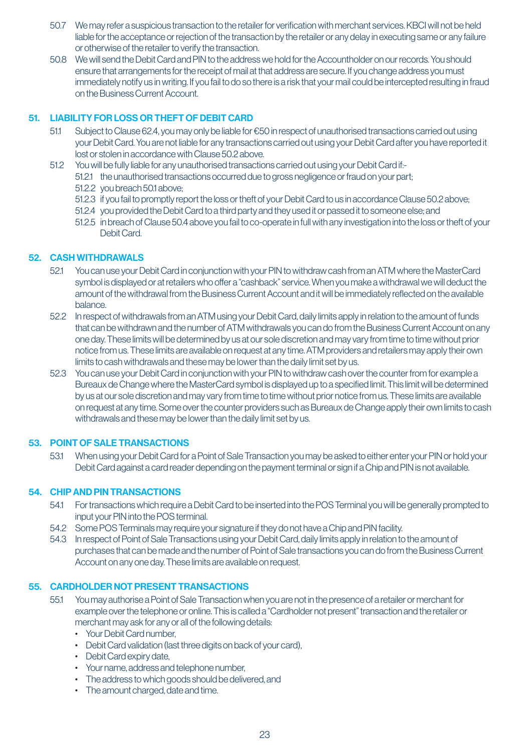50.7 We may refer a suspicious transaction to the retailer for verification with merchant services. KBCI will not be held liable for the acceptance or rejection of the transaction by the retailer or any delay in executing same or any failure or otherwise of the retailer to verify the transaction.

50.8 We will send the Debit Card and PIN to the address we hold for the Accountholder on our records. You should ensure that arrangements for the receipt of mail at that address are secure. If you change address you must immediately notify us in writing. If you fail to do so there is a risk that your mail could be intercepted resulting in fraud on the Business Current Account.

## 51. LIABILITY FOR LOSS OR THEFT OF DEBIT CARD

51.1 Subject to Clause 62.4, you may only be liable for €50 in respect of unauthorised transactions carried out using your Debit Card. You are not liable for any transactions carried out using your Debit Card after you have reported it lost or stolen in accordance with Clause 50.2 above.

51.2 You will be fully liable for any unauthorised transactions carried out using your Debit Card if:-

- 51.2.1 the unauthorised transactions occurred due to gross negligence or fraud on your part;
- 51.2.2 you breach 50.1 above;
- 51.2.3 if you fail to promptly report the loss or theft of your Debit Card to us in accordance Clause 50.2 above;
- 51.2.4 you provided the Debit Card to a third party and they used it or passed it to someone else; and
- 51.2.5 in breach of Clause 50.4 above you fail to co-operate in full with any investigation into the loss or theft of your Debit Card.

## 52. CASH WITHDRAWALS

52.1 You can use your Debit Card in conjunction with your PIN to withdraw cash from an ATM where the MasterCard symbol is displayed or at retailers who offer a "cashback" service. When you make a withdrawal we will deduct the amount of the withdrawal from the Business Current Account and it will be immediately reflected on the available balance.

52.2 In respect of withdrawals from an ATM using your Debit Card, daily limits apply in relation to the amount of funds that can be withdrawn and the number of ATM withdrawals you can do from the Business Current Account on any one day. These limits will be determined by us at our sole discretion and may vary from time to time without prior notice from us. These limits are available on request at any time. ATM providers and retailers may apply their own limits to cash withdrawals and these may be lower than the daily limit set by us.

52.3 You can use your Debit Card in conjunction with your PIN to withdraw cash over the counter from for example a Bureaux de Change where the MasterCard symbol is displayed up to a specified limit. This limit will be determined by us at our sole discretion and may vary from time to time without prior notice from us. These limits are available on request at any time. Some over the counter providers such as Bureaux de Change apply their own limits to cash withdrawals and these may be lower than the daily limit set by us.

## 53. POINT OF SALE TRANSACTIONS

53.1 When using your Debit Card for a Point of Sale Transaction you may be asked to either enter your PIN or hold your Debit Card against a card reader depending on the payment terminal or sign if a Chip and PIN is not available.

## 54. CHIP AND PIN TRANSACTIONS

54.1 For transactions which require a Debit Card to be inserted into the POS Terminal you will be generally prompted to input your PIN into the POS terminal.

54.2 Some POS Terminals may require your signature if they do not have a Chip and PIN facility.

54.3 In respect of Point of Sale Transactions using your Debit Card, daily limits apply in relation to the amount of purchases that can be made and the number of Point of Sale transactions you can do from the Business Current Account on any one day. These limits are available on request.

## 55. CARDHOLDER NOT PRESENT TRANSACTIONS

55.1 You may authorise a Point of Sale Transaction when you are not in the presence of a retailer or merchant for example over the telephone or online. This is called a "Cardholder not present" transaction and the retailer or merchant may ask for any or all of the following details:

- Your Debit Card number,
- Debit Card validation (last three digits on back of your card),
- Debit Card expiry date,
- Your name, address and telephone number,
- The address to which goods should be delivered, and
- The amount charged, date and time.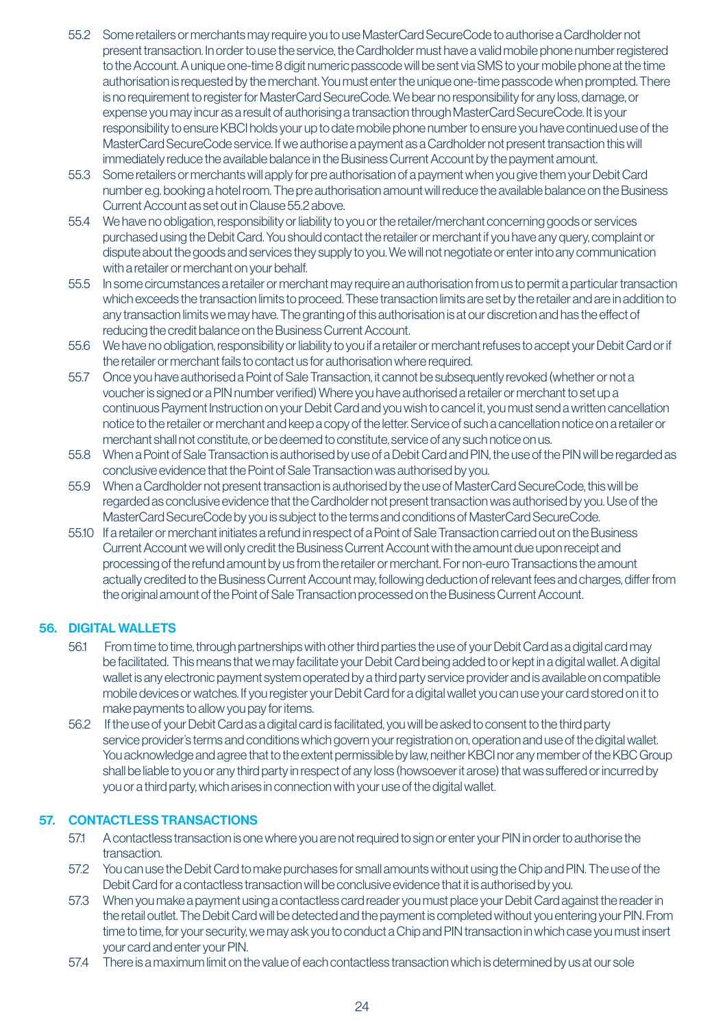55.2 Some retailers or merchants may require you to use MasterCard SecureCode to authorise a Cardholder not present transaction. In order to use the service, the Cardholder must have a valid mobile phone number registered to the Account. A unique one-time 8 digit numeric passcode will be sent via SMS to your mobile phone at the time authorisation is requested by the merchant. You must enter the unique one-time passcode when prompted. There is no requirement to register for MasterCard SecureCode. We bear no responsibility for any loss, damage, or expense you may incur as a result of authorising a transaction through MasterCard SecureCode. It is your responsibility to ensure KBCI holds your up to date mobile phone number to ensure you have continued use of the MasterCard SecureCode service. If we authorise a payment as a Cardholder not present transaction this will immediately reduce the available balance in the Business Current Account by the payment amount.

55.3 Some retailers or merchants will apply for pre authorisation of a payment when you give them your Debit Card number e.g. booking a hotel room. The pre authorisation amount will reduce the available balance on the Business Current Account as set out in Clause 55.2 above.

55.4 We have no obligation, responsibility or liability to you or the retailer/merchant concerning goods or services purchased using the Debit Card. You should contact the retailer or merchant if you have any query, complaint or dispute about the goods and services they supply to you. We will not negotiate or enter into any communication with a retailer or merchant on your behalf.

55.5 In some circumstances a retailer or merchant may require an authorisation from us to permit a particular transaction which exceeds the transaction limits to proceed. These transaction limits are set by the retailer and are in addition to any transaction limits we may have. The granting of this authorisation is at our discretion and has the effect of reducing the credit balance on the Business Current Account.

55.6 We have no obligation, responsibility or liability to you if a retailer or merchant refuses to accept your Debit Card or if the retailer or merchant fails to contact us for authorisation where required.

55.7 Once you have authorised a Point of Sale Transaction, it cannot be subsequently revoked (whether or not a voucher is signed or a PIN number verified) Where you have authorised a retailer or merchant to set up a continuous Payment Instruction on your Debit Card and you wish to cancel it, you must send a written cancellation notice to the retailer or merchant and keep a copy of the letter. Service of such a cancellation notice on a retailer or merchant shall not constitute, or be deemed to constitute, service of any such notice on us.

55.8 When a Point of Sale Transaction is authorised by use of a Debit Card and PIN, the use of the PIN will be regarded as conclusive evidence that the Point of Sale Transaction was authorised by you.

55.9 When a Cardholder not present transaction is authorised by the use of MasterCard SecureCode, this will be regarded as conclusive evidence that the Cardholder not present transaction was authorised by you. Use of the MasterCard SecureCode by you is subject to the terms and conditions of MasterCard SecureCode.

55.10 If a retailer or merchant initiates a refund in respect of a Point of Sale Transaction carried out on the Business Current Account we will only credit the Business Current Account with the amount due upon receipt and processing of the refund amount by us from the retailer or merchant. For non-euro Transactions the amount actually credited to the Business Current Account may, following deduction of relevant fees and charges, differ from the original amount of the Point of Sale Transaction processed on the Business Current Account.

## 56. DIGITAL WALLETS

56.1 From time to time, through partnerships with other third parties the use of your Debit Card as a digital card may be facilitated. This means that we may facilitate your Debit Card being added to or kept in a digital wallet. A digital wallet is any electronic payment system operated by a third party service provider and is available on compatible mobile devices or watches. If you register your Debit Card for a digital wallet you can use your card stored on it to make payments to allow you pay for items.

56.2 If the use of your Debit Card as a digital card is facilitated, you will be asked to consent to the third party service provider's terms and conditions which govern your registration on, operation and use of the digital wallet. You acknowledge and agree that to the extent permissible by law, neither KBCI nor any member of the KBC Group shall be liable to you or any third party in respect of any loss (howsoever it arose) that was suffered or incurred by you or a third party, which arises in connection with your use of the digital wallet.

## 57. CONTACTLESS TRANSACTIONS

57.1 A contactless transaction is one where you are not required to sign or enter your PIN in order to authorise the transaction.

57.2 You can use the Debit Card to make purchases for small amounts without using the Chip and PIN. The use of the Debit Card for a contactless transaction will be conclusive evidence that it is authorised by you.

57.3 When you make a payment using a contactless card reader you must place your Debit Card against the reader in the retail outlet. The Debit Card will be detected and the payment is completed without you entering your PIN. From time to time, for your security, we may ask you to conduct a Chip and PIN transaction in which case you must insert your card and enter your PIN.

57.4 There is a maximum limit on the value of each contactless transaction which is determined by us at our sole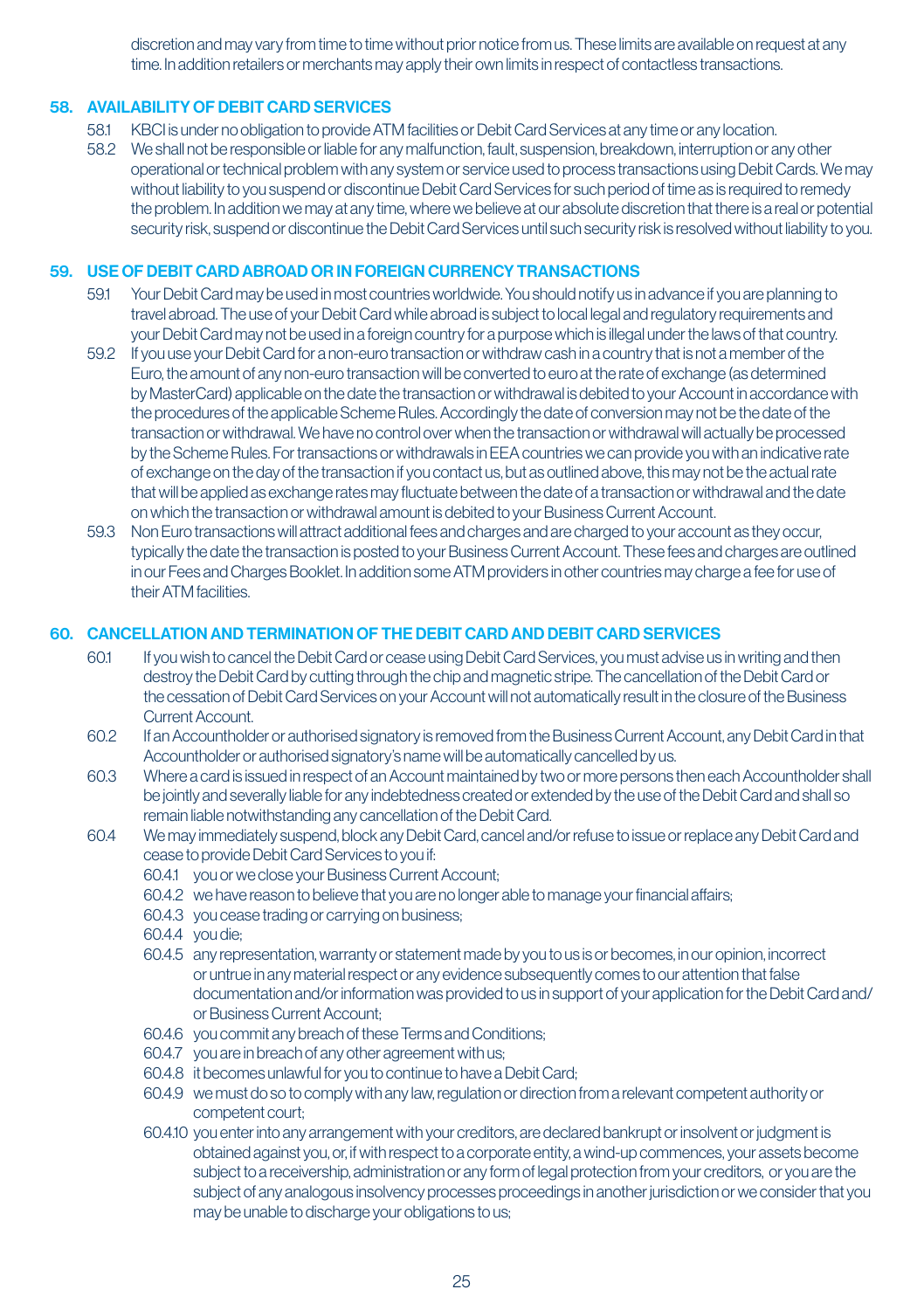discretion and may vary from time to time without prior notice from us. These limits are available on request at any time. In addition retailers or merchants may apply their own limits in respect of contactless transactions.

## 58. AVAILABILITY OF DEBIT CARD SERVICES

58.1 KBCI is under no obligation to provide ATM facilities or Debit Card Services at any time or any location.

58.2 We shall not be responsible or liable for any malfunction, fault, suspension, breakdown, interruption or any other operational or technical problem with any system or service used to process transactions using Debit Cards. We may without liability to you suspend or discontinue Debit Card Services for such period of time as is required to remedy the problem. In addition we may at any time, where we believe at our absolute discretion that there is a real or potential security risk, suspend or discontinue the Debit Card Services until such security risk is resolved without liability to you.

## 59. USE OF DEBIT CARD ABROAD OR IN FOREIGN CURRENCY TRANSACTIONS

59.1 Your Debit Card may be used in most countries worldwide. You should notify us in advance if you are planning to travel abroad. The use of your Debit Card while abroad is subject to local legal and regulatory requirements and your Debit Card may not be used in a foreign country for a purpose which is illegal under the laws of that country.

59.2 If you use your Debit Card for a non-euro transaction or withdraw cash in a country that is not a member of the Euro, the amount of any non-euro transaction will be converted to euro at the rate of exchange (as determined by MasterCard) applicable on the date the transaction or withdrawal is debited to your Account in accordance with the procedures of the applicable Scheme Rules. Accordingly the date of conversion may not be the date of the transaction or withdrawal. We have no control over when the transaction or withdrawal will actually be processed by the Scheme Rules. For transactions or withdrawals in EEA countries we can provide you with an indicative rate of exchange on the day of the transaction if you contact us, but as outlined above, this may not be the actual rate that will be applied as exchange rates may fluctuate between the date of a transaction or withdrawal and the date on which the transaction or withdrawal amount is debited to your Business Current Account.

59.3 Non Euro transactions will attract additional fees and charges and are charged to your account as they occur, typically the date the transaction is posted to your Business Current Account. These fees and charges are outlined in our Fees and Charges Booklet. In addition some ATM providers in other countries may charge a fee for use of their ATM facilities.

## 60. CANCELLATION AND TERMINATION OF THE DEBIT CARD AND DEBIT CARD SERVICES

60.1 If you wish to cancel the Debit Card or cease using Debit Card Services, you must advise us in writing and then destroy the Debit Card by cutting through the chip and magnetic stripe. The cancellation of the Debit Card or the cessation of Debit Card Services on your Account will not automatically result in the closure of the Business Current Account.

60.2 If an Accountholder or authorised signatory is removed from the Business Current Account, any Debit Card in that Accountholder or authorised signatory's name will be automatically cancelled by us.

60.3 Where a card is issued in respect of an Account maintained by two or more persons then each Accountholder shall be jointly and severally liable for any indebtedness created or extended by the use of the Debit Card and shall so remain liable notwithstanding any cancellation of the Debit Card.

60.4 We may immediately suspend, block any Debit Card, cancel and/or refuse to issue or replace any Debit Card and cease to provide Debit Card Services to you if:

60.4.1 you or we close your Business Current Account;

60.4.2 we have reason to believe that you are no longer able to manage your financial affairs;

60.4.3 you cease trading or carrying on business;

60.4.4 you die;

60.4.5 any representation, warranty or statement made by you to us is or becomes, in our opinion, incorrect or untrue in any material respect or any evidence subsequently comes to our attention that false documentation and/or information was provided to us in support of your application for the Debit Card and/or Business Current Account;

60.4.6 you commit any breach of these Terms and Conditions;

60.4.7 you are in breach of any other agreement with us;

60.4.8 it becomes unlawful for you to continue to have a Debit Card;

60.4.9 we must do so to comply with any law, regulation or direction from a relevant competent authority or competent court;

60.4.10 you enter into any arrangement with your creditors, are declared bankrupt or insolvent or judgment is obtained against you, or, if with respect to a corporate entity, a wind-up commences, your assets become subject to a receivership, administration or any form of legal protection from your creditors, or you are the subject of any analogous insolvency processes proceedings in another jurisdiction or we consider that you may be unable to discharge your obligations to us;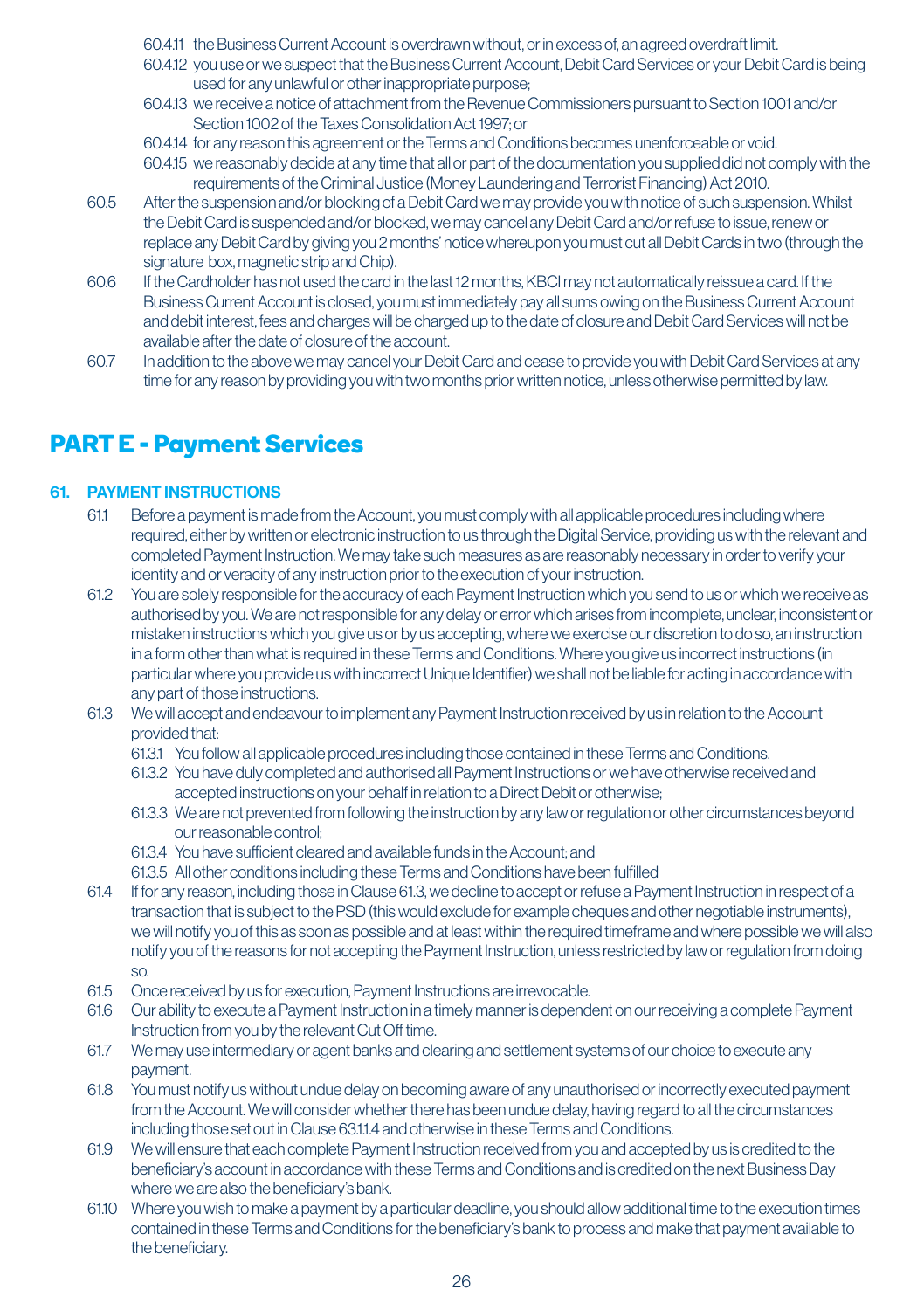60.4.11 the Business Current Account is overdrawn without, or in excess of, an agreed overdraft limit.

60.4.12 you use or we suspect that the Business Current Account, Debit Card Services or your Debit Card is being used for any unlawful or other inappropriate purpose;

60.4.13 we receive a notice of attachment from the Revenue Commissioners pursuant to Section 1001 and/or Section 1002 of the Taxes Consolidation Act 1997; or

60.4.14 for any reason this agreement or the Terms and Conditions becomes unenforceable or void.

60.4.15 we reasonably decide at any time that all or part of the documentation you supplied did not comply with the requirements of the Criminal Justice (Money Laundering and Terrorist Financing) Act 2010.

60.5 After the suspension and/or blocking of a Debit Card we may provide you with notice of such suspension. Whilst the Debit Card is suspended and/or blocked, we may cancel any Debit Card and/or refuse to issue, renew or replace any Debit Card by giving you 2 months' notice whereupon you must cut all Debit Cards in two (through the signature box, magnetic strip and Chip).

60.6 If the Cardholder has not used the card in the last 12 months, KBCI may not automatically reissue a card. If the Business Current Account is closed, you must immediately pay all sums owing on the Business Current Account and debit interest, fees and charges will be charged up to the date of closure and Debit Card Services will not be available after the date of closure of the account.

60.7 In addition to the above we may cancel your Debit Card and cease to provide you with Debit Card Services at any time for any reason by providing you with two months prior written notice, unless otherwise permitted by law.

# PART E - Payment Services

## 61. PAYMENT INSTRUCTIONS

61.1 Before a payment is made from the Account, you must comply with all applicable procedures including where required, either by written or electronic instruction to us through the Digital Service, providing us with the relevant and completed Payment Instruction. We may take such measures as are reasonably necessary in order to verify your identity and or veracity of any instruction prior to the execution of your instruction.

61.2 You are solely responsible for the accuracy of each Payment Instruction which you send to us or which we receive as authorised by you. We are not responsible for any delay or error which arises from incomplete, unclear, inconsistent or mistaken instructions which you give us or by us accepting, where we exercise our discretion to do so, an instruction in a form other than what is required in these Terms and Conditions. Where you give us incorrect instructions (in particular where you provide us with incorrect Unique Identifier) we shall not be liable for acting in accordance with any part of those instructions.

61.3 We will accept and endeavour to implement any Payment Instruction received by us in relation to the Account provided that:

61.3.1 You follow all applicable procedures including those contained in these Terms and Conditions.

61.3.2 You have duly completed and authorised all Payment Instructions or we have otherwise received and accepted instructions on your behalf in relation to a Direct Debit or otherwise;

61.3.3 We are not prevented from following the instruction by any law or regulation or other circumstances beyond our reasonable control;

61.3.4 You have sufficient cleared and available funds in the Account; and

61.3.5 All other conditions including these Terms and Conditions have been fulfilled

61.4 If for any reason, including those in Clause 61.3, we decline to accept or refuse a Payment Instruction in respect of a transaction that is subject to the PSD (this would exclude for example cheques and other negotiable instruments), we will notify you of this as soon as possible and at least within the required timeframe and where possible we will also notify you of the reasons for not accepting the Payment Instruction, unless restricted by law or regulation from doing so.

61.5 Once received by us for execution, Payment Instructions are irrevocable.

61.6 Our ability to execute a Payment Instruction in a timely manner is dependent on our receiving a complete Payment Instruction from you by the relevant Cut Off time.

61.7 We may use intermediary or agent banks and clearing and settlement systems of our choice to execute any payment.

61.8 You must notify us without undue delay on becoming aware of any unauthorised or incorrectly executed payment from the Account. We will consider whether there has been undue delay, having regard to all the circumstances including those set out in Clause 63.1.1.4 and otherwise in these Terms and Conditions.

61.9 We will ensure that each complete Payment Instruction received from you and accepted by us is credited to the beneficiary's account in accordance with these Terms and Conditions and is credited on the next Business Day where we are also the beneficiary's bank.

61.10 Where you wish to make a payment by a particular deadline, you should allow additional time to the execution times contained in these Terms and Conditions for the beneficiary's bank to process and make that payment available to the beneficiary.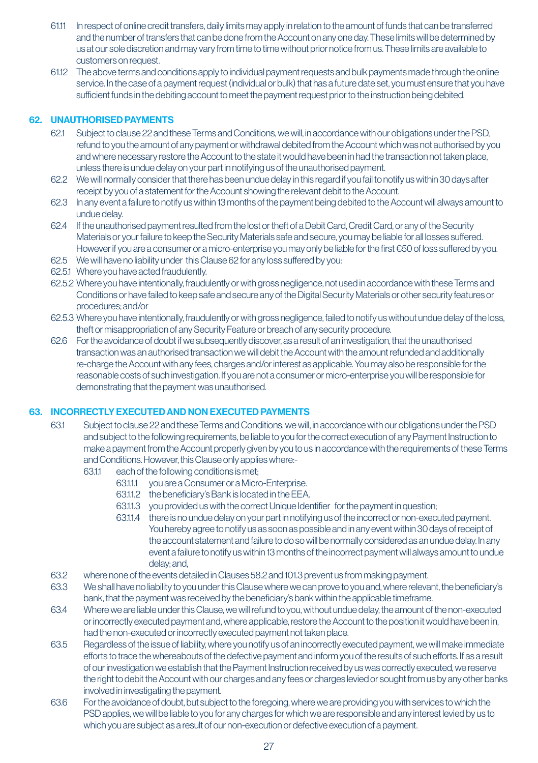61.11 In respect of online credit transfers, daily limits may apply in relation to the amount of funds that can be transferred and the number of transfers that can be done from the Account on any one day. These limits will be determined by us at our sole discretion and may vary from time to time without prior notice from us. These limits are available to customers on request.

61.12 The above terms and conditions apply to individual payment requests and bulk payments made through the online service. In the case of a payment request (individual or bulk) that has a future date set, you must ensure that you have sufficient funds in the debiting account to meet the payment request prior to the instruction being debited.

## 62. UNAUTHORISED PAYMENTS

62.1 Subject to clause 22 and these Terms and Conditions, we will, in accordance with our obligations under the PSD, refund to you the amount of any payment or withdrawal debited from the Account which was not authorised by you and where necessary restore the Account to the state it would have been in had the transaction not taken place, unless there is undue delay on your part in notifying us of the unauthorised payment.

62.2 We will normally consider that there has been undue delay in this regard if you fail to notify us within 30 days after receipt by you of a statement for the Account showing the relevant debit to the Account.

62.3 In any event a failure to notify us within 13 months of the payment being debited to the Account will always amount to undue delay.

62.4 If the unauthorised payment resulted from the lost or theft of a Debit Card, Credit Card, or any of the Security Materials or your failure to keep the Security Materials safe and secure, you may be liable for all losses suffered. However if you are a consumer or a micro-enterprise you may only be liable for the first €50 of loss suffered by you.

62.5 We will have no liability under this Clause 62 for any loss suffered by you:

62.5.1 Where you have acted fraudulently.

62.5.2 Where you have intentionally, fraudulently or with gross negligence, not used in accordance with these Terms and Conditions or have failed to keep safe and secure any of the Digital Security Materials or other security features or procedures; and/or

62.5.3 Where you have intentionally, fraudulently or with gross negligence, failed to notify us without undue delay of the loss, theft or misappropriation of any Security Feature or breach of any security procedure.

62.6 For the avoidance of doubt if we subsequently discover, as a result of an investigation, that the unauthorised transaction was an authorised transaction we will debit the Account with the amount refunded and additionally re-charge the Account with any fees, charges and/or interest as applicable. You may also be responsible for the reasonable costs of such investigation. If you are not a consumer or micro-enterprise you will be responsible for demonstrating that the payment was unauthorised.

## 63. INCORRECTLY EXECUTED AND NON EXECUTED PAYMENTS

63.1 Subject to clause 22 and these Terms and Conditions, we will, in accordance with our obligations under the PSD and subject to the following requirements, be liable to you for the correct execution of any Payment Instruction to make a payment from the Account properly given by you to us in accordance with the requirements of these Terms and Conditions. However, this Clause only applies where:-

63.1.1 each of the following conditions is met;

63.1.1.1 you are a Consumer or a Micro-Enterprise.

63.1.1.2 the beneficiary's Bank is located in the EEA.

63.1.1.3 you provided us with the correct Unique Identifier for the payment in question;

63.1.1.4 there is no undue delay on your part in notifying us of the incorrect or non-executed payment. You hereby agree to notify us as soon as possible and in any event within 30 days of receipt of the account statement and failure to do so will be normally considered as an undue delay. In any event a failure to notify us within 13 months of the incorrect payment will always amount to undue delay; and,

63.2 where none of the events detailed in Clauses 58.2 and 101.3 prevent us from making payment.

63.3 We shall have no liability to you under this Clause where we can prove to you and, where relevant, the beneficiary's bank, that the payment was received by the beneficiary's bank within the applicable timeframe.

63.4 Where we are liable under this Clause, we will refund to you, without undue delay, the amount of the non-executed or incorrectly executed payment and, where applicable, restore the Account to the position it would have been in, had the non-executed or incorrectly executed payment not taken place.

63.5 Regardless of the issue of liability, where you notify us of an incorrectly executed payment, we will make immediate efforts to trace the whereabouts of the defective payment and inform you of the results of such efforts. If as a result of our investigation we establish that the Payment Instruction received by us was correctly executed, we reserve the right to debit the Account with our charges and any fees or charges levied or sought from us by any other banks involved in investigating the payment.

63.6 For the avoidance of doubt, but subject to the foregoing, where we are providing you with services to which the PSD applies, we will be liable to you for any charges for which we are responsible and any interest levied by us to which you are subject as a result of our non-execution or defective execution of a payment.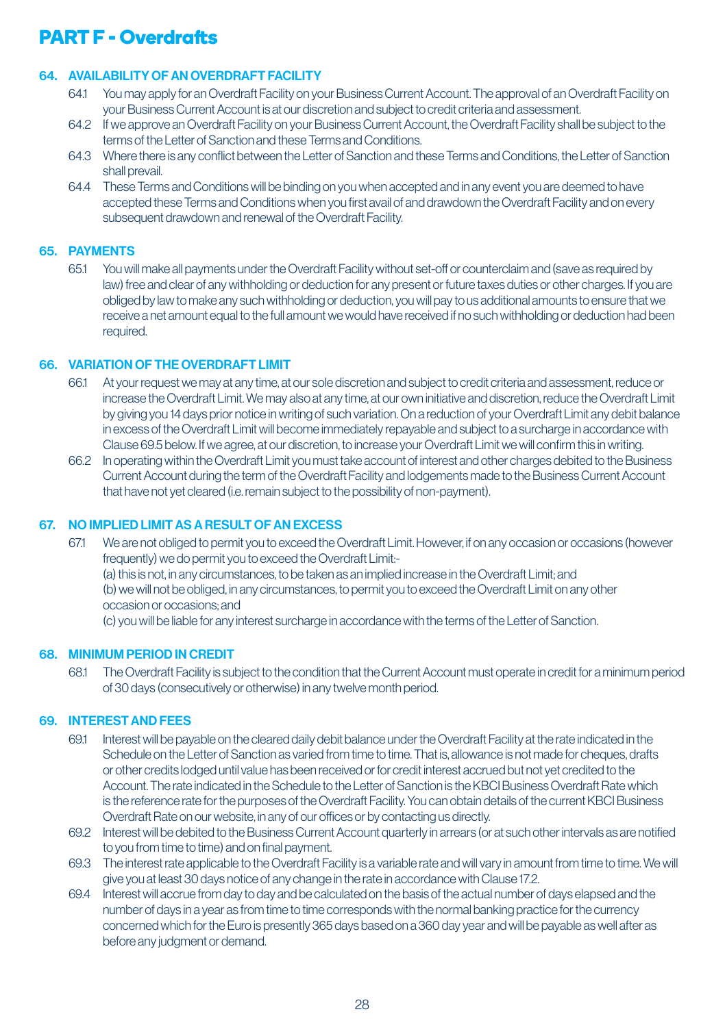# PART F - Overdrafts

## 64. AVAILABILITY OF AN OVERDRAFT FACILITY

64.1 You may apply for an Overdraft Facility on your Business Current Account. The approval of an Overdraft Facility on your Business Current Account is at our discretion and subject to credit criteria and assessment.

64.2 If we approve an Overdraft Facility on your Business Current Account, the Overdraft Facility shall be subject to the terms of the Letter of Sanction and these Terms and Conditions.

64.3 Where there is any conflict between the Letter of Sanction and these Terms and Conditions, the Letter of Sanction shall prevail.

64.4 These Terms and Conditions will be binding on you when accepted and in any event you are deemed to have accepted these Terms and Conditions when you first avail of and drawdown the Overdraft Facility and on every subsequent drawdown and renewal of the Overdraft Facility.

## 65. PAYMENTS

65.1 You will make all payments under the Overdraft Facility without set-off or counterclaim and (save as required by law) free and clear of any withholding or deduction for any present or future taxes duties or other charges. If you are obliged by law to make any such withholding or deduction, you will pay to us additional amounts to ensure that we receive a net amount equal to the full amount we would have received if no such withholding or deduction had been required.

## 66. VARIATION OF THE OVERDRAFT LIMIT

66.1 At your request we may at any time, at our sole discretion and subject to credit criteria and assessment, reduce or increase the Overdraft Limit. We may also at any time, at our own initiative and discretion, reduce the Overdraft Limit by giving you 14 days prior notice in writing of such variation. On a reduction of your Overdraft Limit any debit balance in excess of the Overdraft Limit will become immediately repayable and subject to a surcharge in accordance with Clause 69.5 below. If we agree, at our discretion, to increase your Overdraft Limit we will confirm this in writing.

66.2 In operating within the Overdraft Limit you must take account of interest and other charges debited to the Business Current Account during the term of the Overdraft Facility and lodgements made to the Business Current Account that have not yet cleared (i.e. remain subject to the possibility of non-payment).

## 67. NO IMPLIED LIMIT AS A RESULT OF AN EXCESS

67.1 We are not obliged to permit you to exceed the Overdraft Limit. However, if on any occasion or occasions (however frequently) we do permit you to exceed the Overdraft Limit:-

(a) this is not, in any circumstances, to be taken as an implied increase in the Overdraft Limit; and

(b) we will not be obliged, in any circumstances, to permit you to exceed the Overdraft Limit on any other occasion or occasions; and

(c) you will be liable for any interest surcharge in accordance with the terms of the Letter of Sanction.

## 68. MINIMUM PERIOD IN CREDIT

68.1 The Overdraft Facility is subject to the condition that the Current Account must operate in credit for a minimum period of 30 days (consecutively or otherwise) in any twelve month period.

## 69. INTEREST AND FEES

69.1 Interest will be payable on the cleared daily debit balance under the Overdraft Facility at the rate indicated in the Schedule on the Letter of Sanction as varied from time to time. That is, allowance is not made for cheques, drafts or other credits lodged until value has been received or for credit interest accrued but not yet credited to the Account. The rate indicated in the Schedule to the Letter of Sanction is the KBCI Business Overdraft Rate which is the reference rate for the purposes of the Overdraft Facility. You can obtain details of the current KBCI Business Overdraft Rate on our website, in any of our offices or by contacting us directly.

69.2 Interest will be debited to the Business Current Account quarterly in arrears (or at such other intervals as are notified to you from time to time) and on final payment.

69.3 The interest rate applicable to the Overdraft Facility is a variable rate and will vary in amount from time to time. We will give you at least 30 days notice of any change in the rate in accordance with Clause 17.2.

69.4 Interest will accrue from day to day and be calculated on the basis of the actual number of days elapsed and the number of days in a year as from time to time corresponds with the normal banking practice for the currency concerned which for the Euro is presently 365 days based on a 360 day year and will be payable as well after as before any judgment or demand.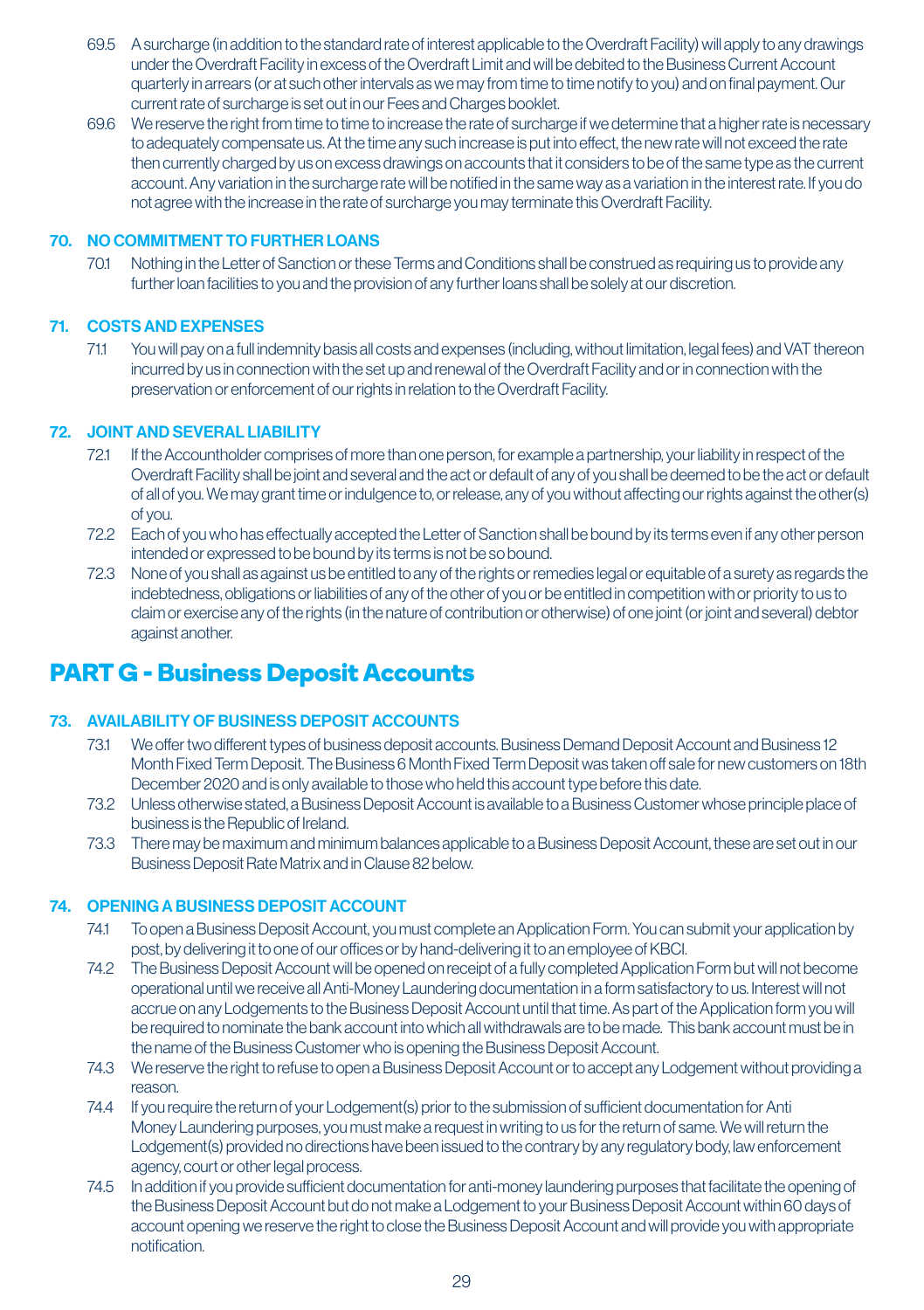69.5 A surcharge (in addition to the standard rate of interest applicable to the Overdraft Facility) will apply to any drawings under the Overdraft Facility in excess of the Overdraft Limit and will be debited to the Business Current Account quarterly in arrears (or at such other intervals as we may from time to time notify to you) and on final payment. Our current rate of surcharge is set out in our Fees and Charges booklet.

69.6 We reserve the right from time to time to increase the rate of surcharge if we determine that a higher rate is necessary to adequately compensate us. At the time any such increase is put into effect, the new rate will not exceed the rate then currently charged by us on excess drawings on accounts that it considers to be of the same type as the current account. Any variation in the surcharge rate will be notified in the same way as a variation in the interest rate. If you do not agree with the increase in the rate of surcharge you may terminate this Overdraft Facility.

### 70. NO COMMITMENT TO FURTHER LOANS

70.1 Nothing in the Letter of Sanction or these Terms and Conditions shall be construed as requiring us to provide any further loan facilities to you and the provision of any further loans shall be solely at our discretion.

### 71. COSTS AND EXPENSES

71.1 You will pay on a full indemnity basis all costs and expenses (including, without limitation, legal fees) and VAT thereon incurred by us in connection with the set up and renewal of the Overdraft Facility and or in connection with the preservation or enforcement of our rights in relation to the Overdraft Facility.

### 72. JOINT AND SEVERAL LIABILITY

72.1 If the Accountholder comprises of more than one person, for example a partnership, your liability in respect of the Overdraft Facility shall be joint and several and the act or default of any of you shall be deemed to be the act or default of all of you. We may grant time or indulgence to, or release, any of you without affecting our rights against the other(s) of you.

72.2 Each of you who has effectually accepted the Letter of Sanction shall be bound by its terms even if any other person intended or expressed to be bound by its terms is not be so bound.

72.3 None of you shall as against us be entitled to any of the rights or remedies legal or equitable of a surety as regards the indebtedness, obligations or liabilities of any of the other of you or be entitled in competition with or priority to us to claim or exercise any of the rights (in the nature of contribution or otherwise) of one joint (or joint and several) debtor against another.

## PART G - Business Deposit Accounts

### 73. AVAILABILITY OF BUSINESS DEPOSIT ACCOUNTS

73.1 We offer two different types of business deposit accounts. Business Demand Deposit Account and Business 12 Month Fixed Term Deposit. The Business 6 Month Fixed Term Deposit was taken off sale for new customers on 18th December 2020 and is only available to those who held this account type before this date.

73.2 Unless otherwise stated, a Business Deposit Account is available to a Business Customer whose principle place of business is the Republic of Ireland.

73.3 There may be maximum and minimum balances applicable to a Business Deposit Account, these are set out in our Business Deposit Rate Matrix and in Clause 82 below.

### 74. OPENING A BUSINESS DEPOSIT ACCOUNT

74.1 To open a Business Deposit Account, you must complete an Application Form. You can submit your application by post, by delivering it to one of our offices or by hand-delivering it to an employee of KBCI.

74.2 The Business Deposit Account will be opened on receipt of a fully completed Application Form but will not become operational until we receive all Anti-Money Laundering documentation in a form satisfactory to us. Interest will not accrue on any Lodgements to the Business Deposit Account until that time. As part of the Application form you will be required to nominate the bank account into which all withdrawals are to be made. This bank account must be in the name of the Business Customer who is opening the Business Deposit Account.

74.3 We reserve the right to refuse to open a Business Deposit Account or to accept any Lodgement without providing a reason.

74.4 If you require the return of your Lodgement(s) prior to the submission of sufficient documentation for Anti Money Laundering purposes, you must make a request in writing to us for the return of same. We will return the Lodgement(s) provided no directions have been issued to the contrary by any regulatory body, law enforcement agency, court or other legal process.

74.5 In addition if you provide sufficient documentation for anti-money laundering purposes that facilitate the opening of the Business Deposit Account but do not make a Lodgement to your Business Deposit Account within 60 days of account opening we reserve the right to close the Business Deposit Account and will provide you with appropriate notification.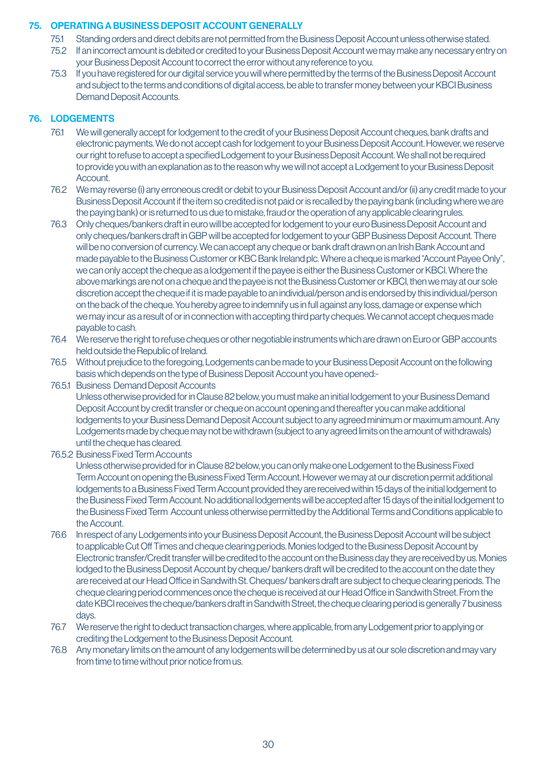## 75. OPERATING A BUSINESS DEPOSIT ACCOUNT GENERALLY

75.1 Standing orders and direct debits are not permitted from the Business Deposit Account unless otherwise stated.

75.2 If an incorrect amount is debited or credited to your Business Deposit Account we may make any necessary entry on your Business Deposit Account to correct the error without any reference to you.

75.3 If you have registered for our digital service you will where permitted by the terms of the Business Deposit Account and subject to the terms and conditions of digital access, be able to transfer money between your KBCI Business Demand Deposit Accounts.

## 76. LODGEMENTS

76.1 We will generally accept for lodgement to the credit of your Business Deposit Account cheques, bank drafts and electronic payments. We do not accept cash for lodgement to your Business Deposit Account. However, we reserve our right to refuse to accept a specified Lodgement to your Business Deposit Account. We shall not be required to provide you with an explanation as to the reason why we will not accept a Lodgement to your Business Deposit Account.

76.2 We may reverse (i) any erroneous credit or debit to your Business Deposit Account and/or (ii) any credit made to your Business Deposit Account if the item so credited is not paid or is recalled by the paying bank (including where we are the paying bank) or is returned to us due to mistake, fraud or the operation of any applicable clearing rules.

76.3 Only cheques/bankers draft in euro will be accepted for lodgement to your euro Business Deposit Account and only cheques/bankers draft in GBP will be accepted for lodgement to your GBP Business Deposit Account. There will be no conversion of currency. We can accept any cheque or bank draft drawn on an Irish Bank Account and made payable to the Business Customer or KBC Bank Ireland plc. Where a cheque is marked "Account Payee Only", we can only accept the cheque as a lodgement if the payee is either the Business Customer or KBCI. Where the above markings are not on a cheque and the payee is not the Business Customer or KBCI, then we may at our sole discretion accept the cheque if it is made payable to an individual/person and is endorsed by this individual/person on the back of the cheque. You hereby agree to indemnify us in full against any loss, damage or expense which we may incur as a result of or in connection with accepting third party cheques. We cannot accept cheques made payable to cash.

76.4 We reserve the right to refuse cheques or other negotiable instruments which are drawn on Euro or GBP accounts held outside the Republic of Ireland.

76.5 Without prejudice to the foregoing, Lodgements can be made to your Business Deposit Account on the following basis which depends on the type of Business Deposit Account you have opened:-

76.5.1 Business Demand Deposit Accounts

Unless otherwise provided for in Clause 82 below, you must make an initial lodgement to your Business Demand Deposit Account by credit transfer or cheque on account opening and thereafter you can make additional lodgements to your Business Demand Deposit Account subject to any agreed minimum or maximum amount. Any Lodgements made by cheque may not be withdrawn (subject to any agreed limits on the amount of withdrawals) until the cheque has cleared.

76.5.2 Business Fixed Term Accounts

Unless otherwise provided for in Clause 82 below, you can only make one Lodgement to the Business Fixed Term Account on opening the Business Fixed Term Account. However we may at our discretion permit additional lodgements to a Business Fixed Term Account provided they are received within 15 days of the initial lodgement to the Business Fixed Term Account. No additional lodgements will be accepted after 15 days of the initial lodgement to the Business Fixed Term Account unless otherwise permitted by the Additional Terms and Conditions applicable to the Account.

76.6 In respect of any Lodgements into your Business Deposit Account, the Business Deposit Account will be subject to applicable Cut Off Times and cheque clearing periods. Monies lodged to the Business Deposit Account by Electronic transfer/Credit transfer will be credited to the account on the Business day they are received by us. Monies lodged to the Business Deposit Account by cheque/ bankers draft will be credited to the account on the date they are received at our Head Office in Sandwith St. Cheques/ bankers draft are subject to cheque clearing periods. The cheque clearing period commences once the cheque is received at our Head Office in Sandwith Street. From the date KBCI receives the cheque/bankers draft in Sandwith Street, the cheque clearing period is generally 7 business days.

76.7 We reserve the right to deduct transaction charges, where applicable, from any Lodgement prior to applying or crediting the Lodgement to the Business Deposit Account.

76.8 Any monetary limits on the amount of any lodgements will be determined by us at our sole discretion and may vary from time to time without prior notice from us.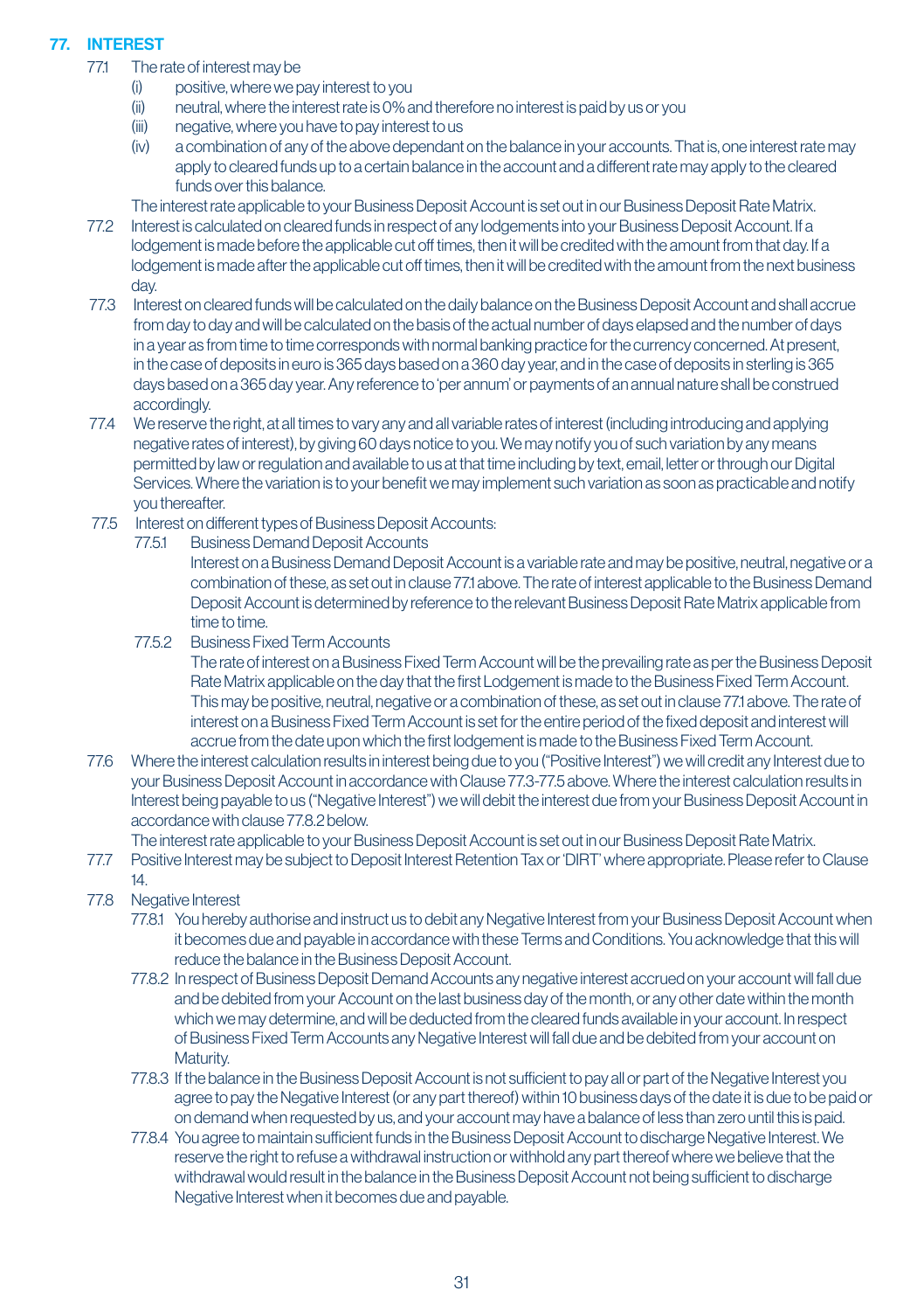## 77. INTEREST

77.1 The rate of interest may be

- (i) positive, where we pay interest to you
- (ii) neutral, where the interest rate is 0% and therefore no interest is paid by us or you
- (iii) negative, where you have to pay interest to us
- (iv) a combination of any of the above dependant on the balance in your accounts. That is, one interest rate may apply to cleared funds up to a certain balance in the account and a different rate may apply to the cleared funds over this balance.

The interest rate applicable to your Business Deposit Account is set out in our Business Deposit Rate Matrix.

77.2 Interest is calculated on cleared funds in respect of any lodgements into your Business Deposit Account. If a lodgement is made before the applicable cut off times, then it will be credited with the amount from that day. If a lodgement is made after the applicable cut off times, then it will be credited with the amount from the next business day.

77.3 Interest on cleared funds will be calculated on the daily balance on the Business Deposit Account and shall accrue from day to day and will be calculated on the basis of the actual number of days elapsed and the number of days in a year as from time to time corresponds with normal banking practice for the currency concerned. At present, in the case of deposits in euro is 365 days based on a 360 day year, and in the case of deposits in sterling is 365 days based on a 365 day year. Any reference to 'per annum' or payments of an annual nature shall be construed accordingly.

77.4 We reserve the right, at all times to vary any and all variable rates of interest (including introducing and applying negative rates of interest), by giving 60 days notice to you. We may notify you of such variation by any means permitted by law or regulation and available to us at that time including by text, email, letter or through our Digital Services. Where the variation is to your benefit we may implement such variation as soon as practicable and notify you thereafter.

77.5 Interest on different types of Business Deposit Accounts:

77.5.1 Business Demand Deposit Accounts

Interest on a Business Demand Deposit Account is a variable rate and may be positive, neutral, negative or a combination of these, as set out in clause 77.1 above. The rate of interest applicable to the Business Demand Deposit Account is determined by reference to the relevant Business Deposit Rate Matrix applicable from time to time.

77.5.2 Business Fixed Term Accounts

The rate of interest on a Business Fixed Term Account will be the prevailing rate as per the Business Deposit Rate Matrix applicable on the day that the first Lodgement is made to the Business Fixed Term Account. This may be positive, neutral, negative or a combination of these, as set out in clause 77.1 above. The rate of interest on a Business Fixed Term Account is set for the entire period of the fixed deposit and interest will accrue from the date upon which the first lodgement is made to the Business Fixed Term Account.

77.6 Where the interest calculation results in interest being due to you ("Positive Interest") we will credit any Interest due to your Business Deposit Account in accordance with Clause 77.3-77.5 above. Where the interest calculation results in Interest being payable to us ("Negative Interest") we will debit the interest due from your Business Deposit Account in accordance with clause 77.8.2 below.

The interest rate applicable to your Business Deposit Account is set out in our Business Deposit Rate Matrix.

77.7 Positive Interest may be subject to Deposit Interest Retention Tax or 'DIRT' where appropriate. Please refer to Clause 14.

77.8 Negative Interest

77.8.1 You hereby authorise and instruct us to debit any Negative Interest from your Business Deposit Account when it becomes due and payable in accordance with these Terms and Conditions. You acknowledge that this will reduce the balance in the Business Deposit Account.

77.8.2 In respect of Business Deposit Demand Accounts any negative interest accrued on your account will fall due and be debited from your Account on the last business day of the month, or any other date within the month which we may determine, and will be deducted from the cleared funds available in your account. In respect of Business Fixed Term Accounts any Negative Interest will fall due and be debited from your account on Maturity.

77.8.3 If the balance in the Business Deposit Account is not sufficient to pay all or part of the Negative Interest you agree to pay the Negative Interest (or any part thereof) within 10 business days of the date it is due to be paid or on demand when requested by us, and your account may have a balance of less than zero until this is paid.

77.8.4 You agree to maintain sufficient funds in the Business Deposit Account to discharge Negative Interest. We reserve the right to refuse a withdrawal instruction or withhold any part thereof where we believe that the withdrawal would result in the balance in the Business Deposit Account not being sufficient to discharge Negative Interest when it becomes due and payable.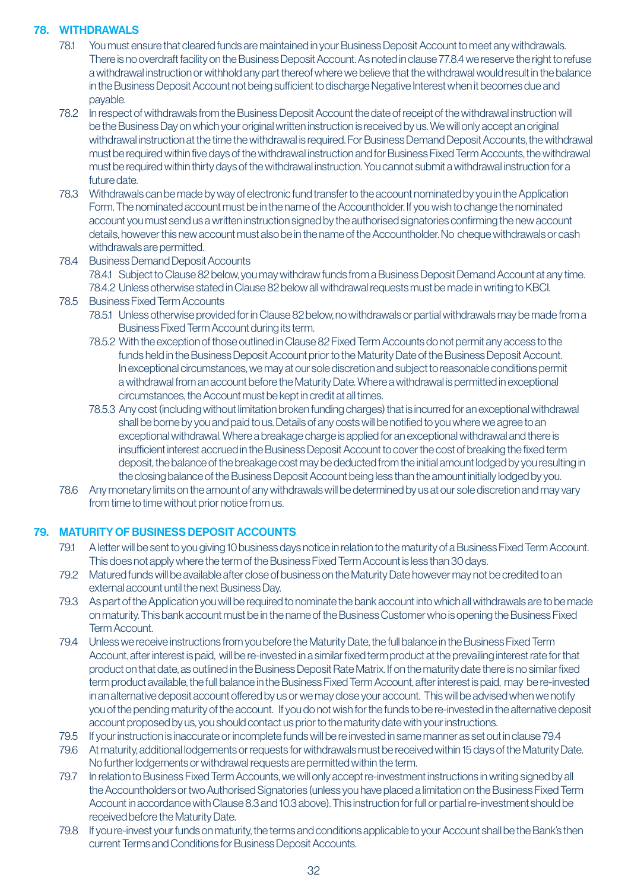## 78. WITHDRAWALS

78.1 You must ensure that cleared funds are maintained in your Business Deposit Account to meet any withdrawals. There is no overdraft facility on the Business Deposit Account. As noted in clause 77.8.4 we reserve the right to refuse a withdrawal instruction or withhold any part thereof where we believe that the withdrawal would result in the balance in the Business Deposit Account not being sufficient to discharge Negative Interest when it becomes due and payable.

78.2 In respect of withdrawals from the Business Deposit Account the date of receipt of the withdrawal instruction will be the Business Day on which your original written instruction is received by us. We will only accept an original withdrawal instruction at the time the withdrawal is required. For Business Demand Deposit Accounts, the withdrawal must be required within five days of the withdrawal instruction and for Business Fixed Term Accounts, the withdrawal must be required within thirty days of the withdrawal instruction. You cannot submit a withdrawal instruction for a future date.

78.3 Withdrawals can be made by way of electronic fund transfer to the account nominated by you in the Application Form. The nominated account must be in the name of the Accountholder. If you wish to change the nominated account you must send us a written instruction signed by the authorised signatories confirming the new account details, however this new account must also be in the name of the Accountholder. No cheque withdrawals or cash withdrawals are permitted.

78.4 Business Demand Deposit Accounts

78.4.1 Subject to Clause 82 below, you may withdraw funds from a Business Deposit Demand Account at any time.

78.4.2 Unless otherwise stated in Clause 82 below all withdrawal requests must be made in writing to KBCI.

78.5 Business Fixed Term Accounts

78.5.1 Unless otherwise provided for in Clause 82 below, no withdrawals or partial withdrawals may be made from a Business Fixed Term Account during its term.

78.5.2 With the exception of those outlined in Clause 82 Fixed Term Accounts do not permit any access to the funds held in the Business Deposit Account prior to the Maturity Date of the Business Deposit Account. In exceptional circumstances, we may at our sole discretion and subject to reasonable conditions permit a withdrawal from an account before the Maturity Date. Where a withdrawal is permitted in exceptional circumstances, the Account must be kept in credit at all times.

78.5.3 Any cost (including without limitation broken funding charges) that is incurred for an exceptional withdrawal shall be borne by you and paid to us. Details of any costs will be notified to you where we agree to an exceptional withdrawal. Where a breakage charge is applied for an exceptional withdrawal and there is insufficient interest accrued in the Business Deposit Account to cover the cost of breaking the fixed term deposit, the balance of the breakage cost may be deducted from the initial amount lodged by you resulting in the closing balance of the Business Deposit Account being less than the amount initially lodged by you.

78.6 Any monetary limits on the amount of any withdrawals will be determined by us at our sole discretion and may vary from time to time without prior notice from us.

## 79. MATURITY OF BUSINESS DEPOSIT ACCOUNTS

79.1 A letter will be sent to you giving 10 business days notice in relation to the maturity of a Business Fixed Term Account. This does not apply where the term of the Business Fixed Term Account is less than 30 days.

79.2 Matured funds will be available after close of business on the Maturity Date however may not be credited to an external account until the next Business Day.

79.3 As part of the Application you will be required to nominate the bank account into which all withdrawals are to be made on maturity. This bank account must be in the name of the Business Customer who is opening the Business Fixed Term Account.

79.4 Unless we receive instructions from you before the Maturity Date, the full balance in the Business Fixed Term Account, after interest is paid, will be re-invested in a similar fixed term product at the prevailing interest rate for that product on that date, as outlined in the Business Deposit Rate Matrix. If on the maturity date there is no similar fixed term product available, the full balance in the Business Fixed Term Account, after interest is paid, may be re-invested in an alternative deposit account offered by us or we may close your account. This will be advised when we notify you of the pending maturity of the account. If you do not wish for the funds to be re-invested in the alternative deposit account proposed by us, you should contact us prior to the maturity date with your instructions.

79.5 If your instruction is inaccurate or incomplete funds will be re invested in same manner as set out in clause 79.4

79.6 At maturity, additional lodgements or requests for withdrawals must be received within 15 days of the Maturity Date. No further lodgements or withdrawal requests are permitted within the term.

79.7 In relation to Business Fixed Term Accounts, we will only accept re-investment instructions in writing signed by all the Accountholders or two Authorised Signatories (unless you have placed a limitation on the Business Fixed Term Account in accordance with Clause 8.3 and 10.3 above). This instruction for full or partial re-investment should be received before the Maturity Date.

79.8 If you re-invest your funds on maturity, the terms and conditions applicable to your Account shall be the Bank's then current Terms and Conditions for Business Deposit Accounts.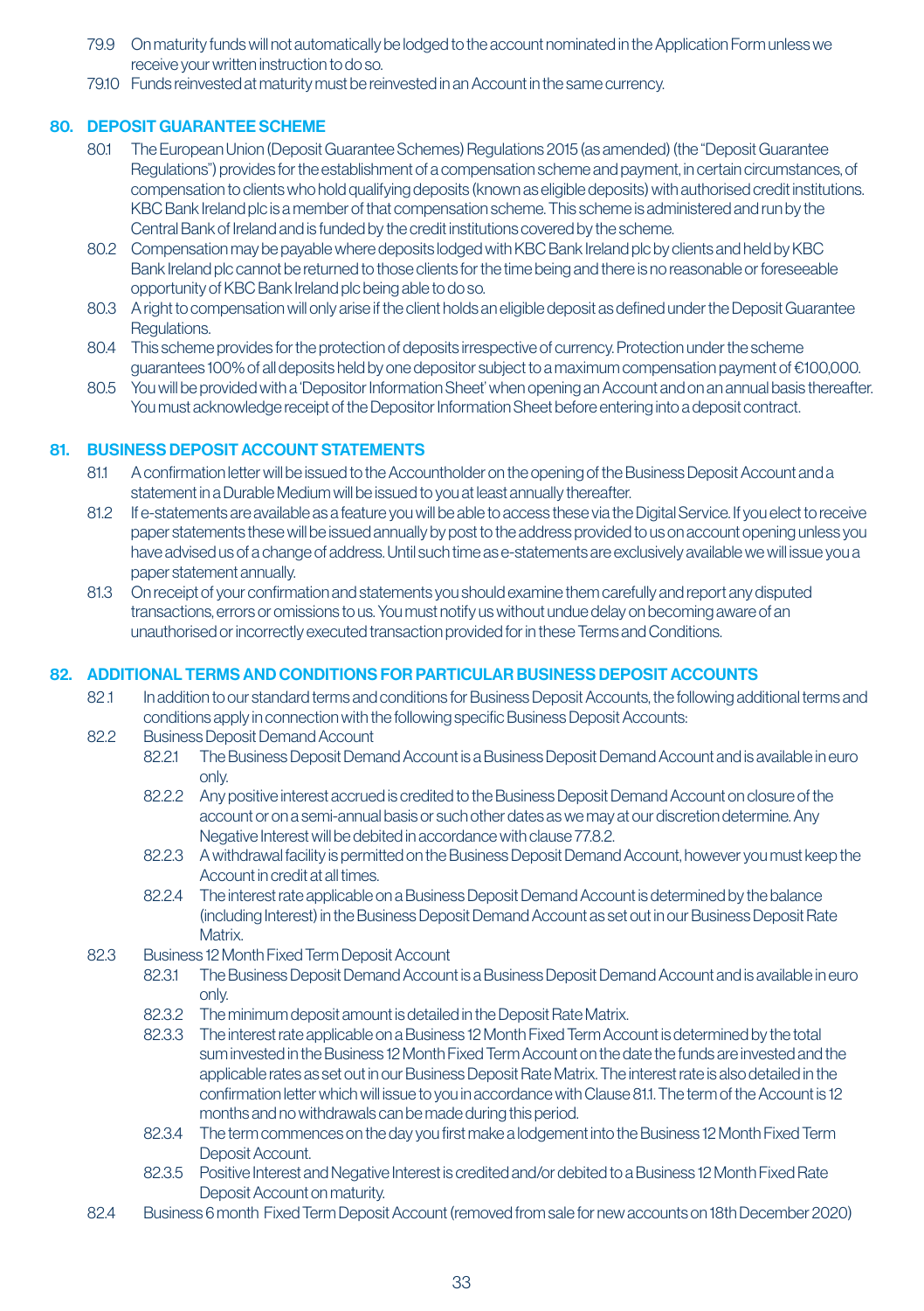79.9 On maturity funds will not automatically be lodged to the account nominated in the Application Form unless we receive your written instruction to do so.

79.10 Funds reinvested at maturity must be reinvested in an Account in the same currency.

## 80. DEPOSIT GUARANTEE SCHEME

80.1 The European Union (Deposit Guarantee Schemes) Regulations 2015 (as amended) (the "Deposit Guarantee Regulations") provides for the establishment of a compensation scheme and payment, in certain circumstances, of compensation to clients who hold qualifying deposits (known as eligible deposits) with authorised credit institutions. KBC Bank Ireland plc is a member of that compensation scheme. This scheme is administered and run by the Central Bank of Ireland and is funded by the credit institutions covered by the scheme.

80.2 Compensation may be payable where deposits lodged with KBC Bank Ireland plc by clients and held by KBC Bank Ireland plc cannot be returned to those clients for the time being and there is no reasonable or foreseeable opportunity of KBC Bank Ireland plc being able to do so.

80.3 A right to compensation will only arise if the client holds an eligible deposit as defined under the Deposit Guarantee Regulations.

80.4 This scheme provides for the protection of deposits irrespective of currency. Protection under the scheme guarantees 100% of all deposits held by one depositor subject to a maximum compensation payment of €100,000.

80.5 You will be provided with a 'Depositor Information Sheet' when opening an Account and on an annual basis thereafter. You must acknowledge receipt of the Depositor Information Sheet before entering into a deposit contract.

## 81. BUSINESS DEPOSIT ACCOUNT STATEMENTS

81.1 A confirmation letter will be issued to the Accountholder on the opening of the Business Deposit Account and a statement in a Durable Medium will be issued to you at least annually thereafter.

81.2 If e-statements are available as a feature you will be able to access these via the Digital Service. If you elect to receive paper statements these will be issued annually by post to the address provided to us on account opening unless you have advised us of a change of address. Until such time as e-statements are exclusively available we will issue you a paper statement annually.

81.3 On receipt of your confirmation and statements you should examine them carefully and report any disputed transactions, errors or omissions to us. You must notify us without undue delay on becoming aware of an unauthorised or incorrectly executed transaction provided for in these Terms and Conditions.

## 82. ADDITIONAL TERMS AND CONDITIONS FOR PARTICULAR BUSINESS DEPOSIT ACCOUNTS

82.1 In addition to our standard terms and conditions for Business Deposit Accounts, the following additional terms and conditions apply in connection with the following specific Business Deposit Accounts:

82.2 Business Deposit Demand Account

82.2.1 The Business Deposit Demand Account is a Business Deposit Demand Account and is available in euro only.

82.2.2 Any positive interest accrued is credited to the Business Deposit Demand Account on closure of the account or on a semi-annual basis or such other dates as we may at our discretion determine. Any Negative Interest will be debited in accordance with clause 77.8.2.

82.2.3 A withdrawal facility is permitted on the Business Deposit Demand Account, however you must keep the Account in credit at all times.

82.2.4 The interest rate applicable on a Business Deposit Demand Account is determined by the balance (including Interest) in the Business Deposit Demand Account as set out in our Business Deposit Rate Matrix.

82.3 Business 12 Month Fixed Term Deposit Account

82.3.1 The Business Deposit Demand Account is a Business Deposit Demand Account and is available in euro only.

82.3.2 The minimum deposit amount is detailed in the Deposit Rate Matrix.

82.3.3 The interest rate applicable on a Business 12 Month Fixed Term Account is determined by the total sum invested in the Business 12 Month Fixed Term Account on the date the funds are invested and the applicable rates as set out in our Business Deposit Rate Matrix. The interest rate is also detailed in the confirmation letter which will issue to you in accordance with Clause 81.1. The term of the Account is 12 months and no withdrawals can be made during this period.

82.3.4 The term commences on the day you first make a lodgement into the Business 12 Month Fixed Term Deposit Account.

82.3.5 Positive Interest and Negative Interest is credited and/or debited to a Business 12 Month Fixed Rate Deposit Account on maturity.

82.4 Business 6 month Fixed Term Deposit Account (removed from sale for new accounts on 18th December 2020)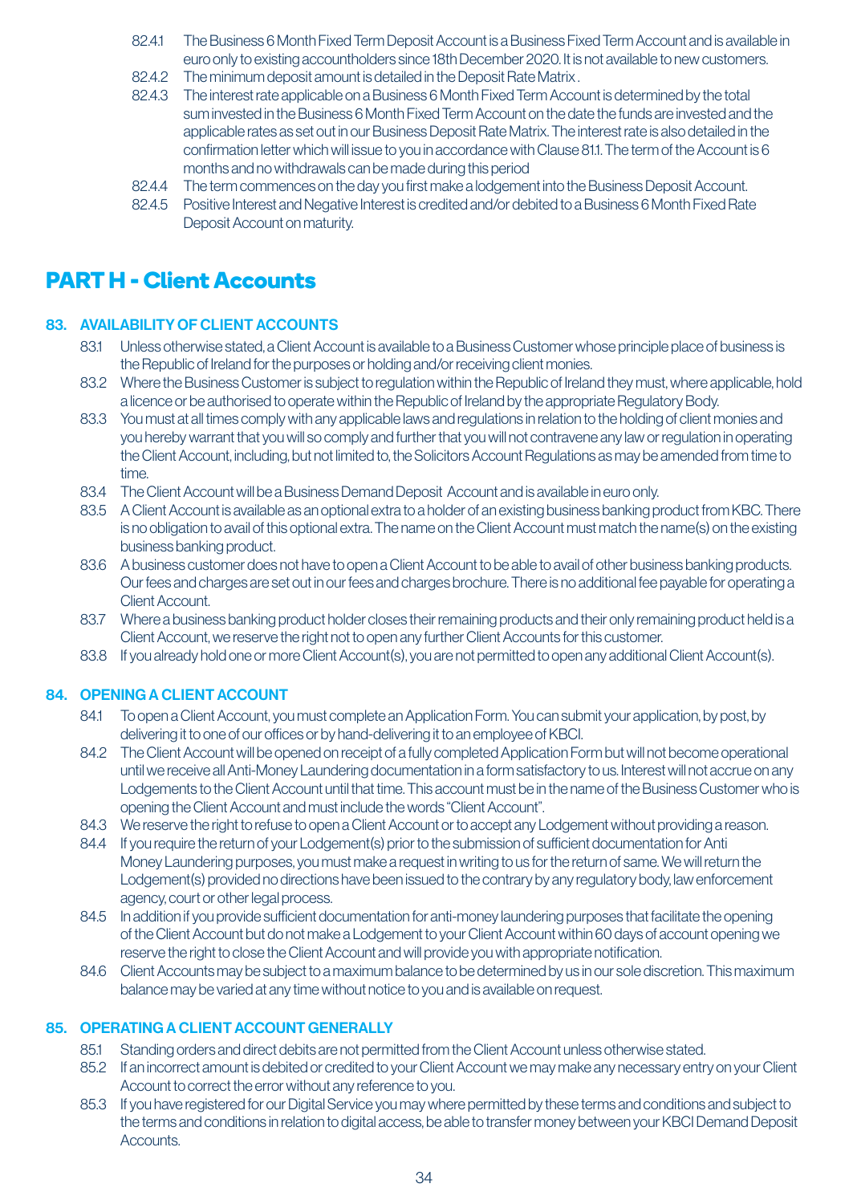82.4.1 The Business 6 Month Fixed Term Deposit Account is a Business Fixed Term Account and is available in euro only to existing accountholders since 18th December 2020. It is not available to new customers.

82.4.2 The minimum deposit amount is detailed in the Deposit Rate Matrix .

82.4.3 The interest rate applicable on a Business 6 Month Fixed Term Account is determined by the total sum invested in the Business 6 Month Fixed Term Account on the date the funds are invested and the applicable rates as set out in our Business Deposit Rate Matrix. The interest rate is also detailed in the confirmation letter which will issue to you in accordance with Clause 81.1. The term of the Account is 6 months and no withdrawals can be made during this period

82.4.4 The term commences on the day you first make a lodgement into the Business Deposit Account.

82.4.5 Positive Interest and Negative Interest is credited and/or debited to a Business 6 Month Fixed Rate Deposit Account on maturity.

# PART H - Client Accounts

## 83. AVAILABILITY OF CLIENT ACCOUNTS

83.1 Unless otherwise stated, a Client Account is available to a Business Customer whose principle place of business is the Republic of Ireland for the purposes or holding and/or receiving client monies.

83.2 Where the Business Customer is subject to regulation within the Republic of Ireland they must, where applicable, hold a licence or be authorised to operate within the Republic of Ireland by the appropriate Regulatory Body.

83.3 You must at all times comply with any applicable laws and regulations in relation to the holding of client monies and you hereby warrant that you will so comply and further that you will not contravene any law or regulation in operating the Client Account, including, but not limited to, the Solicitors Account Regulations as may be amended from time to time.

83.4 The Client Account will be a Business Demand Deposit Account and is available in euro only.

83.5 A Client Account is available as an optional extra to a holder of an existing business banking product from KBC. There is no obligation to avail of this optional extra. The name on the Client Account must match the name(s) on the existing business banking product.

83.6 A business customer does not have to open a Client Account to be able to avail of other business banking products. Our fees and charges are set out in our fees and charges brochure. There is no additional fee payable for operating a Client Account.

83.7 Where a business banking product holder closes their remaining products and their only remaining product held is a Client Account, we reserve the right not to open any further Client Accounts for this customer.

83.8 If you already hold one or more Client Account(s), you are not permitted to open any additional Client Account(s).

## 84. OPENING A CLIENT ACCOUNT

84.1 To open a Client Account, you must complete an Application Form. You can submit your application, by post, by delivering it to one of our offices or by hand-delivering it to an employee of KBCI.

84.2 The Client Account will be opened on receipt of a fully completed Application Form but will not become operational until we receive all Anti-Money Laundering documentation in a form satisfactory to us. Interest will not accrue on any Lodgements to the Client Account until that time. This account must be in the name of the Business Customer who is opening the Client Account and must include the words "Client Account".

84.3 We reserve the right to refuse to open a Client Account or to accept any Lodgement without providing a reason.

84.4 If you require the return of your Lodgement(s) prior to the submission of sufficient documentation for Anti Money Laundering purposes, you must make a request in writing to us for the return of same. We will return the Lodgement(s) provided no directions have been issued to the contrary by any regulatory body, law enforcement agency, court or other legal process.

84.5 In addition if you provide sufficient documentation for anti-money laundering purposes that facilitate the opening of the Client Account but do not make a Lodgement to your Client Account within 60 days of account opening we reserve the right to close the Client Account and will provide you with appropriate notification.

84.6 Client Accounts may be subject to a maximum balance to be determined by us in our sole discretion. This maximum balance may be varied at any time without notice to you and is available on request.

## 85. OPERATING A CLIENT ACCOUNT GENERALLY

85.1 Standing orders and direct debits are not permitted from the Client Account unless otherwise stated.

85.2 If an incorrect amount is debited or credited to your Client Account we may make any necessary entry on your Client Account to correct the error without any reference to you.

85.3 If you have registered for our Digital Service you may where permitted by these terms and conditions and subject to the terms and conditions in relation to digital access, be able to transfer money between your KBCI Demand Deposit Accounts.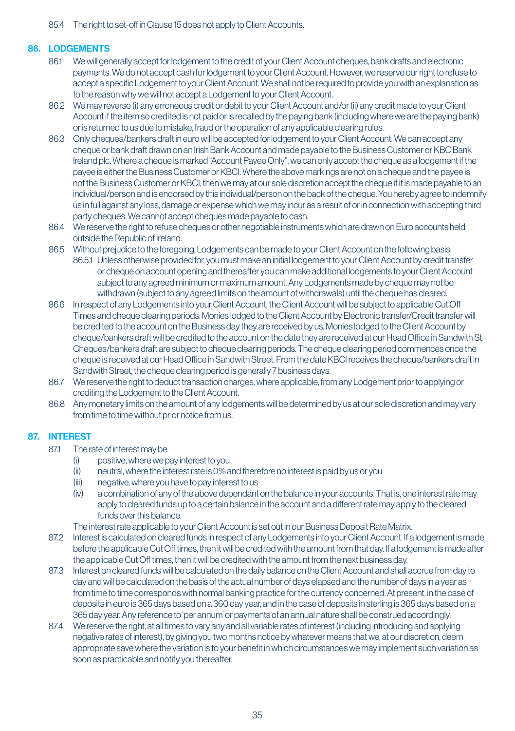85.4 The right to set-off in Clause 15 does not apply to Client Accounts.

## 86. LODGEMENTS

86.1 We will generally accept for lodgement to the credit of your Client Account cheques, bank drafts and electronic payments. We do not accept cash for lodgement to your Client Account. However, we reserve our right to refuse to accept a specific Lodgement to your Client Account. We shall not be required to provide you with an explanation as to the reason why we will not accept a Lodgement to your Client Account.

86.2 We may reverse (i) any erroneous credit or debit to your Client Account and/or (ii) any credit made to your Client Account if the item so credited is not paid or is recalled by the paying bank (including where we are the paying bank) or is returned to us due to mistake, fraud or the operation of any applicable clearing rules.

86.3 Only cheques/bankers draft in euro will be accepted for lodgement to your Client Account. We can accept any cheque or bank draft drawn on an Irish Bank Account and made payable to the Business Customer or KBC Bank Ireland plc. Where a cheque is marked "Account Payee Only", we can only accept the cheque as a lodgement if the payee is either the Business Customer or KBCI. Where the above markings are not on a cheque and the payee is not the Business Customer or KBCI, then we may at our sole discretion accept the cheque if it is made payable to an individual/person and is endorsed by this individual/person on the back of the cheque. You hereby agree to indemnify us in full against any loss, damage or expense which we may incur as a result of or in connection with accepting third party cheques. We cannot accept cheques made payable to cash.

86.4 We reserve the right to refuse cheques or other negotiable instruments which are drawn on Euro accounts held outside the Republic of Ireland.

86.5 Without prejudice to the foregoing, Lodgements can be made to your Client Account on the following basis:

86.5.1 Unless otherwise provided for, you must make an initial lodgement to your Client Account by credit transfer or cheque on account opening and thereafter you can make additional lodgements to your Client Account subject to any agreed minimum or maximum amount. Any Lodgements made by cheque may not be withdrawn (subject to any agreed limits on the amount of withdrawals) until the cheque has cleared.

86.6 In respect of any Lodgements into your Client Account, the Client Account will be subject to applicable Cut Off Times and cheque clearing periods. Monies lodged to the Client Account by Electronic transfer/Credit transfer will be credited to the account on the Business day they are received by us. Monies lodged to the Client Account by cheque/bankers draft will be credited to the account on the date they are received at our Head Office in Sandwith St. Cheques/bankers draft are subject to cheque clearing periods. The cheque clearing period commences once the cheque is received at our Head Office in Sandwith Street. From the date KBCI receives the cheque/bankers draft in Sandwith Street, the cheque clearing period is generally 7 business days.

86.7 We reserve the right to deduct transaction charges, where applicable, from any Lodgement prior to applying or crediting the Lodgement to the Client Account.

86.8 Any monetary limits on the amount of any lodgements will be determined by us at our sole discretion and may vary from time to time without prior notice from us.

## 87. INTEREST

87.1 The rate of interest may be

(i) positive, where we pay interest to you

(ii) neutral, where the interest rate is 0% and therefore no interest is paid by us or you

(iii) negative, where you have to pay interest to us

(iv) a combination of any of the above dependant on the balance in your accounts. That is, one interest rate may apply to cleared funds up to a certain balance in the account and a different rate may apply to the cleared funds over this balance.

The interest rate applicable to your Client Account is set out in our Business Deposit Rate Matrix.

87.2 Interest is calculated on cleared funds in respect of any Lodgements into your Client Account. If a lodgement is made before the applicable Cut Off times, then it will be credited with the amount from that day. If a lodgement is made after the applicable Cut Off times, then it will be credited with the amount from the next business day.

87.3 Interest on cleared funds will be calculated on the daily balance on the Client Account and shall accrue from day to day and will be calculated on the basis of the actual number of days elapsed and the number of days in a year as from time to time corresponds with normal banking practice for the currency concerned. At present, in the case of deposits in euro is 365 days based on a 360 day year, and in the case of deposits in sterling is 365 days based on a 365 day year. Any reference to 'per annum' or payments of an annual nature shall be construed accordingly.

87.4 We reserve the right, at all times to vary any and all variable rates of interest (including introducing and applying negative rates of interest), by giving you two months notice by whatever means that we, at our discretion, deem appropriate save where the variation is to your benefit in which circumstances we may implement such variation as soon as practicable and notify you thereafter.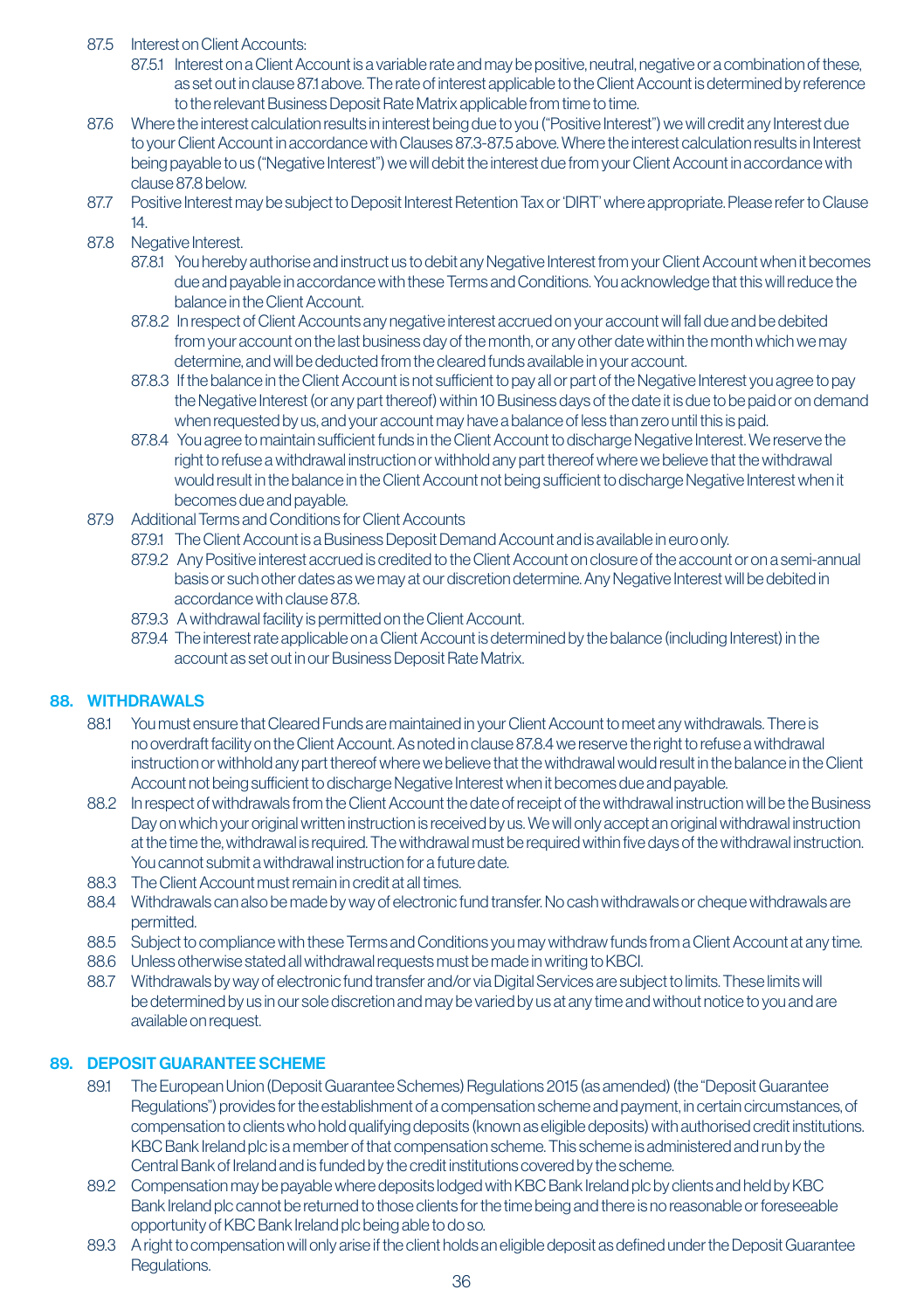87.5 Interest on Client Accounts:

87.5.1 Interest on a Client Account is a variable rate and may be positive, neutral, negative or a combination of these, as set out in clause 87.1 above. The rate of interest applicable to the Client Account is determined by reference to the relevant Business Deposit Rate Matrix applicable from time to time.

87.6 Where the interest calculation results in interest being due to you ("Positive Interest") we will credit any Interest due to your Client Account in accordance with Clauses 87.3-87.5 above. Where the interest calculation results in Interest being payable to us ("Negative Interest") we will debit the interest due from your Client Account in accordance with clause 87.8 below.

87.7 Positive Interest may be subject to Deposit Interest Retention Tax or 'DIRT' where appropriate. Please refer to Clause 14.

87.8 Negative Interest.

87.8.1 You hereby authorise and instruct us to debit any Negative Interest from your Client Account when it becomes due and payable in accordance with these Terms and Conditions. You acknowledge that this will reduce the balance in the Client Account.

87.8.2 In respect of Client Accounts any negative interest accrued on your account will fall due and be debited from your account on the last business day of the month, or any other date within the month which we may determine, and will be deducted from the cleared funds available in your account.

87.8.3 If the balance in the Client Account is not sufficient to pay all or part of the Negative Interest you agree to pay the Negative Interest (or any part thereof) within 10 Business days of the date it is due to be paid or on demand when requested by us, and your account may have a balance of less than zero until this is paid.

87.8.4 You agree to maintain sufficient funds in the Client Account to discharge Negative Interest. We reserve the right to refuse a withdrawal instruction or withhold any part thereof where we believe that the withdrawal would result in the balance in the Client Account not being sufficient to discharge Negative Interest when it becomes due and payable.

87.9 Additional Terms and Conditions for Client Accounts

87.9.1 The Client Account is a Business Deposit Demand Account and is available in euro only.

87.9.2 Any Positive interest accrued is credited to the Client Account on closure of the account or on a semi-annual basis or such other dates as we may at our discretion determine. Any Negative Interest will be debited in accordance with clause 87.8.

87.9.3 A withdrawal facility is permitted on the Client Account.

87.9.4 The interest rate applicable on a Client Account is determined by the balance (including Interest) in the account as set out in our Business Deposit Rate Matrix.

## 88. WITHDRAWALS

88.1 You must ensure that Cleared Funds are maintained in your Client Account to meet any withdrawals. There is no overdraft facility on the Client Account. As noted in clause 87.8.4 we reserve the right to refuse a withdrawal instruction or withhold any part thereof where we believe that the withdrawal would result in the balance in the Client Account not being sufficient to discharge Negative Interest when it becomes due and payable.

88.2 In respect of withdrawals from the Client Account the date of receipt of the withdrawal instruction will be the Business Day on which your original written instruction is received by us. We will only accept an original withdrawal instruction at the time the, withdrawal is required. The withdrawal must be required within five days of the withdrawal instruction. You cannot submit a withdrawal instruction for a future date.

88.3 The Client Account must remain in credit at all times.

88.4 Withdrawals can also be made by way of electronic fund transfer. No cash withdrawals or cheque withdrawals are permitted.

88.5 Subject to compliance with these Terms and Conditions you may withdraw funds from a Client Account at any time.

88.6 Unless otherwise stated all withdrawal requests must be made in writing to KBCI.

88.7 Withdrawals by way of electronic fund transfer and/or via Digital Services are subject to limits. These limits will be determined by us in our sole discretion and may be varied by us at any time and without notice to you and are available on request.

## 89. DEPOSIT GUARANTEE SCHEME

89.1 The European Union (Deposit Guarantee Schemes) Regulations 2015 (as amended) (the "Deposit Guarantee Regulations") provides for the establishment of a compensation scheme and payment, in certain circumstances, of compensation to clients who hold qualifying deposits (known as eligible deposits) with authorised credit institutions. KBC Bank Ireland plc is a member of that compensation scheme. This scheme is administered and run by the Central Bank of Ireland and is funded by the credit institutions covered by the scheme.

89.2 Compensation may be payable where deposits lodged with KBC Bank Ireland plc by clients and held by KBC Bank Ireland plc cannot be returned to those clients for the time being and there is no reasonable or foreseeable opportunity of KBC Bank Ireland plc being able to do so.

89.3 A right to compensation will only arise if the client holds an eligible deposit as defined under the Deposit Guarantee Regulations.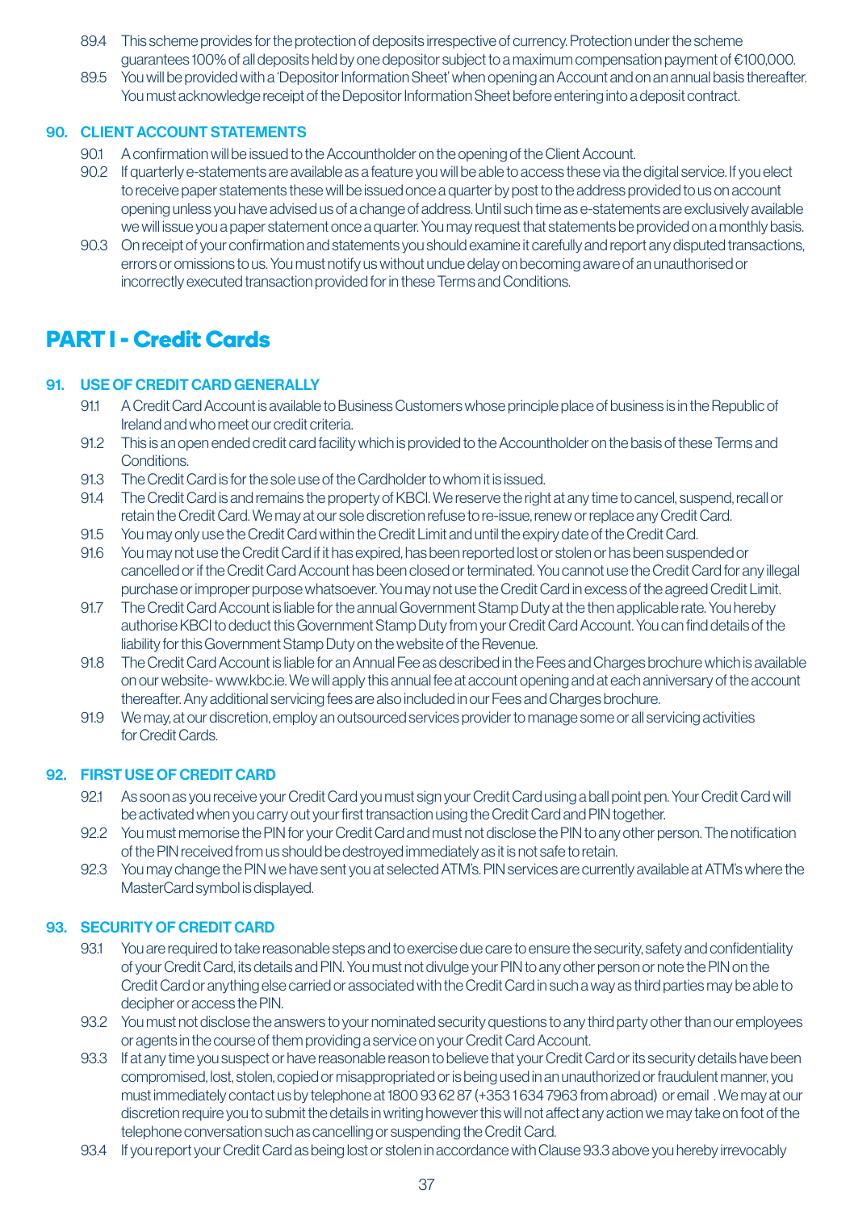89.4 This scheme provides for the protection of deposits irrespective of currency. Protection under the scheme guarantees 100% of all deposits held by one depositor subject to a maximum compensation payment of €100,000.

89.5 You will be provided with a 'Depositor Information Sheet' when opening an Account and on an annual basis thereafter. You must acknowledge receipt of the Depositor Information Sheet before entering into a deposit contract.

### 90. CLIENT ACCOUNT STATEMENTS

90.1 A confirmation will be issued to the Accountholder on the opening of the Client Account.

90.2 If quarterly e-statements are available as a feature you will be able to access these via the digital service. If you elect to receive paper statements these will be issued once a quarter by post to the address provided to us on account opening unless you have advised us of a change of address. Until such time as e-statements are exclusively available we will issue you a paper statement once a quarter. You may request that statements be provided on a monthly basis.

90.3 On receipt of your confirmation and statements you should examine it carefully and report any disputed transactions, errors or omissions to us. You must notify us without undue delay on becoming aware of an unauthorised or incorrectly executed transaction provided for in these Terms and Conditions.

## PART I - Credit Cards

### 91. USE OF CREDIT CARD GENERALLY

91.1 A Credit Card Account is available to Business Customers whose principle place of business is in the Republic of Ireland and who meet our credit criteria.

91.2 This is an open ended credit card facility which is provided to the Accountholder on the basis of these Terms and Conditions.

91.3 The Credit Card is for the sole use of the Cardholder to whom it is issued.

91.4 The Credit Card is and remains the property of KBCI. We reserve the right at any time to cancel, suspend, recall or retain the Credit Card. We may at our sole discretion refuse to re-issue, renew or replace any Credit Card.

91.5 You may only use the Credit Card within the Credit Limit and until the expiry date of the Credit Card.

91.6 You may not use the Credit Card if it has expired, has been reported lost or stolen or has been suspended or cancelled or if the Credit Card Account has been closed or terminated. You cannot use the Credit Card for any illegal purchase or improper purpose whatsoever. You may not use the Credit Card in excess of the agreed Credit Limit.

91.7 The Credit Card Account is liable for the annual Government Stamp Duty at the then applicable rate. You hereby authorise KBCI to deduct this Government Stamp Duty from your Credit Card Account. You can find details of the liability for this Government Stamp Duty on the website of the Revenue.

91.8 The Credit Card Account is liable for an Annual Fee as described in the Fees and Charges brochure which is available on our website- www.kbc.ie. We will apply this annual fee at account opening and at each anniversary of the account thereafter. Any additional servicing fees are also included in our Fees and Charges brochure.

91.9 We may, at our discretion, employ an outsourced services provider to manage some or all servicing activities for Credit Cards.

### 92. FIRST USE OF CREDIT CARD

92.1 As soon as you receive your Credit Card you must sign your Credit Card using a ball point pen. Your Credit Card will be activated when you carry out your first transaction using the Credit Card and PIN together.

92.2 You must memorise the PIN for your Credit Card and must not disclose the PIN to any other person. The notification of the PIN received from us should be destroyed immediately as it is not safe to retain.

92.3 You may change the PIN we have sent you at selected ATM's. PIN services are currently available at ATM's where the MasterCard symbol is displayed.

### 93. SECURITY OF CREDIT CARD

93.1 You are required to take reasonable steps and to exercise due care to ensure the security, safety and confidentiality of your Credit Card, its details and PIN. You must not divulge your PIN to any other person or note the PIN on the Credit Card or anything else carried or associated with the Credit Card in such a way as third parties may be able to decipher or access the PIN.

93.2 You must not disclose the answers to your nominated security questions to any third party other than our employees or agents in the course of them providing a service on your Credit Card Account.

93.3 If at any time you suspect or have reasonable reason to believe that your Credit Card or its security details have been compromised, lost, stolen, copied or misappropriated or is being used in an unauthorized or fraudulent manner, you must immediately contact us by telephone at 1800 93 62 87 (+353 1 634 7963 from abroad) or email . We may at our discretion require you to submit the details in writing however this will not affect any action we may take on foot of the telephone conversation such as cancelling or suspending the Credit Card.

93.4 If you report your Credit Card as being lost or stolen in accordance with Clause 93.3 above you hereby irrevocably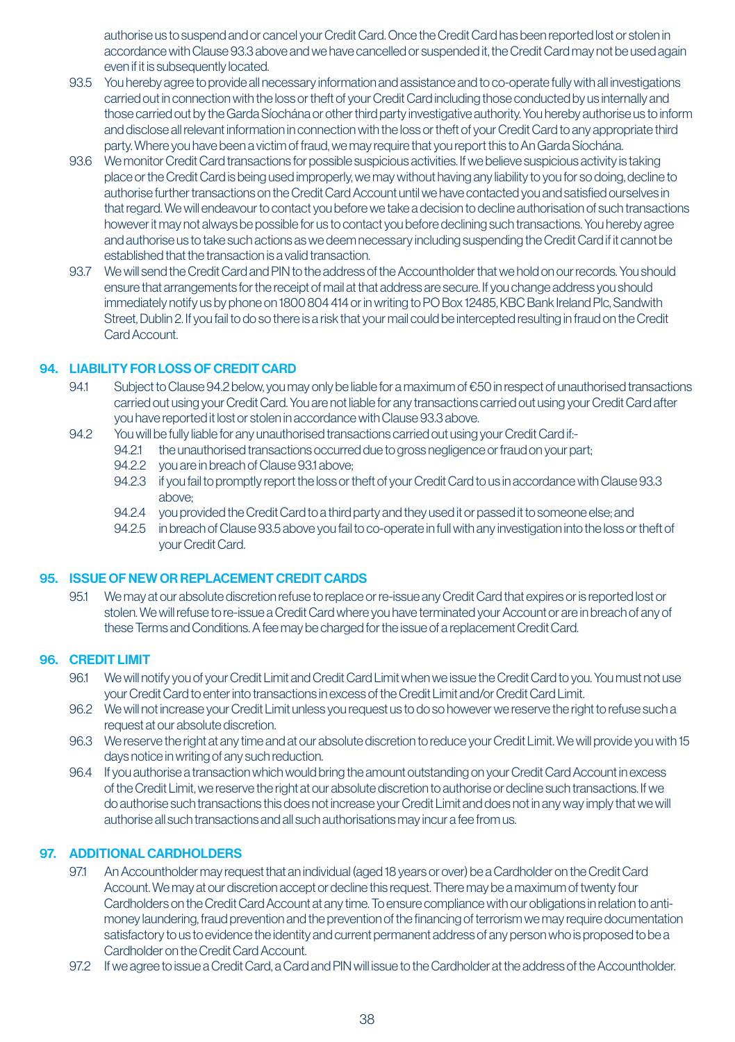authorise us to suspend and or cancel your Credit Card. Once the Credit Card has been reported lost or stolen in accordance with Clause 93.3 above and we have cancelled or suspended it, the Credit Card may not be used again even if it is subsequently located.

93.5 You hereby agree to provide all necessary information and assistance and to co-operate fully with all investigations carried out in connection with the loss or theft of your Credit Card including those conducted by us internally and those carried out by the Garda Síochána or other third party investigative authority. You hereby authorise us to inform and disclose all relevant information in connection with the loss or theft of your Credit Card to any appropriate third party. Where you have been a victim of fraud, we may require that you report this to An Garda Síochána.

93.6 We monitor Credit Card transactions for possible suspicious activities. If we believe suspicious activity is taking place or the Credit Card is being used improperly, we may without having any liability to you for so doing, decline to authorise further transactions on the Credit Card Account until we have contacted you and satisfied ourselves in that regard. We will endeavour to contact you before we take a decision to decline authorisation of such transactions however it may not always be possible for us to contact you before declining such transactions. You hereby agree and authorise us to take such actions as we deem necessary including suspending the Credit Card if it cannot be established that the transaction is a valid transaction.

93.7 We will send the Credit Card and PIN to the address of the Accountholder that we hold on our records. You should ensure that arrangements for the receipt of mail at that address are secure. If you change address you should immediately notify us by phone on 1800 804 414 or in writing to PO Box 12485, KBC Bank Ireland Plc, Sandwith Street, Dublin 2. If you fail to do so there is a risk that your mail could be intercepted resulting in fraud on the Credit Card Account.

## 94. LIABILITY FOR LOSS OF CREDIT CARD

94.1 Subject to Clause 94.2 below, you may only be liable for a maximum of €50 in respect of unauthorised transactions carried out using your Credit Card. You are not liable for any transactions carried out using your Credit Card after you have reported it lost or stolen in accordance with Clause 93.3 above.

94.2 You will be fully liable for any unauthorised transactions carried out using your Credit Card if:-

94.2.1 the unauthorised transactions occurred due to gross negligence or fraud on your part;

94.2.2 you are in breach of Clause 93.1 above;

94.2.3 if you fail to promptly report the loss or theft of your Credit Card to us in accordance with Clause 93.3 above;

94.2.4 you provided the Credit Card to a third party and they used it or passed it to someone else; and

94.2.5 in breach of Clause 93.5 above you fail to co-operate in full with any investigation into the loss or theft of your Credit Card.

## 95. ISSUE OF NEW OR REPLACEMENT CREDIT CARDS

95.1 We may at our absolute discretion refuse to replace or re-issue any Credit Card that expires or is reported lost or stolen. We will refuse to re-issue a Credit Card where you have terminated your Account or are in breach of any of these Terms and Conditions. A fee may be charged for the issue of a replacement Credit Card.

## 96. CREDIT LIMIT

96.1 We will notify you of your Credit Limit and Credit Card Limit when we issue the Credit Card to you. You must not use your Credit Card to enter into transactions in excess of the Credit Limit and/or Credit Card Limit.

96.2 We will not increase your Credit Limit unless you request us to do so however we reserve the right to refuse such a request at our absolute discretion.

96.3 We reserve the right at any time and at our absolute discretion to reduce your Credit Limit. We will provide you with 15 days notice in writing of any such reduction.

96.4 If you authorise a transaction which would bring the amount outstanding on your Credit Card Account in excess of the Credit Limit, we reserve the right at our absolute discretion to authorise or decline such transactions. If we do authorise such transactions this does not increase your Credit Limit and does not in any way imply that we will authorise all such transactions and all such authorisations may incur a fee from us.

## 97. ADDITIONAL CARDHOLDERS

97.1 An Accountholder may request that an individual (aged 18 years or over) be a Cardholder on the Credit Card Account. We may at our discretion accept or decline this request. There may be a maximum of twenty four Cardholders on the Credit Card Account at any time. To ensure compliance with our obligations in relation to anti-money laundering, fraud prevention and the prevention of the financing of terrorism we may require documentation satisfactory to us to evidence the identity and current permanent address of any person who is proposed to be a Cardholder on the Credit Card Account.

97.2 If we agree to issue a Credit Card, a Card and PIN will issue to the Cardholder at the address of the Accountholder.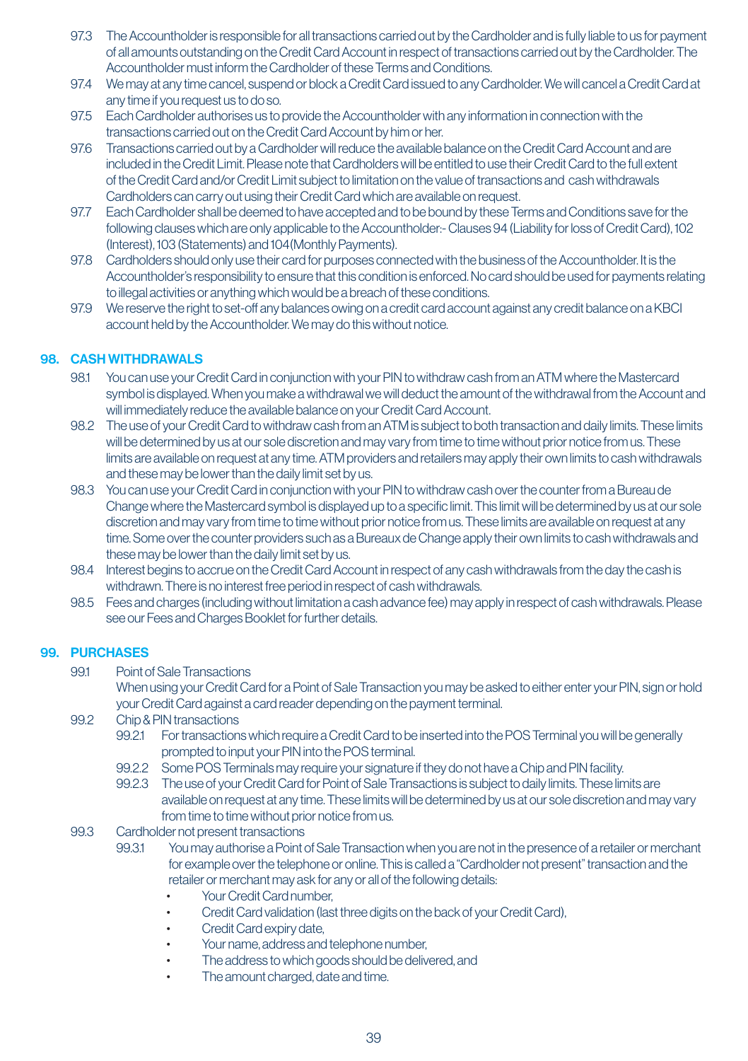97.3 The Accountholder is responsible for all transactions carried out by the Cardholder and is fully liable to us for payment of all amounts outstanding on the Credit Card Account in respect of transactions carried out by the Cardholder. The Accountholder must inform the Cardholder of these Terms and Conditions.

97.4 We may at any time cancel, suspend or block a Credit Card issued to any Cardholder. We will cancel a Credit Card at any time if you request us to do so.

97.5 Each Cardholder authorises us to provide the Accountholder with any information in connection with the transactions carried out on the Credit Card Account by him or her.

97.6 Transactions carried out by a Cardholder will reduce the available balance on the Credit Card Account and are included in the Credit Limit. Please note that Cardholders will be entitled to use their Credit Card to the full extent of the Credit Card and/or Credit Limit subject to limitation on the value of transactions and cash withdrawals Cardholders can carry out using their Credit Card which are available on request.

97.7 Each Cardholder shall be deemed to have accepted and to be bound by these Terms and Conditions save for the following clauses which are only applicable to the Accountholder:- Clauses 94 (Liability for loss of Credit Card), 102 (Interest), 103 (Statements) and 104(Monthly Payments).

97.8 Cardholders should only use their card for purposes connected with the business of the Accountholder. It is the Accountholder's responsibility to ensure that this condition is enforced. No card should be used for payments relating to illegal activities or anything which would be a breach of these conditions.

97.9 We reserve the right to set-off any balances owing on a credit card account against any credit balance on a KBCI account held by the Accountholder. We may do this without notice.

## 98. CASH WITHDRAWALS

98.1 You can use your Credit Card in conjunction with your PIN to withdraw cash from an ATM where the Mastercard symbol is displayed. When you make a withdrawal we will deduct the amount of the withdrawal from the Account and will immediately reduce the available balance on your Credit Card Account.

98.2 The use of your Credit Card to withdraw cash from an ATM is subject to both transaction and daily limits. These limits will be determined by us at our sole discretion and may vary from time to time without prior notice from us. These limits are available on request at any time. ATM providers and retailers may apply their own limits to cash withdrawals and these may be lower than the daily limit set by us.

98.3 You can use your Credit Card in conjunction with your PIN to withdraw cash over the counter from a Bureau de Change where the Mastercard symbol is displayed up to a specific limit. This limit will be determined by us at our sole discretion and may vary from time to time without prior notice from us. These limits are available on request at any time. Some over the counter providers such as a Bureaux de Change apply their own limits to cash withdrawals and these may be lower than the daily limit set by us.

98.4 Interest begins to accrue on the Credit Card Account in respect of any cash withdrawals from the day the cash is withdrawn. There is no interest free period in respect of cash withdrawals.

98.5 Fees and charges (including without limitation a cash advance fee) may apply in respect of cash withdrawals. Please see our Fees and Charges Booklet for further details.

## 99. PURCHASES

99.1 Point of Sale Transactions

When using your Credit Card for a Point of Sale Transaction you may be asked to either enter your PIN, sign or hold your Credit Card against a card reader depending on the payment terminal.

99.2 Chip & PIN transactions

99.2.1 For transactions which require a Credit Card to be inserted into the POS Terminal you will be generally prompted to input your PIN into the POS terminal.

99.2.2 Some POS Terminals may require your signature if they do not have a Chip and PIN facility.

99.2.3 The use of your Credit Card for Point of Sale Transactions is subject to daily limits. These limits are available on request at any time. These limits will be determined by us at our sole discretion and may vary from time to time without prior notice from us.

99.3 Cardholder not present transactions

99.3.1 You may authorise a Point of Sale Transaction when you are not in the presence of a retailer or merchant for example over the telephone or online. This is called a "Cardholder not present" transaction and the retailer or merchant may ask for any or all of the following details:

- Your Credit Card number,
- Credit Card validation (last three digits on the back of your Credit Card),
- Credit Card expiry date,
- Your name, address and telephone number,
- The address to which goods should be delivered, and
- The amount charged, date and time.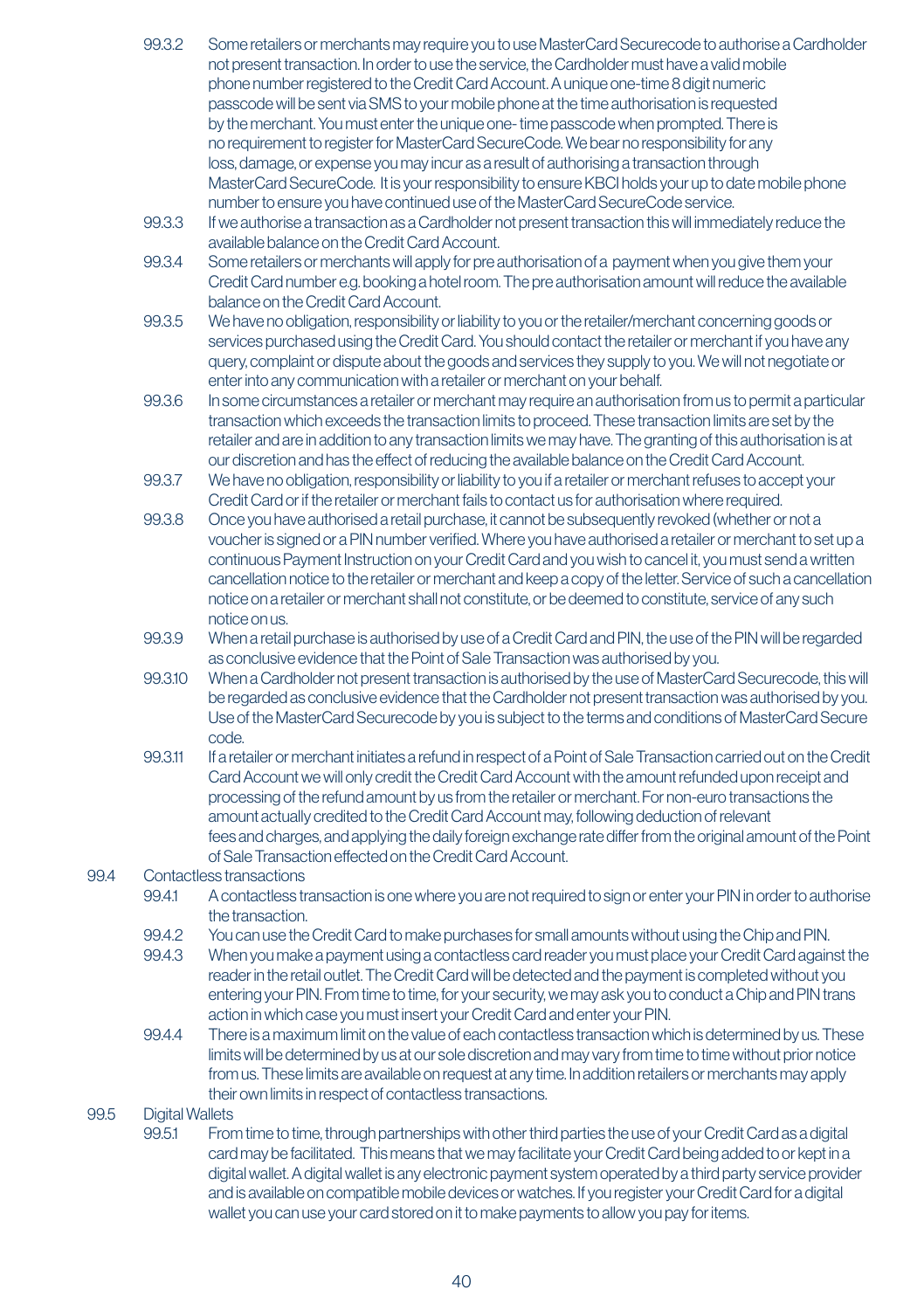99.3.2 Some retailers or merchants may require you to use MasterCard Securecode to authorise a Cardholder not present transaction. In order to use the service, the Cardholder must have a valid mobile phone number registered to the Credit Card Account. A unique one-time 8 digit numeric passcode will be sent via SMS to your mobile phone at the time authorisation is requested by the merchant. You must enter the unique one- time passcode when prompted. There is no requirement to register for MasterCard SecureCode. We bear no responsibility for any loss, damage, or expense you may incur as a result of authorising a transaction through MasterCard SecureCode. It is your responsibility to ensure KBCI holds your up to date mobile phone number to ensure you have continued use of the MasterCard SecureCode service.

99.3.3 If we authorise a transaction as a Cardholder not present transaction this will immediately reduce the available balance on the Credit Card Account.

99.3.4 Some retailers or merchants will apply for pre authorisation of a payment when you give them your Credit Card number e.g. booking a hotel room. The pre authorisation amount will reduce the available balance on the Credit Card Account.

99.3.5 We have no obligation, responsibility or liability to you or the retailer/merchant concerning goods or services purchased using the Credit Card. You should contact the retailer or merchant if you have any query, complaint or dispute about the goods and services they supply to you. We will not negotiate or enter into any communication with a retailer or merchant on your behalf.

99.3.6 In some circumstances a retailer or merchant may require an authorisation from us to permit a particular transaction which exceeds the transaction limits to proceed. These transaction limits are set by the retailer and are in addition to any transaction limits we may have. The granting of this authorisation is at our discretion and has the effect of reducing the available balance on the Credit Card Account.

99.3.7 We have no obligation, responsibility or liability to you if a retailer or merchant refuses to accept your Credit Card or if the retailer or merchant fails to contact us for authorisation where required.

99.3.8 Once you have authorised a retail purchase, it cannot be subsequently revoked (whether or not a voucher is signed or a PIN number verified. Where you have authorised a retailer or merchant to set up a continuous Payment Instruction on your Credit Card and you wish to cancel it, you must send a written cancellation notice to the retailer or merchant and keep a copy of the letter. Service of such a cancellation notice on a retailer or merchant shall not constitute, or be deemed to constitute, service of any such notice on us.

99.3.9 When a retail purchase is authorised by use of a Credit Card and PIN, the use of the PIN will be regarded as conclusive evidence that the Point of Sale Transaction was authorised by you.

99.3.10 When a Cardholder not present transaction is authorised by the use of MasterCard Securecode, this will be regarded as conclusive evidence that the Cardholder not present transaction was authorised by you. Use of the MasterCard Securecode by you is subject to the terms and conditions of MasterCard Secure code.

99.3.11 If a retailer or merchant initiates a refund in respect of a Point of Sale Transaction carried out on the Credit Card Account we will only credit the Credit Card Account with the amount refunded upon receipt and processing of the refund amount by us from the retailer or merchant. For non-euro transactions the amount actually credited to the Credit Card Account may, following deduction of relevant fees and charges, and applying the daily foreign exchange rate differ from the original amount of the Point of Sale Transaction effected on the Credit Card Account.

99.4 Contactless transactions

99.4.1 A contactless transaction is one where you are not required to sign or enter your PIN in order to authorise the transaction.

99.4.2 You can use the Credit Card to make purchases for small amounts without using the Chip and PIN.

99.4.3 When you make a payment using a contactless card reader you must place your Credit Card against the reader in the retail outlet. The Credit Card will be detected and the payment is completed without you entering your PIN. From time to time, for your security, we may ask you to conduct a Chip and PIN trans action in which case you must insert your Credit Card and enter your PIN.

99.4.4 There is a maximum limit on the value of each contactless transaction which is determined by us. These limits will be determined by us at our sole discretion and may vary from time to time without prior notice from us. These limits are available on request at any time. In addition retailers or merchants may apply their own limits in respect of contactless transactions.

99.5 Digital Wallets

99.5.1 From time to time, through partnerships with other third parties the use of your Credit Card as a digital card may be facilitated. This means that we may facilitate your Credit Card being added to or kept in a digital wallet. A digital wallet is any electronic payment system operated by a third party service provider and is available on compatible mobile devices or watches. If you register your Credit Card for a digital wallet you can use your card stored on it to make payments to allow you pay for items.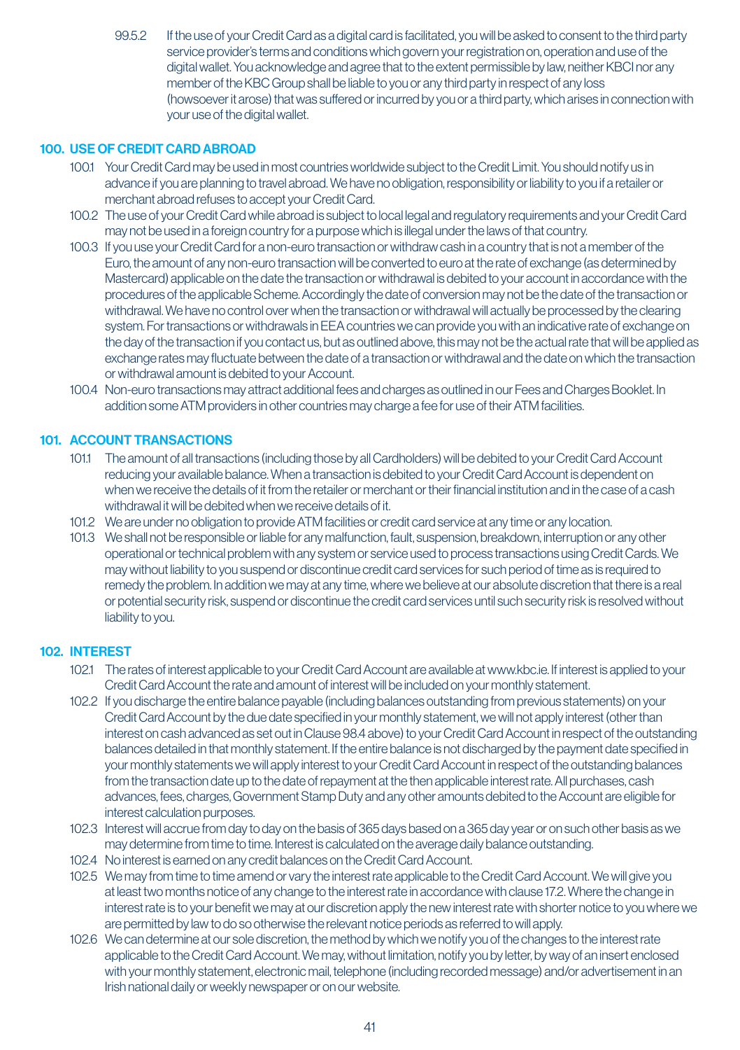99.5.2 If the use of your Credit Card as a digital card is facilitated, you will be asked to consent to the third party service provider's terms and conditions which govern your registration on, operation and use of the digital wallet. You acknowledge and agree that to the extent permissible by law, neither KBCI nor any member of the KBC Group shall be liable to you or any third party in respect of any loss (howsoever it arose) that was suffered or incurred by you or a third party, which arises in connection with your use of the digital wallet.

## 100. USE OF CREDIT CARD ABROAD

100.1 Your Credit Card may be used in most countries worldwide subject to the Credit Limit. You should notify us in advance if you are planning to travel abroad. We have no obligation, responsibility or liability to you if a retailer or merchant abroad refuses to accept your Credit Card.

100.2 The use of your Credit Card while abroad is subject to local legal and regulatory requirements and your Credit Card may not be used in a foreign country for a purpose which is illegal under the laws of that country.

100.3 If you use your Credit Card for a non-euro transaction or withdraw cash in a country that is not a member of the Euro, the amount of any non-euro transaction will be converted to euro at the rate of exchange (as determined by Mastercard) applicable on the date the transaction or withdrawal is debited to your account in accordance with the procedures of the applicable Scheme. Accordingly the date of conversion may not be the date of the transaction or withdrawal. We have no control over when the transaction or withdrawal will actually be processed by the clearing system. For transactions or withdrawals in EEA countries we can provide you with an indicative rate of exchange on the day of the transaction if you contact us, but as outlined above, this may not be the actual rate that will be applied as exchange rates may fluctuate between the date of a transaction or withdrawal and the date on which the transaction or withdrawal amount is debited to your Account.

100.4 Non-euro transactions may attract additional fees and charges as outlined in our Fees and Charges Booklet. In addition some ATM providers in other countries may charge a fee for use of their ATM facilities.

## 101. ACCOUNT TRANSACTIONS

101.1 The amount of all transactions (including those by all Cardholders) will be debited to your Credit Card Account reducing your available balance. When a transaction is debited to your Credit Card Account is dependent on when we receive the details of it from the retailer or merchant or their financial institution and in the case of a cash withdrawal it will be debited when we receive details of it.

101.2 We are under no obligation to provide ATM facilities or credit card service at any time or any location.

101.3 We shall not be responsible or liable for any malfunction, fault, suspension, breakdown, interruption or any other operational or technical problem with any system or service used to process transactions using Credit Cards. We may without liability to you suspend or discontinue credit card services for such period of time as is required to remedy the problem. In addition we may at any time, where we believe at our absolute discretion that there is a real or potential security risk, suspend or discontinue the credit card services until such security risk is resolved without liability to you.

## 102. INTEREST

102.1 The rates of interest applicable to your Credit Card Account are available at www.kbc.ie. If interest is applied to your Credit Card Account the rate and amount of interest will be included on your monthly statement.

102.2 If you discharge the entire balance payable (including balances outstanding from previous statements) on your Credit Card Account by the due date specified in your monthly statement, we will not apply interest (other than interest on cash advanced as set out in Clause 98.4 above) to your Credit Card Account in respect of the outstanding balances detailed in that monthly statement. If the entire balance is not discharged by the payment date specified in your monthly statements we will apply interest to your Credit Card Account in respect of the outstanding balances from the transaction date up to the date of repayment at the then applicable interest rate. All purchases, cash advances, fees, charges, Government Stamp Duty and any other amounts debited to the Account are eligible for interest calculation purposes.

102.3 Interest will accrue from day to day on the basis of 365 days based on a 365 day year or on such other basis as we may determine from time to time. Interest is calculated on the average daily balance outstanding.

102.4 No interest is earned on any credit balances on the Credit Card Account.

102.5 We may from time to time amend or vary the interest rate applicable to the Credit Card Account. We will give you at least two months notice of any change to the interest rate in accordance with clause 17.2. Where the change in interest rate is to your benefit we may at our discretion apply the new interest rate with shorter notice to you where we are permitted by law to do so otherwise the relevant notice periods as referred to will apply.

102.6 We can determine at our sole discretion, the method by which we notify you of the changes to the interest rate applicable to the Credit Card Account. We may, without limitation, notify you by letter, by way of an insert enclosed with your monthly statement, electronic mail, telephone (including recorded message) and/or advertisement in an Irish national daily or weekly newspaper or on our website.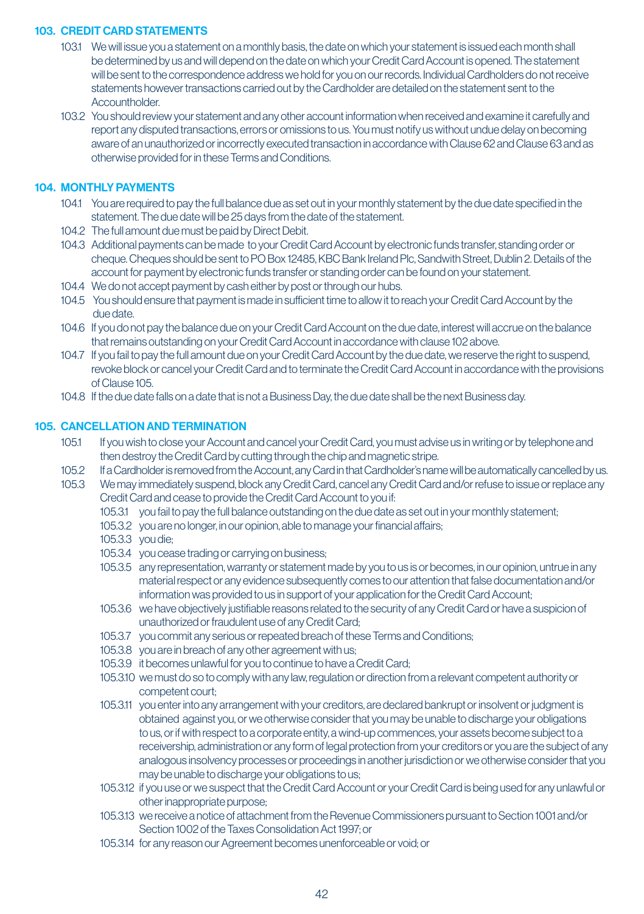## 103. CREDIT CARD STATEMENTS

103.1 We will issue you a statement on a monthly basis, the date on which your statement is issued each month shall be determined by us and will depend on the date on which your Credit Card Account is opened. The statement will be sent to the correspondence address we hold for you on our records. Individual Cardholders do not receive statements however transactions carried out by the Cardholder are detailed on the statement sent to the Accountholder.

103.2 You should review your statement and any other account information when received and examine it carefully and report any disputed transactions, errors or omissions to us. You must notify us without undue delay on becoming aware of an unauthorized or incorrectly executed transaction in accordance with Clause 62 and Clause 63 and as otherwise provided for in these Terms and Conditions.

## 104. MONTHLY PAYMENTS

104.1 You are required to pay the full balance due as set out in your monthly statement by the due date specified in the statement. The due date will be 25 days from the date of the statement.

104.2 The full amount due must be paid by Direct Debit.

104.3 Additional payments can be made to your Credit Card Account by electronic funds transfer, standing order or cheque. Cheques should be sent to PO Box 12485, KBC Bank Ireland Plc, Sandwith Street, Dublin 2. Details of the account for payment by electronic funds transfer or standing order can be found on your statement.

104.4 We do not accept payment by cash either by post or through our hubs.

104.5 You should ensure that payment is made in sufficient time to allow it to reach your Credit Card Account by the due date.

104.6 If you do not pay the balance due on your Credit Card Account on the due date, interest will accrue on the balance that remains outstanding on your Credit Card Account in accordance with clause 102 above.

104.7 If you fail to pay the full amount due on your Credit Card Account by the due date, we reserve the right to suspend, revoke block or cancel your Credit Card and to terminate the Credit Card Account in accordance with the provisions of Clause 105.

104.8 If the due date falls on a date that is not a Business Day, the due date shall be the next Business day.

## 105. CANCELLATION AND TERMINATION

105.1 If you wish to close your Account and cancel your Credit Card, you must advise us in writing or by telephone and then destroy the Credit Card by cutting through the chip and magnetic stripe.

105.2 If a Cardholder is removed from the Account, any Card in that Cardholder's name will be automatically cancelled by us.

105.3 We may immediately suspend, block any Credit Card, cancel any Credit Card and/or refuse to issue or replace any Credit Card and cease to provide the Credit Card Account to you if:

105.3.1 you fail to pay the full balance outstanding on the due date as set out in your monthly statement;

105.3.2 you are no longer, in our opinion, able to manage your financial affairs;

105.3.3 you die;

105.3.4 you cease trading or carrying on business;

105.3.5 any representation, warranty or statement made by you to us is or becomes, in our opinion, untrue in any material respect or any evidence subsequently comes to our attention that false documentation and/or information was provided to us in support of your application for the Credit Card Account;

105.3.6 we have objectively justifiable reasons related to the security of any Credit Card or have a suspicion of unauthorized or fraudulent use of any Credit Card;

105.3.7 you commit any serious or repeated breach of these Terms and Conditions;

105.3.8 you are in breach of any other agreement with us;

105.3.9 it becomes unlawful for you to continue to have a Credit Card;

105.3.10 we must do so to comply with any law, regulation or direction from a relevant competent authority or competent court;

105.3.11 you enter into any arrangement with your creditors, are declared bankrupt or insolvent or judgment is obtained against you, or we otherwise consider that you may be unable to discharge your obligations to us, or if with respect to a corporate entity, a wind-up commences, your assets become subject to a receivership, administration or any form of legal protection from your creditors or you are the subject of any analogous insolvency processes or proceedings in another jurisdiction or we otherwise consider that you may be unable to discharge your obligations to us;

105.3.12 if you use or we suspect that the Credit Card Account or your Credit Card is being used for any unlawful or other inappropriate purpose;

105.3.13 we receive a notice of attachment from the Revenue Commissioners pursuant to Section 1001 and/or Section 1002 of the Taxes Consolidation Act 1997; or

105.3.14 for any reason our Agreement becomes unenforceable or void; or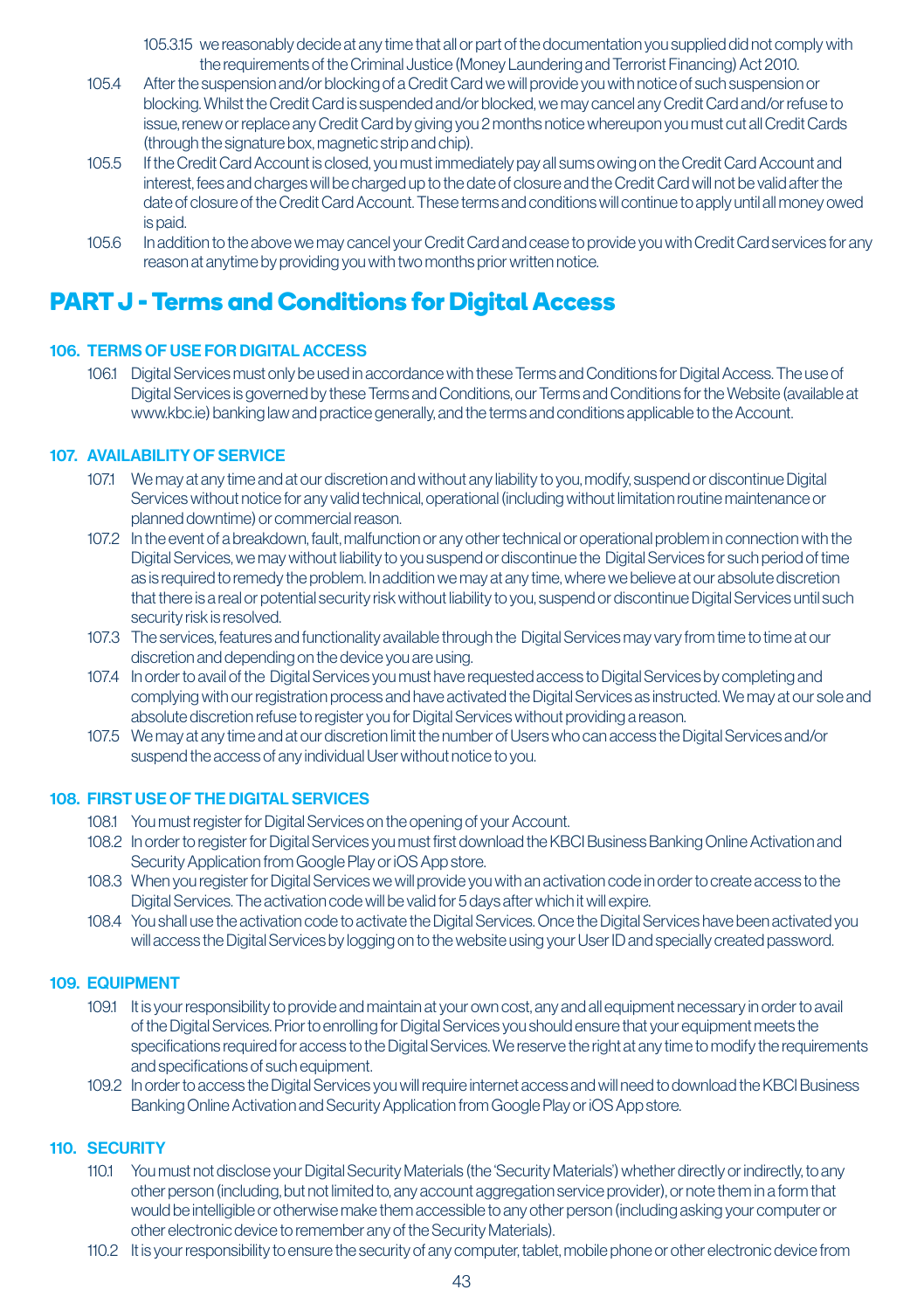105.3.15 we reasonably decide at any time that all or part of the documentation you supplied did not comply with the requirements of the Criminal Justice (Money Laundering and Terrorist Financing) Act 2010.

105.4 After the suspension and/or blocking of a Credit Card we will provide you with notice of such suspension or blocking. Whilst the Credit Card is suspended and/or blocked, we may cancel any Credit Card and/or refuse to issue, renew or replace any Credit Card by giving you 2 months notice whereupon you must cut all Credit Cards (through the signature box, magnetic strip and chip).

105.5 If the Credit Card Account is closed, you must immediately pay all sums owing on the Credit Card Account and interest, fees and charges will be charged up to the date of closure and the Credit Card will not be valid after the date of closure of the Credit Card Account. These terms and conditions will continue to apply until all money owed is paid.

105.6 In addition to the above we may cancel your Credit Card and cease to provide you with Credit Card services for any reason at anytime by providing you with two months prior written notice.

# PART J - Terms and Conditions for Digital Access

## 106. TERMS OF USE FOR DIGITAL ACCESS

106.1 Digital Services must only be used in accordance with these Terms and Conditions for Digital Access. The use of Digital Services is governed by these Terms and Conditions, our Terms and Conditions for the Website (available at www.kbc.ie) banking law and practice generally, and the terms and conditions applicable to the Account.

## 107. AVAILABILITY OF SERVICE

107.1 We may at any time and at our discretion and without any liability to you, modify, suspend or discontinue Digital Services without notice for any valid technical, operational (including without limitation routine maintenance or planned downtime) or commercial reason.

107.2 In the event of a breakdown, fault, malfunction or any other technical or operational problem in connection with the Digital Services, we may without liability to you suspend or discontinue the Digital Services for such period of time as is required to remedy the problem. In addition we may at any time, where we believe at our absolute discretion that there is a real or potential security risk without liability to you, suspend or discontinue Digital Services until such security risk is resolved.

107.3 The services, features and functionality available through the Digital Services may vary from time to time at our discretion and depending on the device you are using.

107.4 In order to avail of the Digital Services you must have requested access to Digital Services by completing and complying with our registration process and have activated the Digital Services as instructed. We may at our sole and absolute discretion refuse to register you for Digital Services without providing a reason.

107.5 We may at any time and at our discretion limit the number of Users who can access the Digital Services and/or suspend the access of any individual User without notice to you.

## 108. FIRST USE OF THE DIGITAL SERVICES

108.1 You must register for Digital Services on the opening of your Account.

108.2 In order to register for Digital Services you must first download the KBCI Business Banking Online Activation and Security Application from Google Play or iOS App store.

108.3 When you register for Digital Services we will provide you with an activation code in order to create access to the Digital Services. The activation code will be valid for 5 days after which it will expire.

108.4 You shall use the activation code to activate the Digital Services. Once the Digital Services have been activated you will access the Digital Services by logging on to the website using your User ID and specially created password.

## 109. EQUIPMENT

109.1 It is your responsibility to provide and maintain at your own cost, any and all equipment necessary in order to avail of the Digital Services. Prior to enrolling for Digital Services you should ensure that your equipment meets the specifications required for access to the Digital Services. We reserve the right at any time to modify the requirements and specifications of such equipment.

109.2 In order to access the Digital Services you will require internet access and will need to download the KBCI Business Banking Online Activation and Security Application from Google Play or iOS App store.

## 110. SECURITY

110.1 You must not disclose your Digital Security Materials (the 'Security Materials') whether directly or indirectly, to any other person (including, but not limited to, any account aggregation service provider), or note them in a form that would be intelligible or otherwise make them accessible to any other person (including asking your computer or other electronic device to remember any of the Security Materials).

110.2 It is your responsibility to ensure the security of any computer, tablet, mobile phone or other electronic device from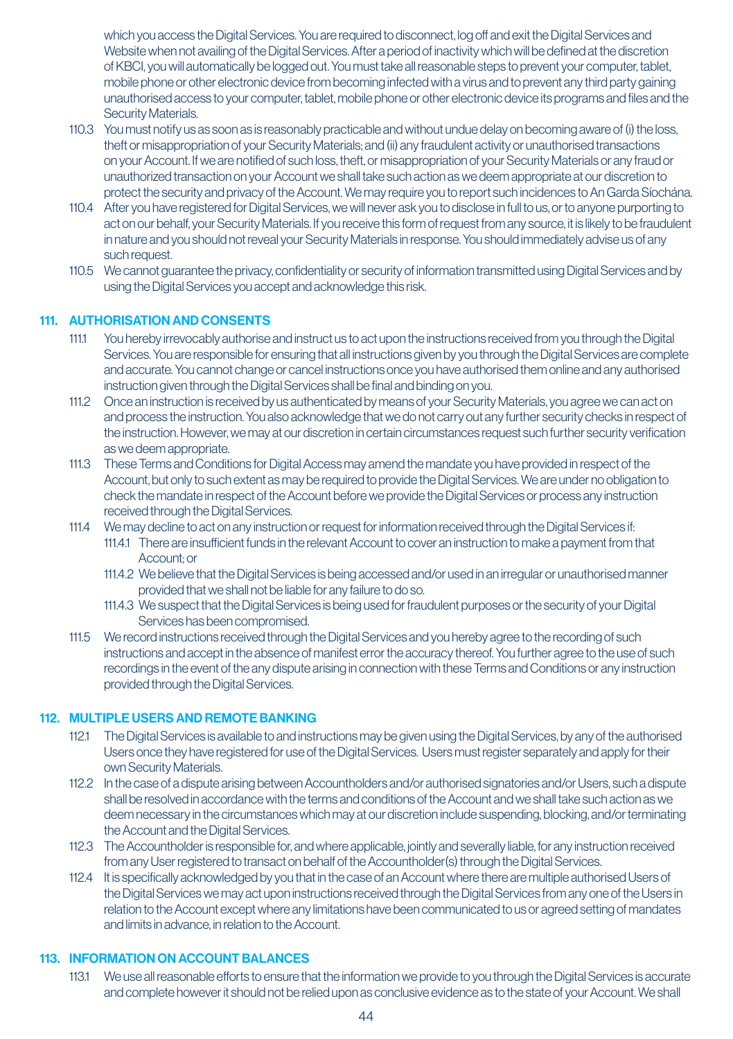which you access the Digital Services. You are required to disconnect, log off and exit the Digital Services and Website when not availing of the Digital Services. After a period of inactivity which will be defined at the discretion of KBCI, you will automatically be logged out. You must take all reasonable steps to prevent your computer, tablet, mobile phone or other electronic device from becoming infected with a virus and to prevent any third party gaining unauthorised access to your computer, tablet, mobile phone or other electronic device its programs and files and the Security Materials.

110.3 You must notify us as soon as is reasonably practicable and without undue delay on becoming aware of (i) the loss, theft or misappropriation of your Security Materials; and (ii) any fraudulent activity or unauthorised transactions on your Account. If we are notified of such loss, theft, or misappropriation of your Security Materials or any fraud or unauthorized transaction on your Account we shall take such action as we deem appropriate at our discretion to protect the security and privacy of the Account. We may require you to report such incidences to An Garda Síochána.

110.4 After you have registered for Digital Services, we will never ask you to disclose in full to us, or to anyone purporting to act on our behalf, your Security Materials. If you receive this form of request from any source, it is likely to be fraudulent in nature and you should not reveal your Security Materials in response. You should immediately advise us of any such request.

110.5 We cannot guarantee the privacy, confidentiality or security of information transmitted using Digital Services and by using the Digital Services you accept and acknowledge this risk.

## 111. AUTHORISATION AND CONSENTS

111.1 You hereby irrevocably authorise and instruct us to act upon the instructions received from you through the Digital Services. You are responsible for ensuring that all instructions given by you through the Digital Services are complete and accurate. You cannot change or cancel instructions once you have authorised them online and any authorised instruction given through the Digital Services shall be final and binding on you.

111.2 Once an instruction is received by us authenticated by means of your Security Materials, you agree we can act on and process the instruction. You also acknowledge that we do not carry out any further security checks in respect of the instruction. However, we may at our discretion in certain circumstances request such further security verification as we deem appropriate.

111.3 These Terms and Conditions for Digital Access may amend the mandate you have provided in respect of the Account, but only to such extent as may be required to provide the Digital Services. We are under no obligation to check the mandate in respect of the Account before we provide the Digital Services or process any instruction received through the Digital Services.

111.4 We may decline to act on any instruction or request for information received through the Digital Services if:

- 111.4.1 There are insufficient funds in the relevant Account to cover an instruction to make a payment from that Account; or
- 111.4.2 We believe that the Digital Services is being accessed and/or used in an irregular or unauthorised manner provided that we shall not be liable for any failure to do so.
- 111.4.3 We suspect that the Digital Services is being used for fraudulent purposes or the security of your Digital Services has been compromised.

111.5 We record instructions received through the Digital Services and you hereby agree to the recording of such instructions and accept in the absence of manifest error the accuracy thereof. You further agree to the use of such recordings in the event of the any dispute arising in connection with these Terms and Conditions or any instruction provided through the Digital Services.

## 112. MULTIPLE USERS AND REMOTE BANKING

112.1 The Digital Services is available to and instructions may be given using the Digital Services, by any of the authorised Users once they have registered for use of the Digital Services. Users must register separately and apply for their own Security Materials.

112.2 In the case of a dispute arising between Accountholders and/or authorised signatories and/or Users, such a dispute shall be resolved in accordance with the terms and conditions of the Account and we shall take such action as we deem necessary in the circumstances which may at our discretion include suspending, blocking, and/or terminating the Account and the Digital Services.

112.3 The Accountholder is responsible for, and where applicable, jointly and severally liable, for any instruction received from any User registered to transact on behalf of the Accountholder(s) through the Digital Services.

112.4 It is specifically acknowledged by you that in the case of an Account where there are multiple authorised Users of the Digital Services we may act upon instructions received through the Digital Services from any one of the Users in relation to the Account except where any limitations have been communicated to us or agreed setting of mandates and limits in advance, in relation to the Account.

## 113. INFORMATION ON ACCOUNT BALANCES

113.1 We use all reasonable efforts to ensure that the information we provide to you through the Digital Services is accurate and complete however it should not be relied upon as conclusive evidence as to the state of your Account. We shall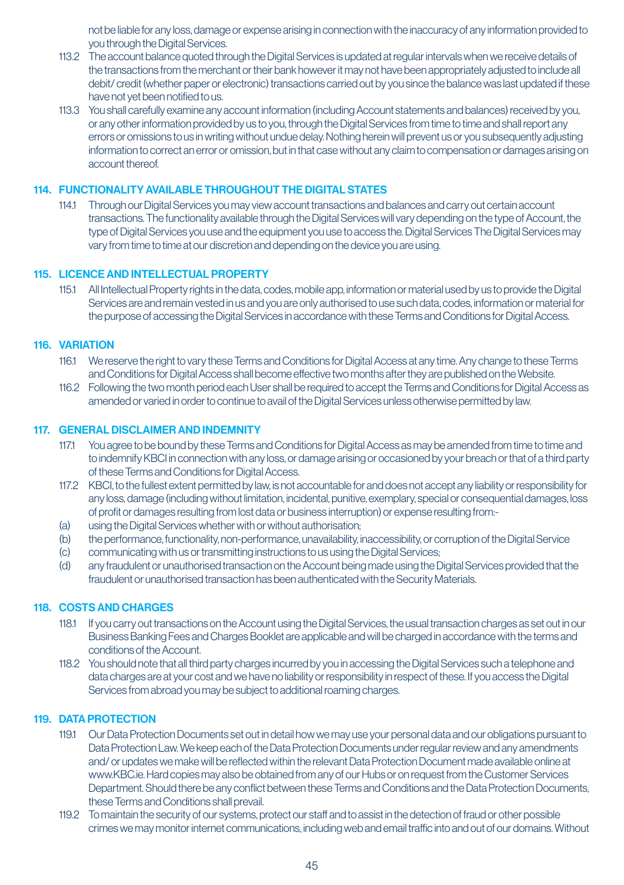not be liable for any loss, damage or expense arising in connection with the inaccuracy of any information provided to you through the Digital Services.

113.2 The account balance quoted through the Digital Services is updated at regular intervals when we receive details of the transactions from the merchant or their bank however it may not have been appropriately adjusted to include all debit/ credit (whether paper or electronic) transactions carried out by you since the balance was last updated if these have not yet been notified to us.

113.3 You shall carefully examine any account information (including Account statements and balances) received by you, or any other information provided by us to you, through the Digital Services from time to time and shall report any errors or omissions to us in writing without undue delay. Nothing herein will prevent us or you subsequently adjusting information to correct an error or omission, but in that case without any claim to compensation or damages arising on account thereof.

## 114. FUNCTIONALITY AVAILABLE THROUGHOUT THE DIGITAL STATES

114.1 Through our Digital Services you may view account transactions and balances and carry out certain account transactions. The functionality available through the Digital Services will vary depending on the type of Account, the type of Digital Services you use and the equipment you use to access the. Digital Services The Digital Services may vary from time to time at our discretion and depending on the device you are using.

## 115. LICENCE AND INTELLECTUAL PROPERTY

115.1 All Intellectual Property rights in the data, codes, mobile app, information or material used by us to provide the Digital Services are and remain vested in us and you are only authorised to use such data, codes, information or material for the purpose of accessing the Digital Services in accordance with these Terms and Conditions for Digital Access.

## 116. VARIATION

116.1 We reserve the right to vary these Terms and Conditions for Digital Access at any time. Any change to these Terms and Conditions for Digital Access shall become effective two months after they are published on the Website.

116.2 Following the two month period each User shall be required to accept the Terms and Conditions for Digital Access as amended or varied in order to continue to avail of the Digital Services unless otherwise permitted by law.

## 117. GENERAL DISCLAIMER AND INDEMNITY

117.1 You agree to be bound by these Terms and Conditions for Digital Access as may be amended from time to time and to indemnify KBCI in connection with any loss, or damage arising or occasioned by your breach or that of a third party of these Terms and Conditions for Digital Access.

117.2 KBCI, to the fullest extent permitted by law, is not accountable for and does not accept any liability or responsibility for any loss, damage (including without limitation, incidental, punitive, exemplary, special or consequential damages, loss of profit or damages resulting from lost data or business interruption) or expense resulting from:-

(a) using the Digital Services whether with or without authorisation;

(b) the performance, functionality, non-performance, unavailability, inaccessibility, or corruption of the Digital Service

(c) communicating with us or transmitting instructions to us using the Digital Services;

(d) any fraudulent or unauthorised transaction on the Account being made using the Digital Services provided that the fraudulent or unauthorised transaction has been authenticated with the Security Materials.

## 118. COSTS AND CHARGES

118.1 If you carry out transactions on the Account using the Digital Services, the usual transaction charges as set out in our Business Banking Fees and Charges Booklet are applicable and will be charged in accordance with the terms and conditions of the Account.

118.2 You should note that all third party charges incurred by you in accessing the Digital Services such a telephone and data charges are at your cost and we have no liability or responsibility in respect of these. If you access the Digital Services from abroad you may be subject to additional roaming charges.

## 119. DATA PROTECTION

119.1 Our Data Protection Documents set out in detail how we may use your personal data and our obligations pursuant to Data Protection Law. We keep each of the Data Protection Documents under regular review and any amendments and/ or updates we make will be reflected within the relevant Data Protection Document made available online at www.KBC.ie. Hard copies may also be obtained from any of our Hubs or on request from the Customer Services Department. Should there be any conflict between these Terms and Conditions and the Data Protection Documents, these Terms and Conditions shall prevail.

119.2 To maintain the security of our systems, protect our staff and to assist in the detection of fraud or other possible crimes we may monitor internet communications, including web and email traffic into and out of our domains. Without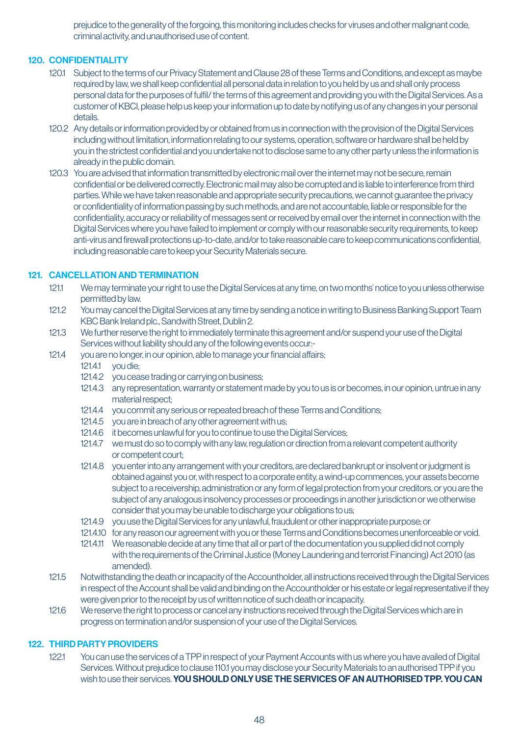prejudice to the generality of the forgoing, this monitoring includes checks for viruses and other malignant code, criminal activity, and unauthorised use of content.

## 120. CONFIDENTIALITY

120.1 Subject to the terms of our Privacy Statement and Clause 28 of these Terms and Conditions, and except as may be required by law, we shall keep confidential all personal data in relation to you held by us and shall only process personal data for the purposes of fulfil/ the terms of this agreement and providing you with the Digital Services. As a customer of KBCI, please help us keep your information up to date by notifying us of any changes in your personal details.

120.2 Any details or information provided by or obtained from us in connection with the provision of the Digital Services including without limitation, information relating to our systems, operation, software or hardware shall be held by you in the strictest confidential and you undertake not to disclose same to any other party unless the information is already in the public domain.

120.3 You are advised that information transmitted by electronic mail over the internet may not be secure, remain confidential or be delivered correctly. Electronic mail may also be corrupted and is liable to interference from third parties. While we have taken reasonable and appropriate security precautions, we cannot guarantee the privacy or confidentiality of information passing by such methods, and are not accountable, liable or responsible for the confidentiality, accuracy or reliability of messages sent or received by email over the internet in connection with the Digital Services where you have failed to implement or comply with our reasonable security requirements, to keep anti-virus and firewall protections up-to-date, and/or to take reasonable care to keep communications confidential, including reasonable care to keep your Security Materials secure.

## 121. CANCELLATION AND TERMINATION

121.1 We may terminate your right to use the Digital Services at any time, on two months' notice to you unless otherwise permitted by law.

121.2 You may cancel the Digital Services at any time by sending a notice in writing to Business Banking Support Team KBC Bank Ireland plc., Sandwith Street, Dublin 2.

121.3 We further reserve the right to immediately terminate this agreement and/or suspend your use of the Digital Services without liability should any of the following events occur:-

121.4 you are no longer, in our opinion, able to manage your financial affairs;

- 121.4.1 you die;
- 121.4.2 you cease trading or carrying on business;
- 121.4.3 any representation, warranty or statement made by you to us is or becomes, in our opinion, untrue in any material respect;
- 121.4.4 you commit any serious or repeated breach of these Terms and Conditions;
- 121.4.5 you are in breach of any other agreement with us;
- 121.4.6 it becomes unlawful for you to continue to use the Digital Services;
- 121.4.7 we must do so to comply with any law, regulation or direction from a relevant competent authority or competent court;
- 121.4.8 you enter into any arrangement with your creditors, are declared bankrupt or insolvent or judgment is obtained against you or, with respect to a corporate entity, a wind-up commences, your assets become subject to a receivership, administration or any form of legal protection from your creditors, or you are the subject of any analogous insolvency processes or proceedings in another jurisdiction or we otherwise consider that you may be unable to discharge your obligations to us;
- 121.4.9 you use the Digital Services for any unlawful, fraudulent or other inappropriate purpose; or
- 121.4.10 for any reason our agreement with you or these Terms and Conditions becomes unenforceable or void.
- 121.4.11 We reasonable decide at any time that all or part of the documentation you supplied did not comply with the requirements of the Criminal Justice (Money Laundering and terrorist Financing) Act 2010 (as amended).

121.5 Notwithstanding the death or incapacity of the Accountholder, all instructions received through the Digital Services in respect of the Account shall be valid and binding on the Accountholder or his estate or legal representative if they were given prior to the receipt by us of written notice of such death or incapacity.

121.6 We reserve the right to process or cancel any instructions received through the Digital Services which are in progress on termination and/or suspension of your use of the Digital Services.

## 122. THIRD PARTY PROVIDERS

122.1 You can use the services of a TPP in respect of your Payment Accounts with us where you have availed of Digital Services. Without prejudice to clause 110.1 you may disclose your Security Materials to an authorised TPP if you wish to use their services. **YOU SHOULD ONLY USE THE SERVICES OF AN AUTHORISED TPP. YOU CAN**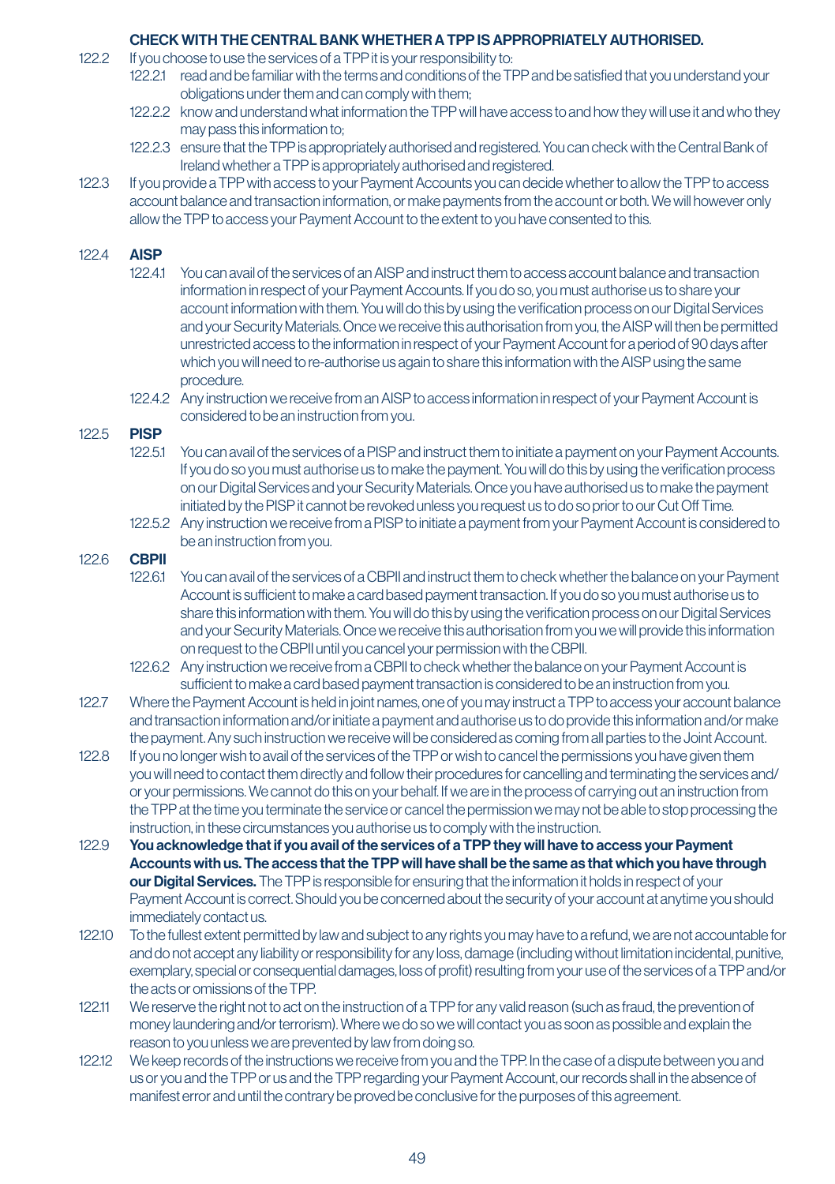**CHECK WITH THE CENTRAL BANK WHETHER A TPP IS APPROPRIATELY AUTHORISED.**

122.2 If you choose to use the services of a TPP it is your responsibility to:

122.2.1 read and be familiar with the terms and conditions of the TPP and be satisfied that you understand your obligations under them and can comply with them;

122.2.2 know and understand what information the TPP will have access to and how they will use it and who they may pass this information to;

122.2.3 ensure that the TPP is appropriately authorised and registered. You can check with the Central Bank of Ireland whether a TPP is appropriately authorised and registered.

122.3 If you provide a TPP with access to your Payment Accounts you can decide whether to allow the TPP to access account balance and transaction information, or make payments from the account or both. We will however only allow the TPP to access your Payment Account to the extent to you have consented to this.

122.4 **AISP**

122.4.1 You can avail of the services of an AISP and instruct them to access account balance and transaction information in respect of your Payment Accounts. If you do so, you must authorise us to share your account information with them. You will do this by using the verification process on our Digital Services and your Security Materials. Once we receive this authorisation from you, the AISP will then be permitted unrestricted access to the information in respect of your Payment Account for a period of 90 days after which you will need to re-authorise us again to share this information with the AISP using the same procedure.

122.4.2 Any instruction we receive from an AISP to access information in respect of your Payment Account is considered to be an instruction from you.

122.5 **PISP**

122.5.1 You can avail of the services of a PISP and instruct them to initiate a payment on your Payment Accounts. If you do so you must authorise us to make the payment. You will do this by using the verification process on our Digital Services and your Security Materials. Once you have authorised us to make the payment initiated by the PISP it cannot be revoked unless you request us to do so prior to our Cut Off Time.

122.5.2 Any instruction we receive from a PISP to initiate a payment from your Payment Account is considered to be an instruction from you.

122.6 **CBPII**

122.6.1 You can avail of the services of a CBPII and instruct them to check whether the balance on your Payment Account is sufficient to make a card based payment transaction. If you do so you must authorise us to share this information with them. You will do this by using the verification process on our Digital Services and your Security Materials. Once we receive this authorisation from you we will provide this information on request to the CBPII until you cancel your permission with the CBPII.

122.6.2 Any instruction we receive from a CBPII to check whether the balance on your Payment Account is sufficient to make a card based payment transaction is considered to be an instruction from you.

122.7 Where the Payment Account is held in joint names, one of you may instruct a TPP to access your account balance and transaction information and/or initiate a payment and authorise us to do provide this information and/or make the payment. Any such instruction we receive will be considered as coming from all parties to the Joint Account.

122.8 If you no longer wish to avail of the services of the TPP or wish to cancel the permissions you have given them you will need to contact them directly and follow their procedures for cancelling and terminating the services and/or your permissions. We cannot do this on your behalf. If we are in the process of carrying out an instruction from the TPP at the time you terminate the service or cancel the permission we may not be able to stop processing the instruction, in these circumstances you authorise us to comply with the instruction.

122.9 **You acknowledge that if you avail of the services of a TPP they will have to access your Payment Accounts with us. The access that the TPP will have shall be the same as that which you have through our Digital Services.** The TPP is responsible for ensuring that the information it holds in respect of your Payment Account is correct. Should you be concerned about the security of your account at anytime you should immediately contact us.

122.10 To the fullest extent permitted by law and subject to any rights you may have to a refund, we are not accountable for and do not accept any liability or responsibility for any loss, damage (including without limitation incidental, punitive, exemplary, special or consequential damages, loss of profit) resulting from your use of the services of a TPP and/or the acts or omissions of the TPP.

122.11 We reserve the right not to act on the instruction of a TPP for any valid reason (such as fraud, the prevention of money laundering and/or terrorism). Where we do so we will contact you as soon as possible and explain the reason to you unless we are prevented by law from doing so.

122.12 We keep records of the instructions we receive from you and the TPP. In the case of a dispute between you and us or you and the TPP or us and the TPP regarding your Payment Account, our records shall in the absence of manifest error and until the contrary be proved be conclusive for the purposes of this agreement.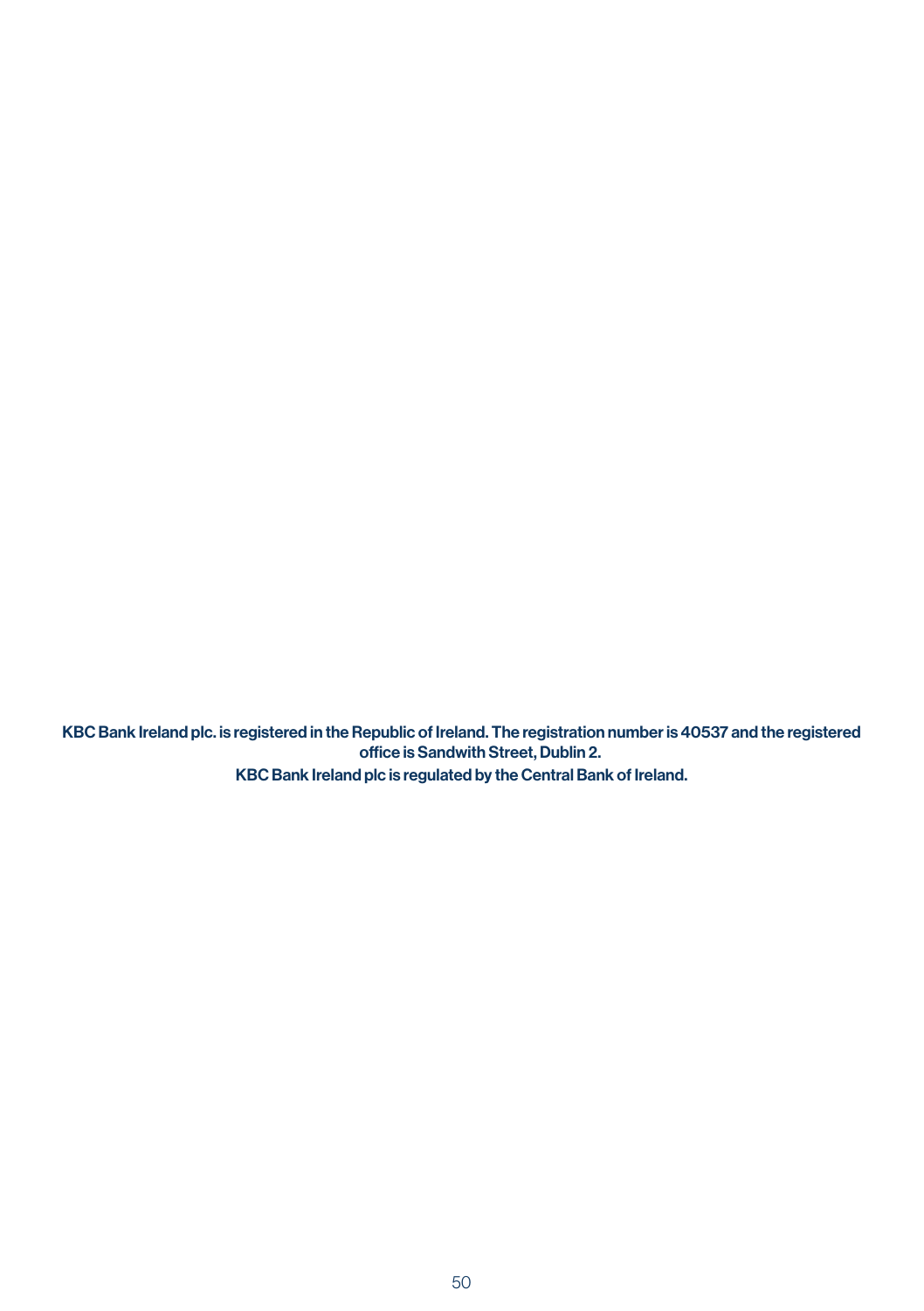**KBC Bank Ireland plc. is registered in the Republic of Ireland. The registration number is 40537 and the registered office is Sandwith Street, Dublin 2.**

**KBC Bank Ireland plc is regulated by the Central Bank of Ireland.**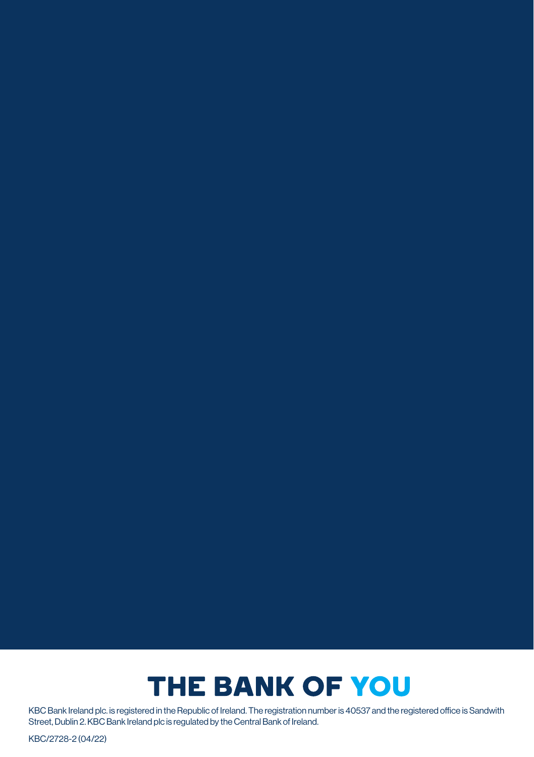# THE BANK OF YOU

KBC Bank Ireland plc. is registered in the Republic of Ireland. The registration number is 40537 and the registered office is Sandwith Street, Dublin 2. KBC Bank Ireland plc is regulated by the Central Bank of Ireland.

KBC/2728-2 (04/22)